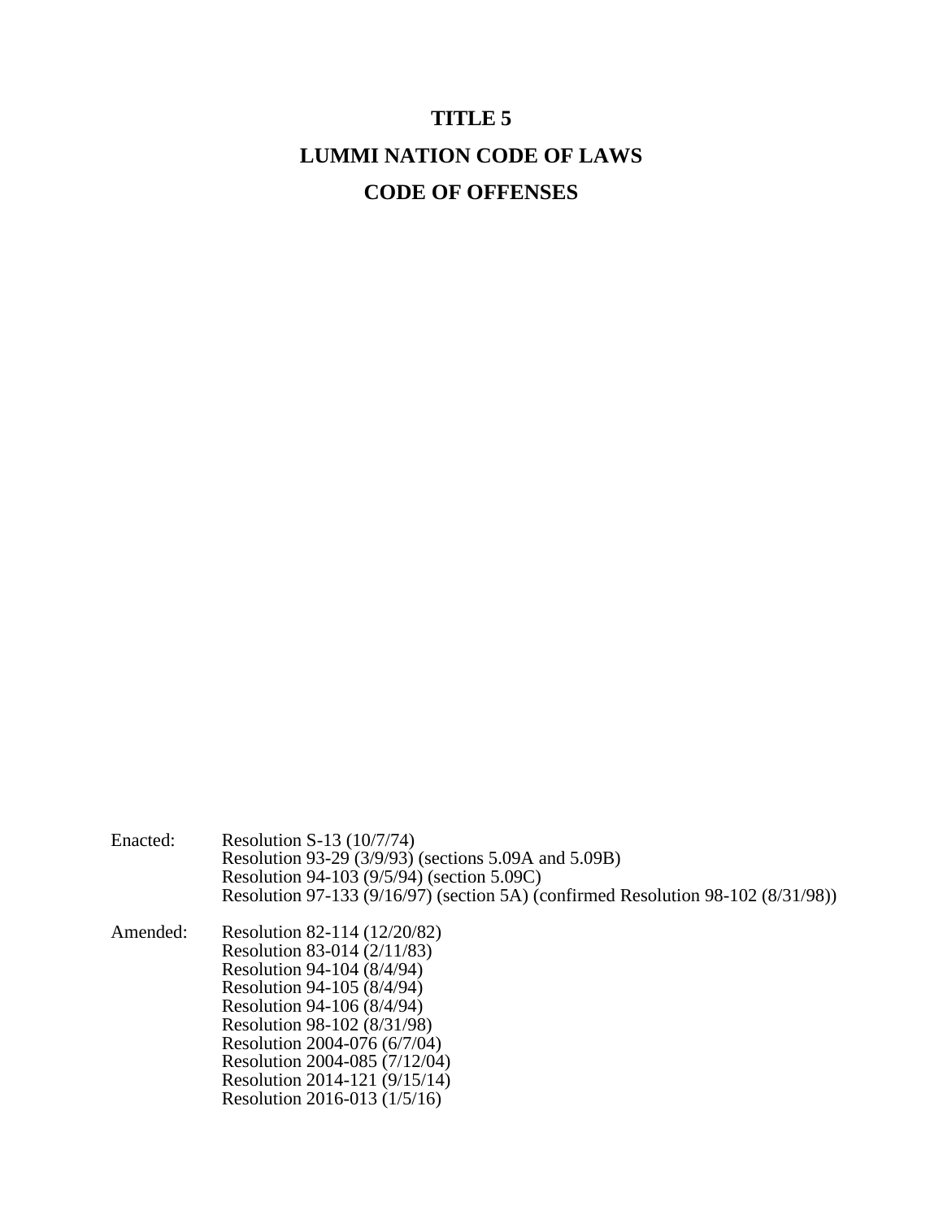# TITLE 5

# LUMMI NATION CODE OF LAWS

# CODE OF OFFENSES

Enacted: Resolution S-13 (10/7/74)
Resolution 93-29 (3/9/93) (sections 5.09A and 5.09B)
Resolution 94-103 (9/5/94) (section 5.09C)
Resolution 97-133 (9/16/97) (section 5A) (confirmed Resolution 98-102 (8/31/98))

Amended: Resolution 82-114 (12/20/82)
Resolution 83-014 (2/11/83)
Resolution 94-104 (8/4/94)
Resolution 94-105 (8/4/94)
Resolution 94-106 (8/4/94)
Resolution 98-102 (8/31/98)
Resolution 2004-076 (6/7/04)
Resolution 2004-085 (7/12/04)
Resolution 2014-121 (9/15/14)
Resolution 2016-013 (1/5/16)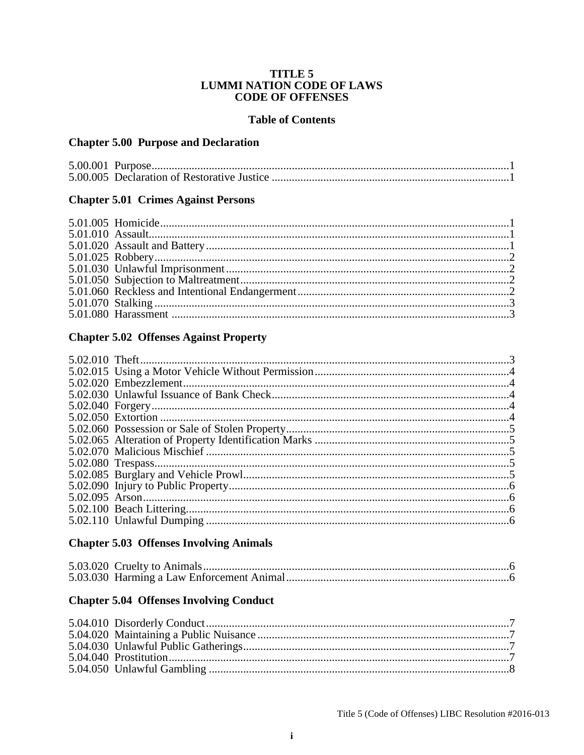# TITLE 5
# LUMMI NATION CODE OF LAWS
# CODE OF OFFENSES

## Table of Contents

### Chapter 5.00 Purpose and Declaration

5.00.001 Purpose....1
5.00.005 Declaration of Restorative Justice....1

### Chapter 5.01 Crimes Against Persons

5.01.005 Homicide....1
5.01.010 Assault....1
5.01.020 Assault and Battery....1
5.01.025 Robbery....2
5.01.030 Unlawful Imprisonment....2
5.01.050 Subjection to Maltreatment....2
5.01.060 Reckless and Intentional Endangerment....2
5.01.070 Stalking....3
5.01.080 Harassment....3

### Chapter 5.02 Offenses Against Property

5.02.010 Theft....3
5.02.015 Using a Motor Vehicle Without Permission....4
5.02.020 Embezzlement....4
5.02.030 Unlawful Issuance of Bank Check....4
5.02.040 Forgery....4
5.02.050 Extortion....4
5.02.060 Possession or Sale of Stolen Property....5
5.02.065 Alteration of Property Identification Marks....5
5.02.070 Malicious Mischief....5
5.02.080 Trespass....5
5.02.085 Burglary and Vehicle Prowl....5
5.02.090 Injury to Public Property....6
5.02.095 Arson....6
5.02.100 Beach Littering....6
5.02.110 Unlawful Dumping....6

### Chapter 5.03 Offenses Involving Animals

5.03.020 Cruelty to Animals....6
5.03.030 Harming a Law Enforcement Animal....6

### Chapter 5.04 Offenses Involving Conduct

5.04.010 Disorderly Conduct....7
5.04.020 Maintaining a Public Nuisance....7
5.04.030 Unlawful Public Gatherings....7
5.04.040 Prostitution....7
5.04.050 Unlawful Gambling....8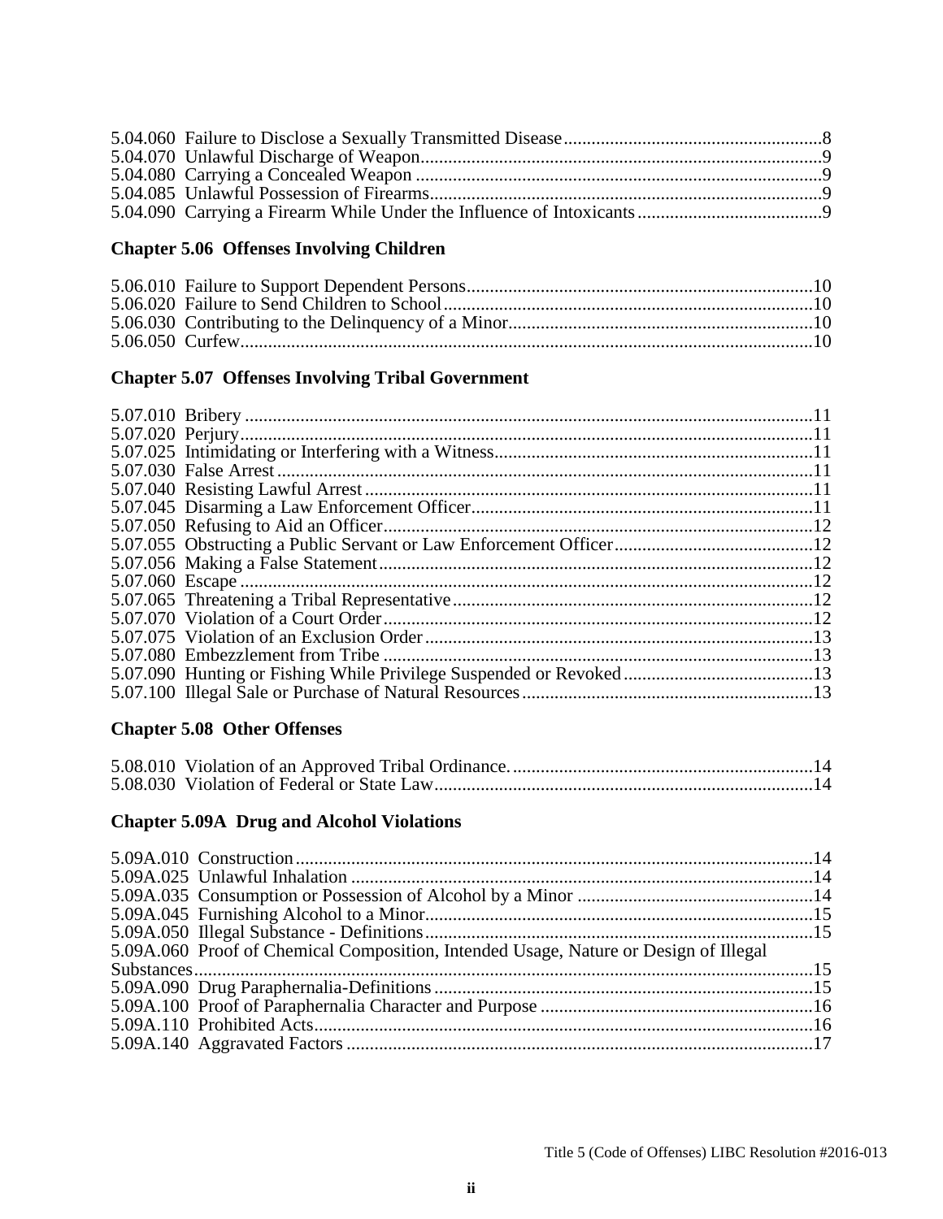5.04.060 Failure to Disclose a Sexually Transmitted Disease ........ 8
5.04.070 Unlawful Discharge of Weapon ........ 9
5.04.080 Carrying a Concealed Weapon ........ 9
5.04.085 Unlawful Possession of Firearms ........ 9
5.04.090 Carrying a Firearm While Under the Influence of Intoxicants ........ 9

### Chapter 5.06 Offenses Involving Children

5.06.010 Failure to Support Dependent Persons ........ 10
5.06.020 Failure to Send Children to School ........ 10
5.06.030 Contributing to the Delinquency of a Minor ........ 10
5.06.050 Curfew ........ 10

### Chapter 5.07 Offenses Involving Tribal Government

5.07.010 Bribery ........ 11
5.07.020 Perjury ........ 11
5.07.025 Intimidating or Interfering with a Witness ........ 11
5.07.030 False Arrest ........ 11
5.07.040 Resisting Lawful Arrest ........ 11
5.07.045 Disarming a Law Enforcement Officer ........ 11
5.07.050 Refusing to Aid an Officer ........ 12
5.07.055 Obstructing a Public Servant or Law Enforcement Officer ........ 12
5.07.056 Making a False Statement ........ 12
5.07.060 Escape ........ 12
5.07.065 Threatening a Tribal Representative ........ 12
5.07.070 Violation of a Court Order ........ 12
5.07.075 Violation of an Exclusion Order ........ 13
5.07.080 Embezzlement from Tribe ........ 13
5.07.090 Hunting or Fishing While Privilege Suspended or Revoked ........ 13
5.07.100 Illegal Sale or Purchase of Natural Resources ........ 13

### Chapter 5.08 Other Offenses

5.08.010 Violation of an Approved Tribal Ordinance. ........ 14
5.08.030 Violation of Federal or State Law ........ 14

### Chapter 5.09A Drug and Alcohol Violations

5.09A.010 Construction ........ 14
5.09A.025 Unlawful Inhalation ........ 14
5.09A.035 Consumption or Possession of Alcohol by a Minor ........ 14
5.09A.045 Furnishing Alcohol to a Minor ........ 15
5.09A.050 Illegal Substance - Definitions ........ 15
5.09A.060 Proof of Chemical Composition, Intended Usage, Nature or Design of Illegal Substances ........ 15
5.09A.090 Drug Paraphernalia-Definitions ........ 15
5.09A.100 Proof of Paraphernalia Character and Purpose ........ 16
5.09A.110 Prohibited Acts ........ 16
5.09A.140 Aggravated Factors ........ 17

Title 5 (Code of Offenses) LIBC Resolution #2016-013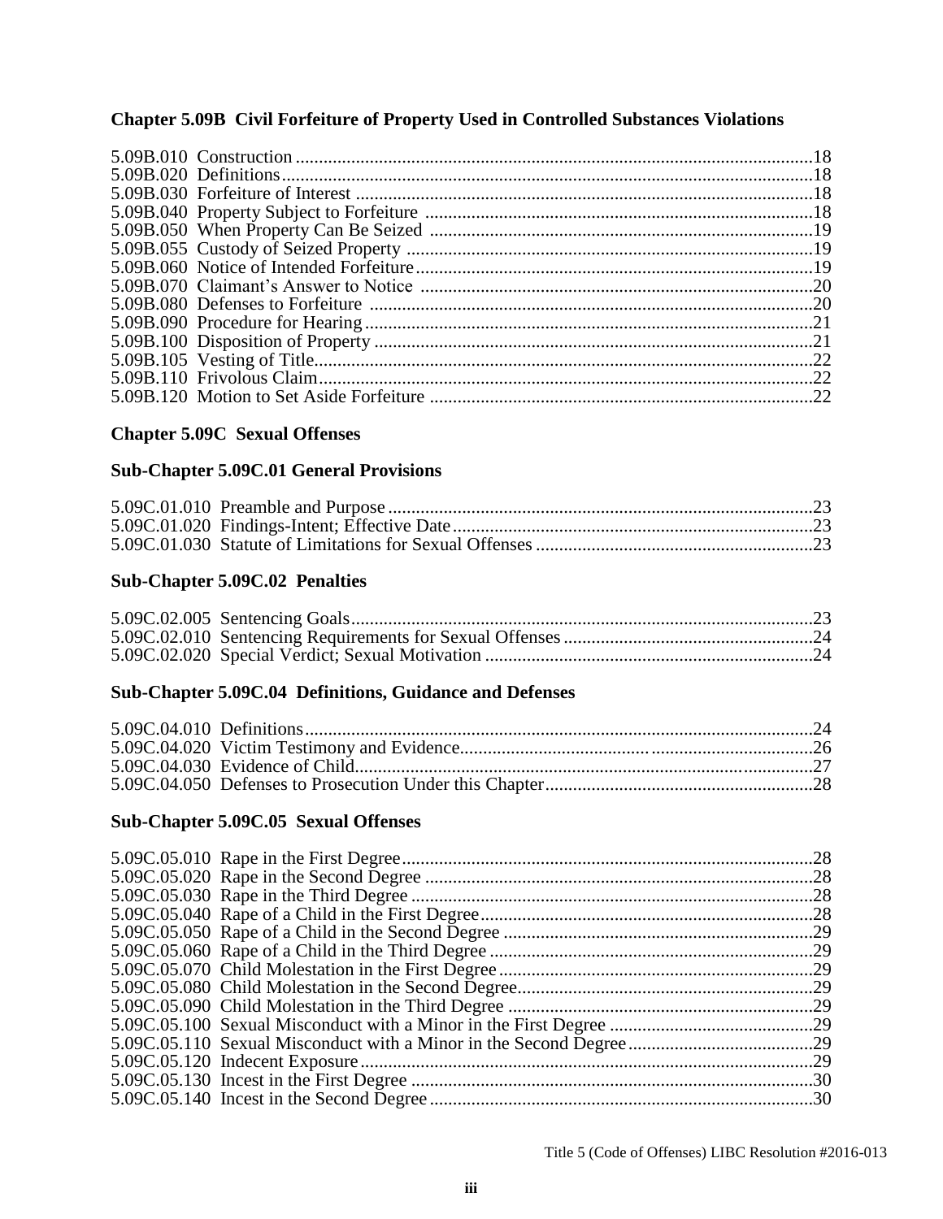**Chapter 5.09B Civil Forfeiture of Property Used in Controlled Substances Violations**

5.09B.010 Construction ........................................................................................................18
5.09B.020 Definitions...........................................................................................................18
5.09B.030 Forfeiture of Interest ..........................................................................................18
5.09B.040 Property Subject to Forfeiture ............................................................................18
5.09B.050 When Property Can Be Seized ..........................................................................19
5.09B.055 Custody of Seized Property ...............................................................................19
5.09B.060 Notice of Intended Forfeiture.............................................................................19
5.09B.070 Claimant's Answer to Notice .............................................................................20
5.09B.080 Defenses to Forfeiture .......................................................................................20
5.09B.090 Procedure for Hearing........................................................................................21
5.09B.100 Disposition of Property ......................................................................................21
5.09B.105 Vesting of Title...................................................................................................22
5.09B.110 Frivolous Claim..................................................................................................22
5.09B.120 Motion to Set Aside Forfeiture ..........................................................................22

**Chapter 5.09C Sexual Offenses**

**Sub-Chapter 5.09C.01 General Provisions**

5.09C.01.010 Preamble and Purpose ...................................................................................23
5.09C.01.020 Findings-Intent; Effective Date.....................................................................23
5.09C.01.030 Statute of Limitations for Sexual Offenses ...................................................23

**Sub-Chapter 5.09C.02 Penalties**

5.09C.02.005 Sentencing Goals...........................................................................................23
5.09C.02.010 Sentencing Requirements for Sexual Offenses .............................................24
5.09C.02.020 Special Verdict; Sexual Motivation ..............................................................24

**Sub-Chapter 5.09C.04 Definitions, Guidance and Defenses**

5.09C.04.010 Definitions.....................................................................................................24
5.09C.04.020 Victim Testimony and Evidence...................................................................26
5.09C.04.030 Evidence of Child..........................................................................................27
5.09C.04.050 Defenses to Prosecution Under this Chapter.................................................28

**Sub-Chapter 5.09C.05 Sexual Offenses**

5.09C.05.010 Rape in the First Degree................................................................................28
5.09C.05.020 Rape in the Second Degree ...........................................................................28
5.09C.05.030 Rape in the Third Degree ..............................................................................28
5.09C.05.040 Rape of a Child in the First Degree...............................................................28
5.09C.05.050 Rape of a Child in the Second Degree ..........................................................29
5.09C.05.060 Rape of a Child in the Third Degree .............................................................29
5.09C.05.070 Child Molestation in the First Degree...........................................................29
5.09C.05.080 Child Molestation in the Second Degree.......................................................29
5.09C.05.090 Child Molestation in the Third Degree .........................................................29
5.09C.05.100 Sexual Misconduct with a Minor in the First Degree ...................................29
5.09C.05.110 Sexual Misconduct with a Minor in the Second Degree...............................29
5.09C.05.120 Indecent Exposure.........................................................................................29
5.09C.05.130 Incest in the First Degree ..............................................................................30
5.09C.05.140 Incest in the Second Degree ..........................................................................30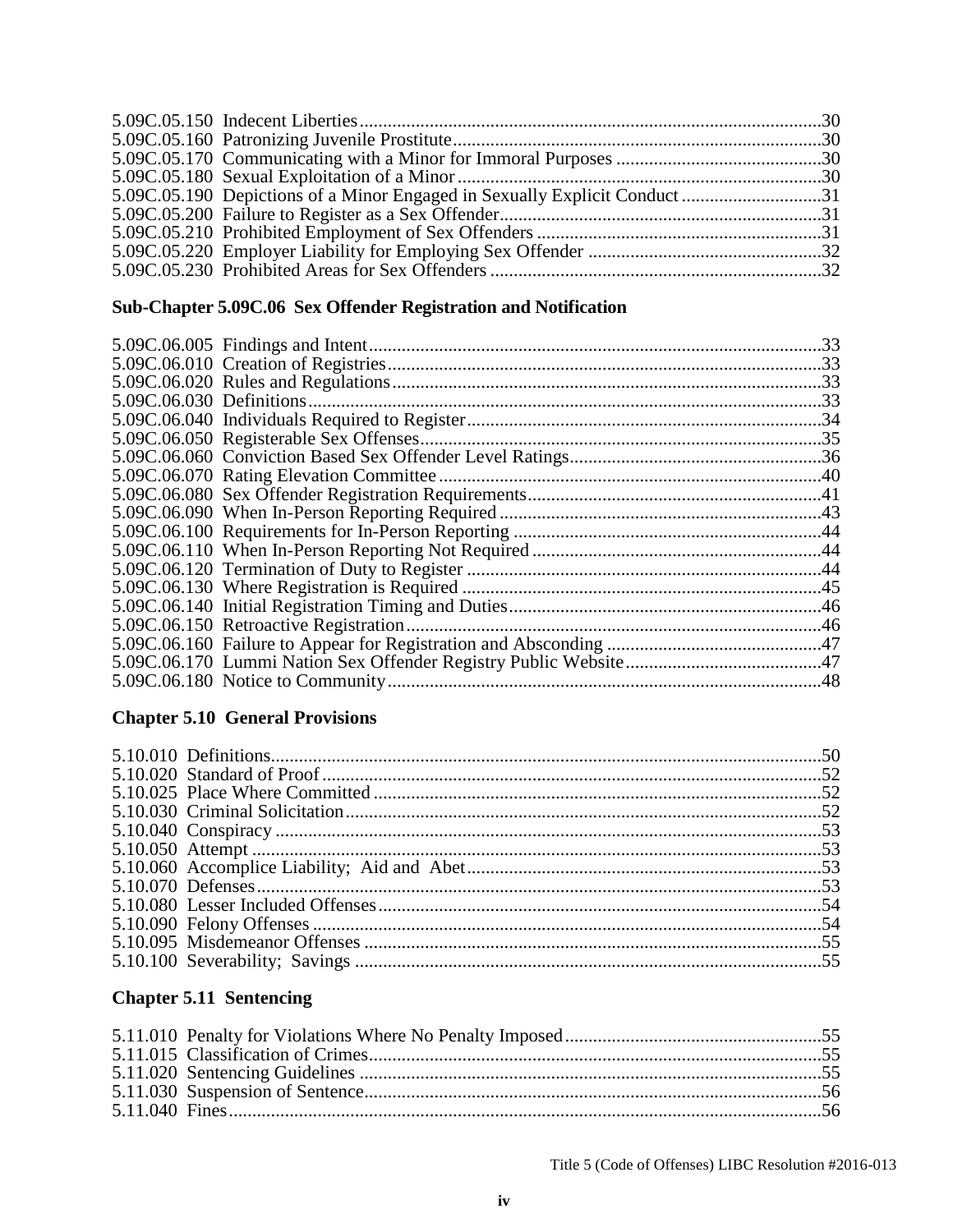5.09C.05.150 Indecent Liberties....................................................................................................30
5.09C.05.160 Patronizing Juvenile Prostitute..............................................................................30
5.09C.05.170 Communicating with a Minor for Immoral Purposes ............................................30
5.09C.05.180 Sexual Exploitation of a Minor..............................................................................30
5.09C.05.190 Depictions of a Minor Engaged in Sexually Explicit Conduct ..............................31
5.09C.05.200 Failure to Register as a Sex Offender.....................................................................31
5.09C.05.210 Prohibited Employment of Sex Offenders .............................................................31
5.09C.05.220 Employer Liability for Employing Sex Offender ..................................................32
5.09C.05.230 Prohibited Areas for Sex Offenders .......................................................................32

### Sub-Chapter 5.09C.06 Sex Offender Registration and Notification

5.09C.06.005 Findings and Intent.................................................................................................33
5.09C.06.010 Creation of Registries.............................................................................................33
5.09C.06.020 Rules and Regulations............................................................................................33
5.09C.06.030 Definitions..............................................................................................................33
5.09C.06.040 Individuals Required to Register............................................................................34
5.09C.06.050 Registerable Sex Offenses......................................................................................35
5.09C.06.060 Conviction Based Sex Offender Level Ratings......................................................36
5.09C.06.070 Rating Elevation Committee..................................................................................40
5.09C.06.080 Sex Offender Registration Requirements...............................................................41
5.09C.06.090 When In-Person Reporting Required.....................................................................43
5.09C.06.100 Requirements for In-Person Reporting ..................................................................44
5.09C.06.110 When In-Person Reporting Not Required ..............................................................44
5.09C.06.120 Termination of Duty to Register ............................................................................44
5.09C.06.130 Where Registration is Required .............................................................................45
5.09C.06.140 Initial Registration Timing and Duties...................................................................46
5.09C.06.150 Retroactive Registration.........................................................................................46
5.09C.06.160 Failure to Appear for Registration and Absconding ..............................................47
5.09C.06.170 Lummi Nation Sex Offender Registry Public Website..........................................47
5.09C.06.180 Notice to Community.............................................................................................48

## Chapter 5.10 General Provisions

5.10.010 Definitions......................................................................................................................50
5.10.020 Standard of Proof...........................................................................................................52
5.10.025 Place Where Committed ................................................................................................52
5.10.030 Criminal Solicitation......................................................................................................52
5.10.040 Conspiracy .....................................................................................................................53
5.10.050 Attempt ..........................................................................................................................53
5.10.060 Accomplice Liability; Aid and Abet.............................................................................53
5.10.070 Defenses.........................................................................................................................53
5.10.080 Lesser Included Offenses...............................................................................................54
5.10.090 Felony Offenses .............................................................................................................54
5.10.095 Misdemeanor Offenses ..................................................................................................55
5.10.100 Severability; Savings .....................................................................................................55

## Chapter 5.11 Sentencing

5.11.010 Penalty for Violations Where No Penalty Imposed.......................................................55
5.11.015 Classification of Crimes.................................................................................................55
5.11.020 Sentencing Guidelines ...................................................................................................55
5.11.030 Suspension of Sentence.................................................................................................56
5.11.040 Fines...............................................................................................................................56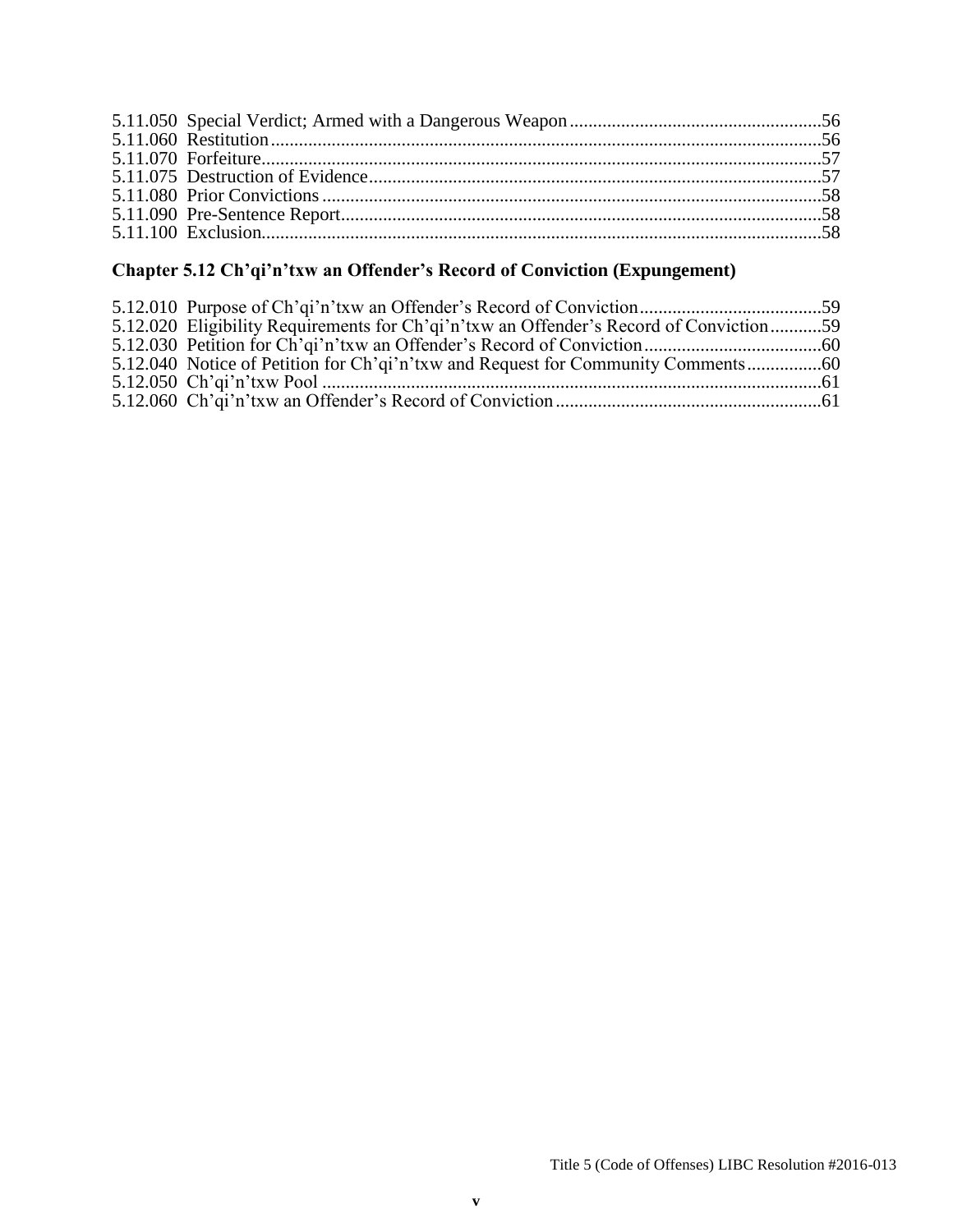5.11.050 Special Verdict; Armed with a Dangerous Weapon ....................................................56
5.11.060 Restitution ....................................................................................................................56
5.11.070 Forfeiture......................................................................................................................57
5.11.075 Destruction of Evidence................................................................................................57
5.11.080 Prior Convictions..........................................................................................................58
5.11.090 Pre-Sentence Report......................................................................................................58
5.11.100 Exclusion......................................................................................................................58

**Chapter 5.12 Ch'qi'n'txw an Offender's Record of Conviction (Expungement)**

5.12.010 Purpose of Ch'qi'n'txw an Offender's Record of Conviction......................................59
5.12.020 Eligibility Requirements for Ch'qi'n'txw an Offender's Record of Conviction...........59
5.12.030 Petition for Ch'qi'n'txw an Offender's Record of Conviction......................................60
5.12.040 Notice of Petition for Ch'qi'n'txw and Request for Community Comments................60
5.12.050 Ch'qi'n'txw Pool ..........................................................................................................61
5.12.060 Ch'qi'n'txw an Offender's Record of Conviction........................................................61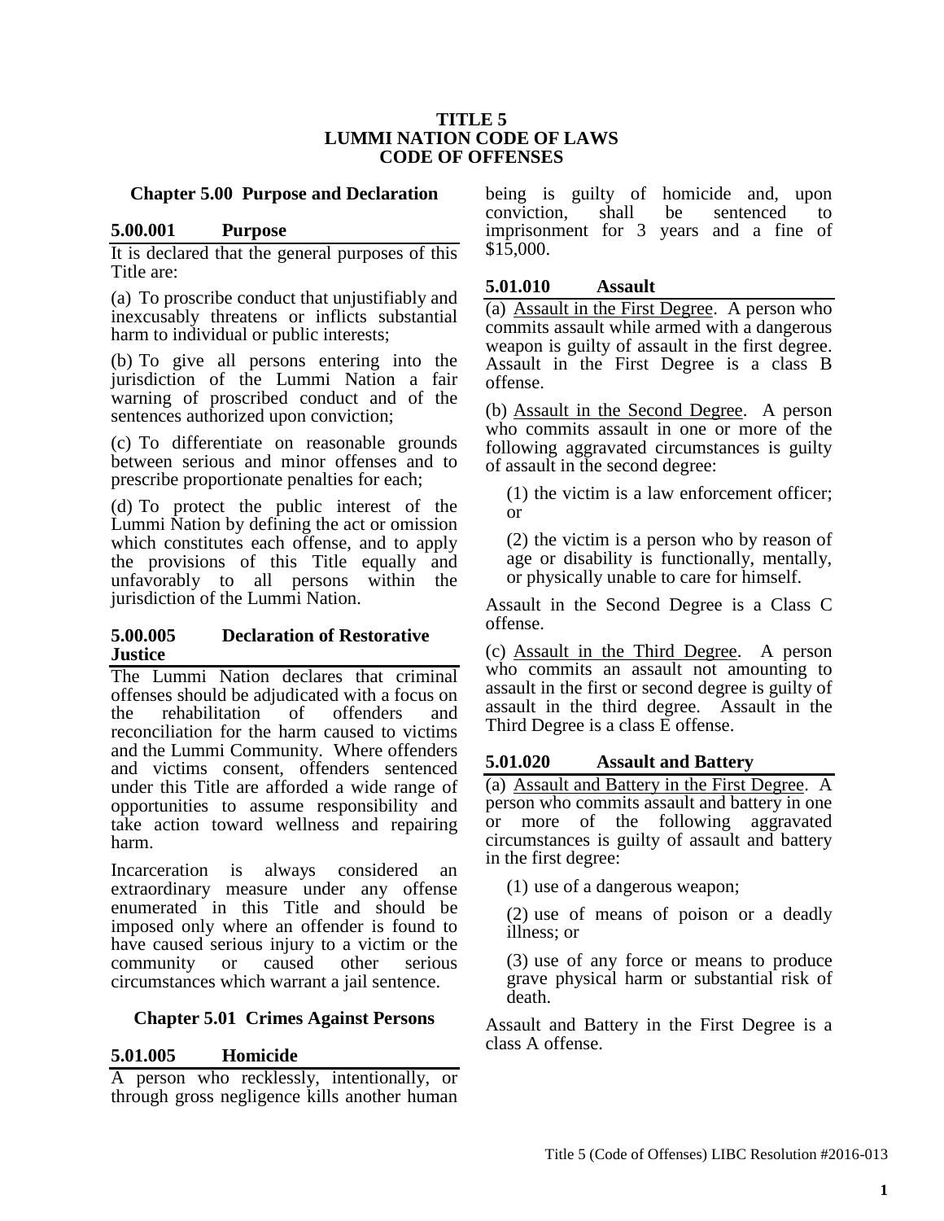# TITLE 5
# LUMMI NATION CODE OF LAWS
# CODE OF OFFENSES

## Chapter 5.00 Purpose and Declaration

### 5.00.001 Purpose

It is declared that the general purposes of this Title are:

(a) To proscribe conduct that unjustifiably and inexcusably threatens or inflicts substantial harm to individual or public interests;

(b) To give all persons entering into the jurisdiction of the Lummi Nation a fair warning of proscribed conduct and of the sentences authorized upon conviction;

(c) To differentiate on reasonable grounds between serious and minor offenses and to prescribe proportionate penalties for each;

(d) To protect the public interest of the Lummi Nation by defining the act or omission which constitutes each offense, and to apply the provisions of this Title equally and unfavorably to all persons within the jurisdiction of the Lummi Nation.

### 5.00.005 Declaration of Restorative Justice

The Lummi Nation declares that criminal offenses should be adjudicated with a focus on the rehabilitation of offenders and reconciliation for the harm caused to victims and the Lummi Community. Where offenders and victims consent, offenders sentenced under this Title are afforded a wide range of opportunities to assume responsibility and take action toward wellness and repairing harm.

Incarceration is always considered an extraordinary measure under any offense enumerated in this Title and should be imposed only where an offender is found to have caused serious injury to a victim or the community or caused other serious circumstances which warrant a jail sentence.

## Chapter 5.01 Crimes Against Persons

### 5.01.005 Homicide

A person who recklessly, intentionally, or through gross negligence kills another human being is guilty of homicide and, upon conviction, shall be sentenced to imprisonment for 3 years and a fine of $15,000.

### 5.01.010 Assault

(a) Assault in the First Degree. A person who commits assault while armed with a dangerous weapon is guilty of assault in the first degree. Assault in the First Degree is a class B offense.

(b) Assault in the Second Degree. A person who commits assault in one or more of the following aggravated circumstances is guilty of assault in the second degree:

(1) the victim is a law enforcement officer; or

(2) the victim is a person who by reason of age or disability is functionally, mentally, or physically unable to care for himself.

Assault in the Second Degree is a Class C offense.

(c) Assault in the Third Degree. A person who commits an assault not amounting to assault in the first or second degree is guilty of assault in the third degree. Assault in the Third Degree is a class E offense.

### 5.01.020 Assault and Battery

(a) Assault and Battery in the First Degree. A person who commits assault and battery in one or more of the following aggravated circumstances is guilty of assault and battery in the first degree:

(1) use of a dangerous weapon;

(2) use of means of poison or a deadly illness; or

(3) use of any force or means to produce grave physical harm or substantial risk of death.

Assault and Battery in the First Degree is a class A offense.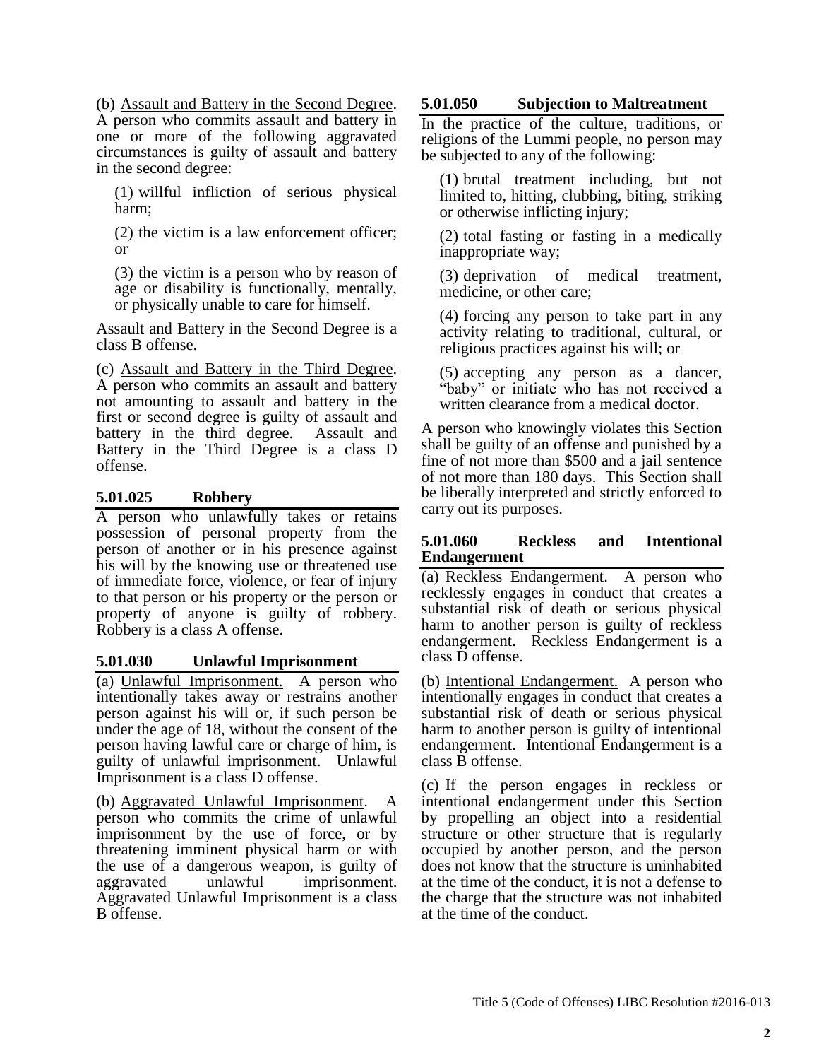(b) <u>Assault and Battery in the Second Degree</u>. A person who commits assault and battery in one or more of the following aggravated circumstances is guilty of assault and battery in the second degree:

(1) willful infliction of serious physical harm;

(2) the victim is a law enforcement officer; or

(3) the victim is a person who by reason of age or disability is functionally, mentally, or physically unable to care for himself.

Assault and Battery in the Second Degree is a class B offense.

(c) <u>Assault and Battery in the Third Degree</u>. A person who commits an assault and battery not amounting to assault and battery in the first or second degree is guilty of assault and battery in the third degree. Assault and Battery in the Third Degree is a class D offense.

### 5.01.025 Robbery

A person who unlawfully takes or retains possession of personal property from the person of another or in his presence against his will by the knowing use or threatened use of immediate force, violence, or fear of injury to that person or his property or the person or property of anyone is guilty of robbery. Robbery is a class A offense.

### 5.01.030 Unlawful Imprisonment

(a) <u>Unlawful Imprisonment.</u> A person who intentionally takes away or restrains another person against his will or, if such person be under the age of 18, without the consent of the person having lawful care or charge of him, is guilty of unlawful imprisonment. Unlawful Imprisonment is a class D offense.

(b) <u>Aggravated Unlawful Imprisonment</u>. A person who commits the crime of unlawful imprisonment by the use of force, or by threatening imminent physical harm or with the use of a dangerous weapon, is guilty of aggravated unlawful imprisonment. Aggravated Unlawful Imprisonment is a class B offense.

### 5.01.050 Subjection to Maltreatment

In the practice of the culture, traditions, or religions of the Lummi people, no person may be subjected to any of the following:

(1) brutal treatment including, but not limited to, hitting, clubbing, biting, striking or otherwise inflicting injury;

(2) total fasting or fasting in a medically inappropriate way;

(3) deprivation of medical treatment, medicine, or other care;

(4) forcing any person to take part in any activity relating to traditional, cultural, or religious practices against his will; or

(5) accepting any person as a dancer, "baby" or initiate who has not received a written clearance from a medical doctor.

A person who knowingly violates this Section shall be guilty of an offense and punished by a fine of not more than $500 and a jail sentence of not more than 180 days. This Section shall be liberally interpreted and strictly enforced to carry out its purposes.

### 5.01.060 Reckless and Intentional Endangerment

(a) <u>Reckless Endangerment</u>. A person who recklessly engages in conduct that creates a substantial risk of death or serious physical harm to another person is guilty of reckless endangerment. Reckless Endangerment is a class D offense.

(b) <u>Intentional Endangerment.</u> A person who intentionally engages in conduct that creates a substantial risk of death or serious physical harm to another person is guilty of intentional endangerment. Intentional Endangerment is a class B offense.

(c) If the person engages in reckless or intentional endangerment under this Section by propelling an object into a residential structure or other structure that is regularly occupied by another person, and the person does not know that the structure is uninhabited at the time of the conduct, it is not a defense to the charge that the structure was not inhabited at the time of the conduct.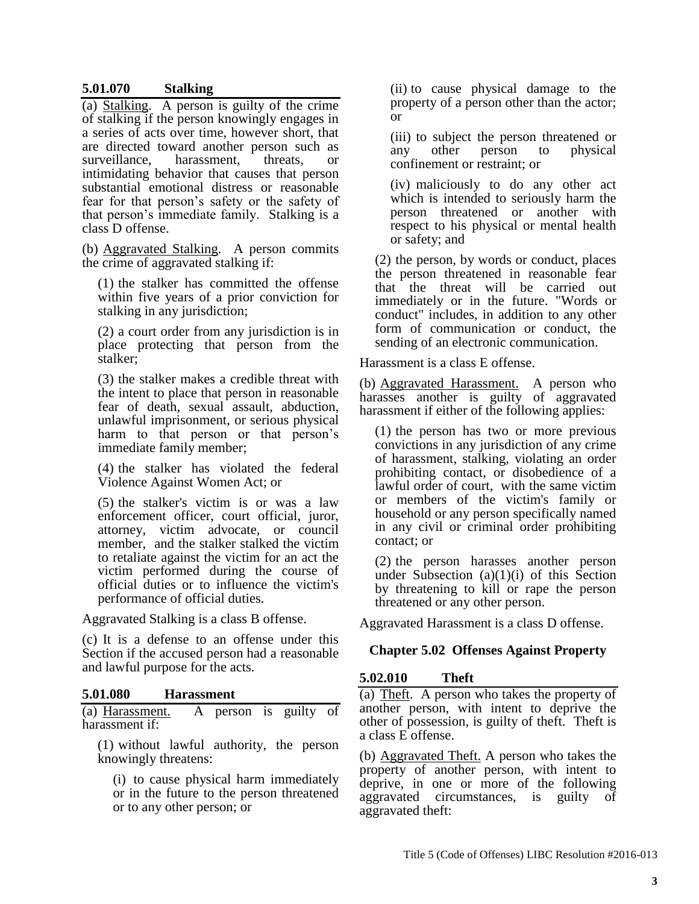### 5.01.070 Stalking

(a) Stalking. A person is guilty of the crime of stalking if the person knowingly engages in a series of acts over time, however short, that are directed toward another person such as surveillance, harassment, threats, or intimidating behavior that causes that person substantial emotional distress or reasonable fear for that person's safety or the safety of that person's immediate family. Stalking is a class D offense.

(b) Aggravated Stalking. A person commits the crime of aggravated stalking if:

(1) the stalker has committed the offense within five years of a prior conviction for stalking in any jurisdiction;

(2) a court order from any jurisdiction is in place protecting that person from the stalker;

(3) the stalker makes a credible threat with the intent to place that person in reasonable fear of death, sexual assault, abduction, unlawful imprisonment, or serious physical harm to that person or that person's immediate family member;

(4) the stalker has violated the federal Violence Against Women Act; or

(5) the stalker's victim is or was a law enforcement officer, court official, juror, attorney, victim advocate, or council member, and the stalker stalked the victim to retaliate against the victim for an act the victim performed during the course of official duties or to influence the victim's performance of official duties.

Aggravated Stalking is a class B offense.

(c) It is a defense to an offense under this Section if the accused person had a reasonable and lawful purpose for the acts.

### 5.01.080 Harassment

(a) Harassment. A person is guilty of harassment if:

(1) without lawful authority, the person knowingly threatens:

(i) to cause physical harm immediately or in the future to the person threatened or to any other person; or

(ii) to cause physical damage to the property of a person other than the actor; or

(iii) to subject the person threatened or any other person to physical confinement or restraint; or

(iv) maliciously to do any other act which is intended to seriously harm the person threatened or another with respect to his physical or mental health or safety; and

(2) the person, by words or conduct, places the person threatened in reasonable fear that the threat will be carried out immediately or in the future. "Words or conduct" includes, in addition to any other form of communication or conduct, the sending of an electronic communication.

Harassment is a class E offense.

(b) Aggravated Harassment. A person who harasses another is guilty of aggravated harassment if either of the following applies:

(1) the person has two or more previous convictions in any jurisdiction of any crime of harassment, stalking, violating an order prohibiting contact, or disobedience of a lawful order of court, with the same victim or members of the victim's family or household or any person specifically named in any civil or criminal order prohibiting contact; or

(2) the person harasses another person under Subsection (a)(1)(i) of this Section by threatening to kill or rape the person threatened or any other person.

Aggravated Harassment is a class D offense.

## Chapter 5.02 Offenses Against Property

### 5.02.010 Theft

(a) Theft. A person who takes the property of another person, with intent to deprive the other of possession, is guilty of theft. Theft is a class E offense.

(b) Aggravated Theft. A person who takes the property of another person, with intent to deprive, in one or more of the following aggravated circumstances, is guilty of aggravated theft: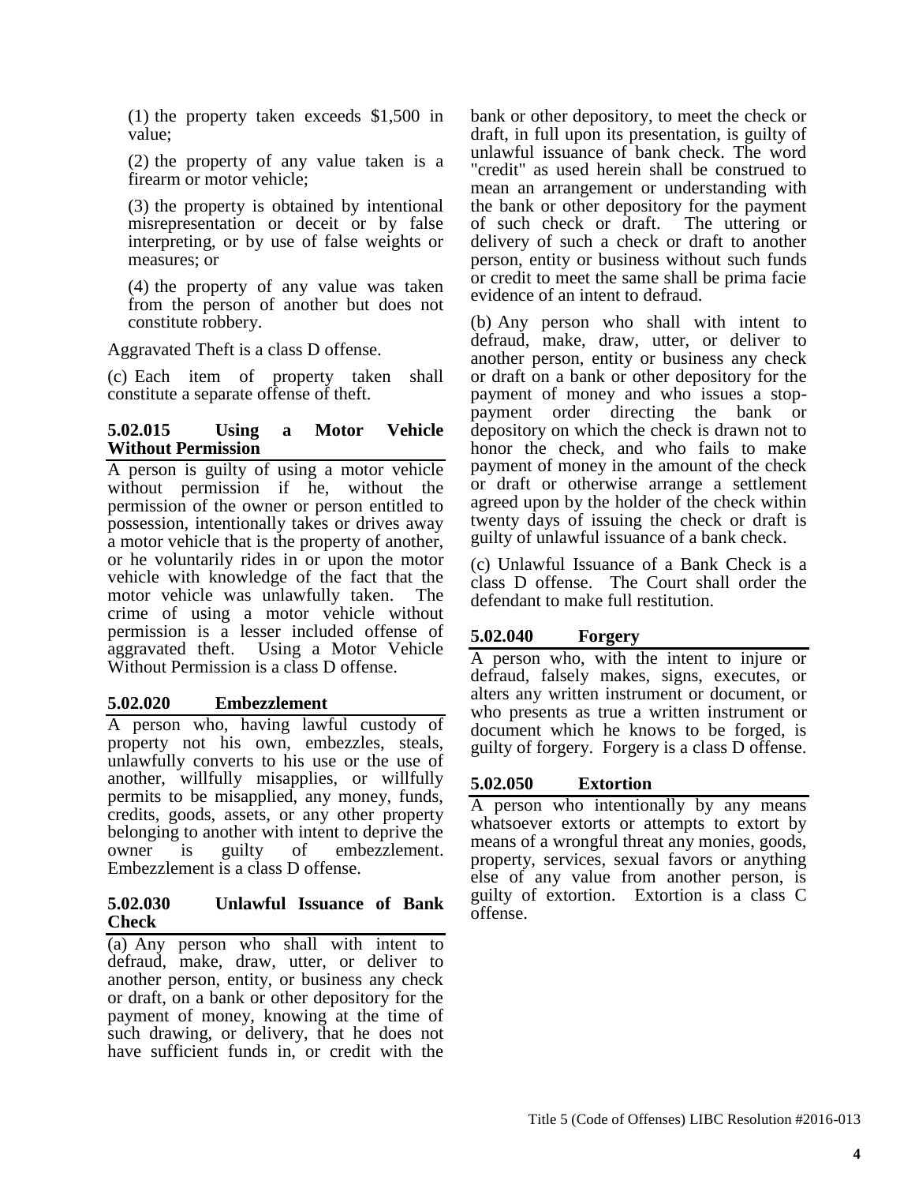(1) the property taken exceeds $1,500 in value;

(2) the property of any value taken is a firearm or motor vehicle;

(3) the property is obtained by intentional misrepresentation or deceit or by false interpreting, or by use of false weights or measures; or

(4) the property of any value was taken from the person of another but does not constitute robbery.

Aggravated Theft is a class D offense.

(c) Each item of property taken shall constitute a separate offense of theft.

### 5.02.015 Using a Motor Vehicle Without Permission

A person is guilty of using a motor vehicle without permission if he, without the permission of the owner or person entitled to possession, intentionally takes or drives away a motor vehicle that is the property of another, or he voluntarily rides in or upon the motor vehicle with knowledge of the fact that the motor vehicle was unlawfully taken. The crime of using a motor vehicle without permission is a lesser included offense of aggravated theft. Using a Motor Vehicle Without Permission is a class D offense.

### 5.02.020 Embezzlement

A person who, having lawful custody of property not his own, embezzles, steals, unlawfully converts to his use or the use of another, willfully misapplies, or willfully permits to be misapplied, any money, funds, credits, goods, assets, or any other property belonging to another with intent to deprive the owner is guilty of embezzlement. Embezzlement is a class D offense.

### 5.02.030 Unlawful Issuance of Bank Check

(a) Any person who shall with intent to defraud, make, draw, utter, or deliver to another person, entity, or business any check or draft, on a bank or other depository for the payment of money, knowing at the time of such drawing, or delivery, that he does not have sufficient funds in, or credit with the bank or other depository, to meet the check or draft, in full upon its presentation, is guilty of unlawful issuance of bank check. The word "credit" as used herein shall be construed to mean an arrangement or understanding with the bank or other depository for the payment of such check or draft. The uttering or delivery of such a check or draft to another person, entity or business without such funds or credit to meet the same shall be prima facie evidence of an intent to defraud.

(b) Any person who shall with intent to defraud, make, draw, utter, or deliver to another person, entity or business any check or draft on a bank or other depository for the payment of money and who issues a stop-payment order directing the bank or depository on which the check is drawn not to honor the check, and who fails to make payment of money in the amount of the check or draft or otherwise arrange a settlement agreed upon by the holder of the check within twenty days of issuing the check or draft is guilty of unlawful issuance of a bank check.

(c) Unlawful Issuance of a Bank Check is a class D offense. The Court shall order the defendant to make full restitution.

### 5.02.040 Forgery

A person who, with the intent to injure or defraud, falsely makes, signs, executes, or alters any written instrument or document, or who presents as true a written instrument or document which he knows to be forged, is guilty of forgery. Forgery is a class D offense.

### 5.02.050 Extortion

A person who intentionally by any means whatsoever extorts or attempts to extort by means of a wrongful threat any monies, goods, property, services, sexual favors or anything else of any value from another person, is guilty of extortion. Extortion is a class C offense.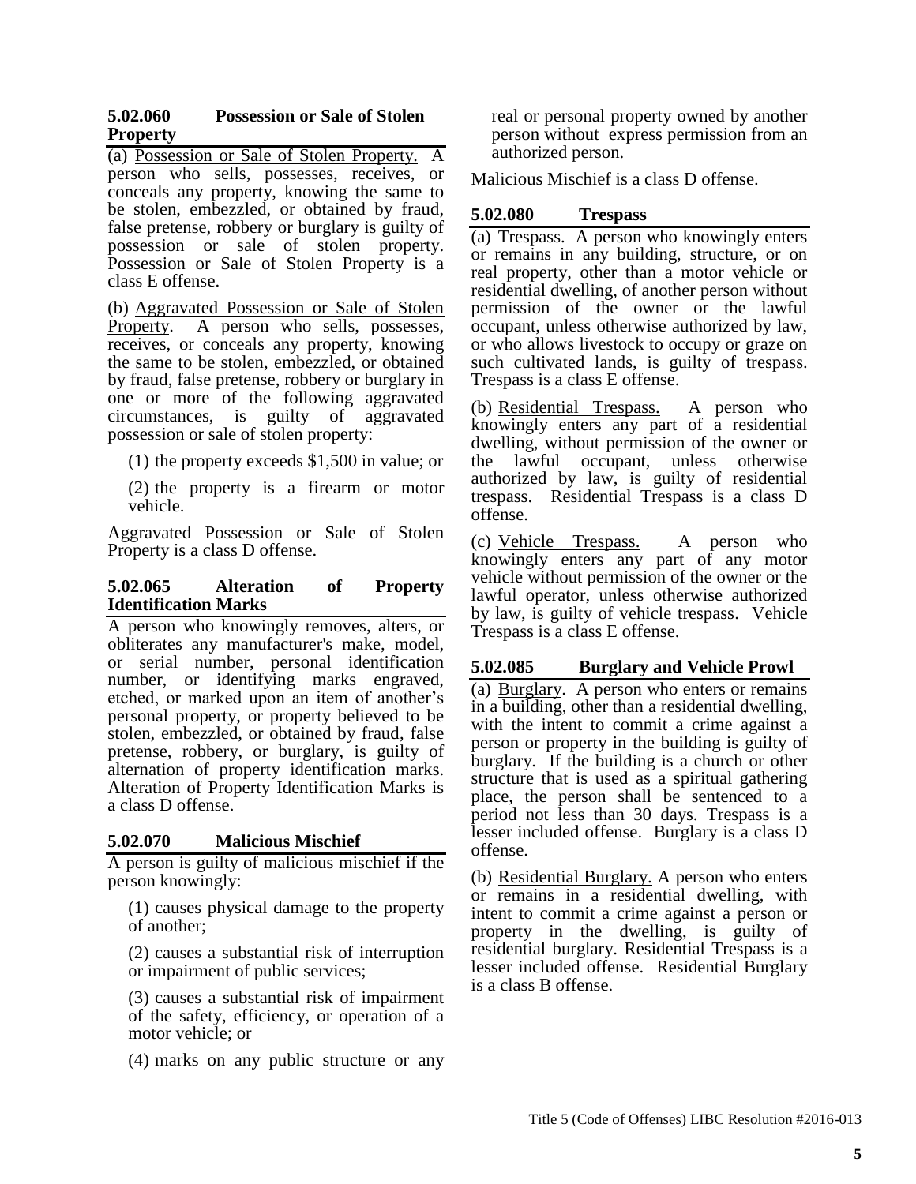### 5.02.060 Possession or Sale of Stolen Property

(a) Possession or Sale of Stolen Property. A person who sells, possesses, receives, or conceals any property, knowing the same to be stolen, embezzled, or obtained by fraud, false pretense, robbery or burglary is guilty of possession or sale of stolen property. Possession or Sale of Stolen Property is a class E offense.

(b) Aggravated Possession or Sale of Stolen Property. A person who sells, possesses, receives, or conceals any property, knowing the same to be stolen, embezzled, or obtained by fraud, false pretense, robbery or burglary in one or more of the following aggravated circumstances, is guilty of aggravated possession or sale of stolen property:

(1) the property exceeds $1,500 in value; or

(2) the property is a firearm or motor vehicle.

Aggravated Possession or Sale of Stolen Property is a class D offense.

### 5.02.065 Alteration of Property Identification Marks

A person who knowingly removes, alters, or obliterates any manufacturer's make, model, or serial number, personal identification number, or identifying marks engraved, etched, or marked upon an item of another's personal property, or property believed to be stolen, embezzled, or obtained by fraud, false pretense, robbery, or burglary, is guilty of alternation of property identification marks. Alteration of Property Identification Marks is a class D offense.

### 5.02.070 Malicious Mischief

A person is guilty of malicious mischief if the person knowingly:

(1) causes physical damage to the property of another;

(2) causes a substantial risk of interruption or impairment of public services;

(3) causes a substantial risk of impairment of the safety, efficiency, or operation of a motor vehicle; or

(4) marks on any public structure or any real or personal property owned by another person without express permission from an authorized person.

Malicious Mischief is a class D offense.

### 5.02.080 Trespass

(a) Trespass. A person who knowingly enters or remains in any building, structure, or on real property, other than a motor vehicle or residential dwelling, of another person without permission of the owner or the lawful occupant, unless otherwise authorized by law, or who allows livestock to occupy or graze on such cultivated lands, is guilty of trespass. Trespass is a class E offense.

(b) Residential Trespass. A person who knowingly enters any part of a residential dwelling, without permission of the owner or the lawful occupant, unless otherwise authorized by law, is guilty of residential trespass. Residential Trespass is a class D offense.

(c) Vehicle Trespass. A person who knowingly enters any part of any motor vehicle without permission of the owner or the lawful operator, unless otherwise authorized by law, is guilty of vehicle trespass. Vehicle Trespass is a class E offense.

### 5.02.085 Burglary and Vehicle Prowl

(a) Burglary. A person who enters or remains in a building, other than a residential dwelling, with the intent to commit a crime against a person or property in the building is guilty of burglary. If the building is a church or other structure that is used as a spiritual gathering place, the person shall be sentenced to a period not less than 30 days. Trespass is a lesser included offense. Burglary is a class D offense.

(b) Residential Burglary. A person who enters or remains in a residential dwelling, with intent to commit a crime against a person or property in the dwelling, is guilty of residential burglary. Residential Trespass is a lesser included offense. Residential Burglary is a class B offense.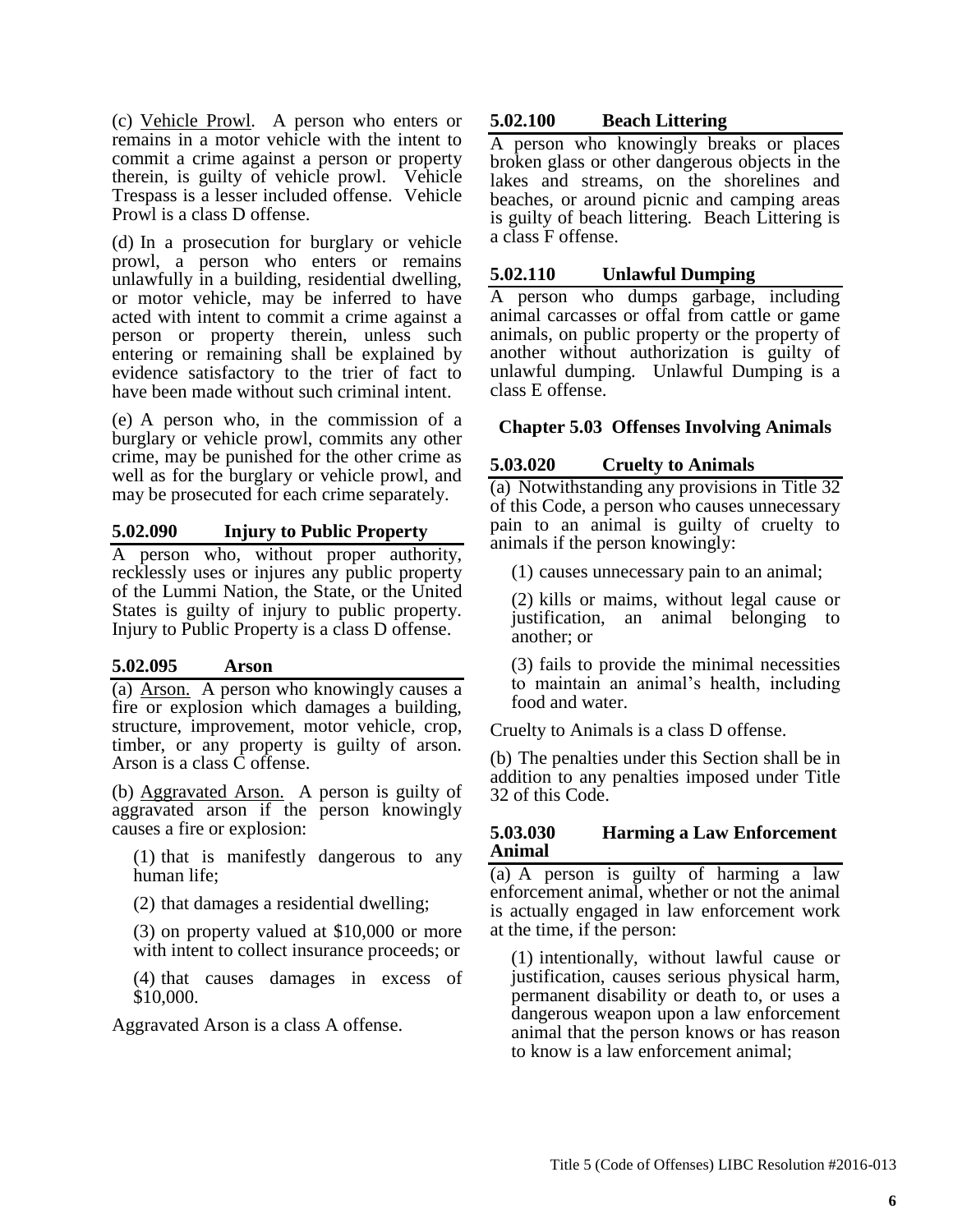(c) Vehicle Prowl. A person who enters or remains in a motor vehicle with the intent to commit a crime against a person or property therein, is guilty of vehicle prowl. Vehicle Trespass is a lesser included offense. Vehicle Prowl is a class D offense.

(d) In a prosecution for burglary or vehicle prowl, a person who enters or remains unlawfully in a building, residential dwelling, or motor vehicle, may be inferred to have acted with intent to commit a crime against a person or property therein, unless such entering or remaining shall be explained by evidence satisfactory to the trier of fact to have been made without such criminal intent.

(e) A person who, in the commission of a burglary or vehicle prowl, commits any other crime, may be punished for the other crime as well as for the burglary or vehicle prowl, and may be prosecuted for each crime separately.

### 5.02.090 Injury to Public Property

A person who, without proper authority, recklessly uses or injures any public property of the Lummi Nation, the State, or the United States is guilty of injury to public property. Injury to Public Property is a class D offense.

### 5.02.095 Arson

(a) Arson. A person who knowingly causes a fire or explosion which damages a building, structure, improvement, motor vehicle, crop, timber, or any property is guilty of arson. Arson is a class C offense.

(b) Aggravated Arson. A person is guilty of aggravated arson if the person knowingly causes a fire or explosion:

(1) that is manifestly dangerous to any human life;

(2) that damages a residential dwelling;

(3) on property valued at $10,000 or more with intent to collect insurance proceeds; or

(4) that causes damages in excess of $10,000.

Aggravated Arson is a class A offense.

### 5.02.100 Beach Littering

A person who knowingly breaks or places broken glass or other dangerous objects in the lakes and streams, on the shorelines and beaches, or around picnic and camping areas is guilty of beach littering. Beach Littering is a class F offense.

### 5.02.110 Unlawful Dumping

A person who dumps garbage, including animal carcasses or offal from cattle or game animals, on public property or the property of another without authorization is guilty of unlawful dumping. Unlawful Dumping is a class E offense.

## Chapter 5.03 Offenses Involving Animals

### 5.03.020 Cruelty to Animals

(a) Notwithstanding any provisions in Title 32 of this Code, a person who causes unnecessary pain to an animal is guilty of cruelty to animals if the person knowingly:

(1) causes unnecessary pain to an animal;

(2) kills or maims, without legal cause or justification, an animal belonging to another; or

(3) fails to provide the minimal necessities to maintain an animal's health, including food and water.

Cruelty to Animals is a class D offense.

(b) The penalties under this Section shall be in addition to any penalties imposed under Title 32 of this Code.

### 5.03.030 Harming a Law Enforcement Animal

(a) A person is guilty of harming a law enforcement animal, whether or not the animal is actually engaged in law enforcement work at the time, if the person:

(1) intentionally, without lawful cause or justification, causes serious physical harm, permanent disability or death to, or uses a dangerous weapon upon a law enforcement animal that the person knows or has reason to know is a law enforcement animal;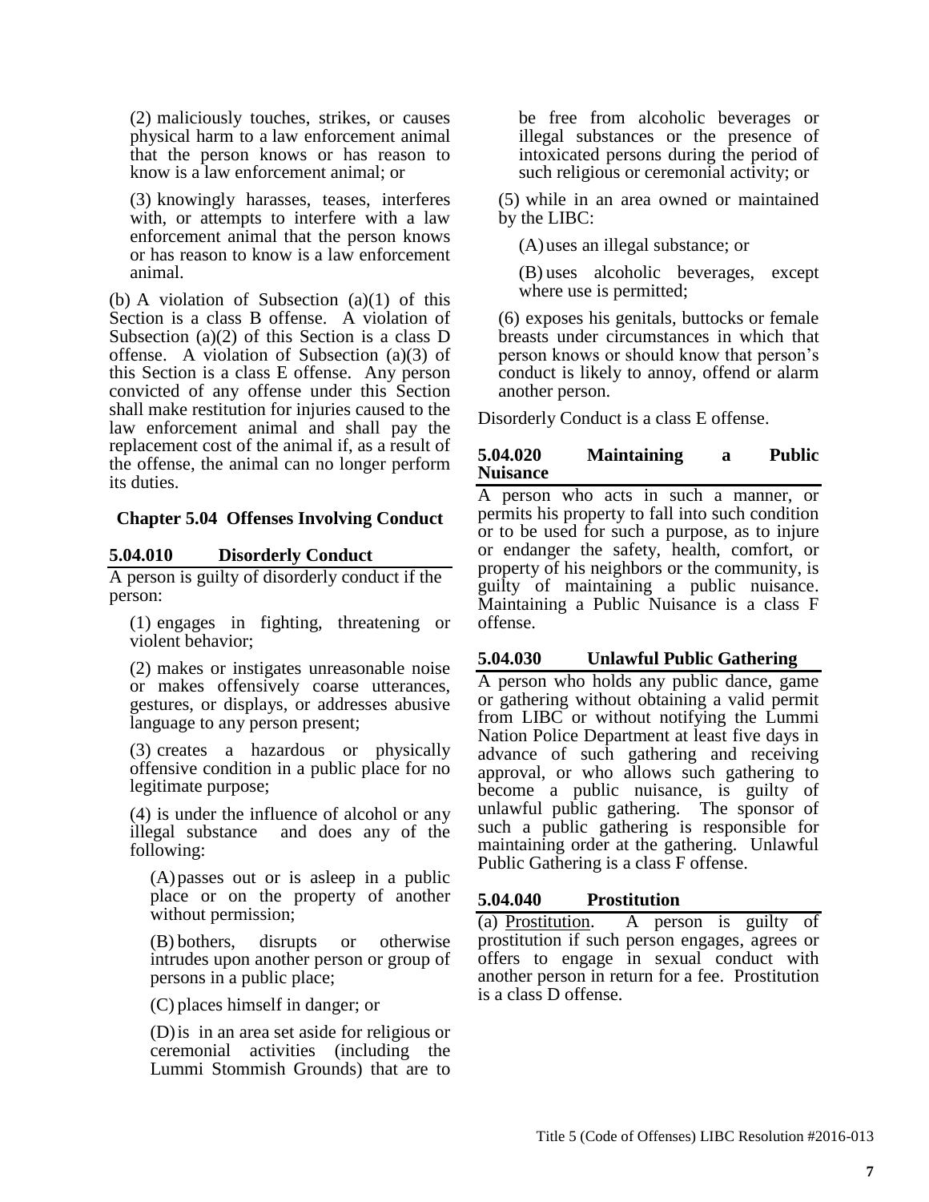(2) maliciously touches, strikes, or causes physical harm to a law enforcement animal that the person knows or has reason to know is a law enforcement animal; or

(3) knowingly harasses, teases, interferes with, or attempts to interfere with a law enforcement animal that the person knows or has reason to know is a law enforcement animal.

(b) A violation of Subsection (a)(1) of this Section is a class B offense. A violation of Subsection (a)(2) of this Section is a class D offense. A violation of Subsection (a)(3) of this Section is a class E offense. Any person convicted of any offense under this Section shall make restitution for injuries caused to the law enforcement animal and shall pay the replacement cost of the animal if, as a result of the offense, the animal can no longer perform its duties.

## Chapter 5.04 Offenses Involving Conduct

### 5.04.010 Disorderly Conduct

A person is guilty of disorderly conduct if the person:

(1) engages in fighting, threatening or violent behavior;

(2) makes or instigates unreasonable noise or makes offensively coarse utterances, gestures, or displays, or addresses abusive language to any person present;

(3) creates a hazardous or physically offensive condition in a public place for no legitimate purpose;

(4) is under the influence of alcohol or any illegal substance and does any of the following:

(A) passes out or is asleep in a public place or on the property of another without permission;

(B) bothers, disrupts or otherwise intrudes upon another person or group of persons in a public place;

(C) places himself in danger; or

(D) is in an area set aside for religious or ceremonial activities (including the Lummi Stommish Grounds) that are to be free from alcoholic beverages or illegal substances or the presence of intoxicated persons during the period of such religious or ceremonial activity; or

(5) while in an area owned or maintained by the LIBC:

(A) uses an illegal substance; or

(B) uses alcoholic beverages, except where use is permitted;

(6) exposes his genitals, buttocks or female breasts under circumstances in which that person knows or should know that person's conduct is likely to annoy, offend or alarm another person.

Disorderly Conduct is a class E offense.

### 5.04.020 Maintaining a Public Nuisance

A person who acts in such a manner, or permits his property to fall into such condition or to be used for such a purpose, as to injure or endanger the safety, health, comfort, or property of his neighbors or the community, is guilty of maintaining a public nuisance. Maintaining a Public Nuisance is a class F offense.

### 5.04.030 Unlawful Public Gathering

A person who holds any public dance, game or gathering without obtaining a valid permit from LIBC or without notifying the Lummi Nation Police Department at least five days in advance of such gathering and receiving approval, or who allows such gathering to become a public nuisance, is guilty of unlawful public gathering. The sponsor of such a public gathering is responsible for maintaining order at the gathering. Unlawful Public Gathering is a class F offense.

### 5.04.040 Prostitution

(a) Prostitution. A person is guilty of prostitution if such person engages, agrees or offers to engage in sexual conduct with another person in return for a fee. Prostitution is a class D offense.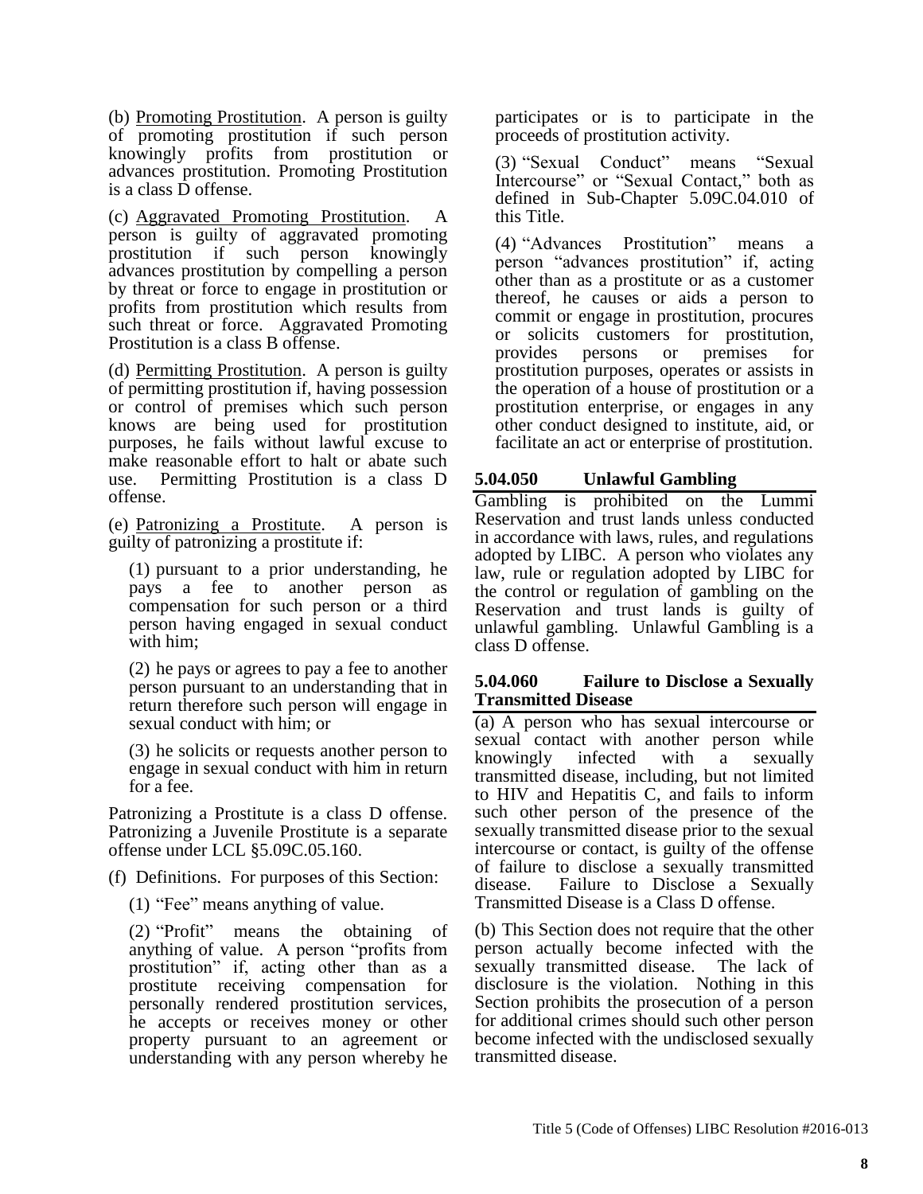(b) Promoting Prostitution. A person is guilty of promoting prostitution if such person knowingly profits from prostitution or advances prostitution. Promoting Prostitution is a class D offense.

(c) Aggravated Promoting Prostitution. A person is guilty of aggravated promoting prostitution if such person knowingly advances prostitution by compelling a person by threat or force to engage in prostitution or profits from prostitution which results from such threat or force. Aggravated Promoting Prostitution is a class B offense.

(d) Permitting Prostitution. A person is guilty of permitting prostitution if, having possession or control of premises which such person knows are being used for prostitution purposes, he fails without lawful excuse to make reasonable effort to halt or abate such use. Permitting Prostitution is a class D offense.

(e) Patronizing a Prostitute. A person is guilty of patronizing a prostitute if:

(1) pursuant to a prior understanding, he pays a fee to another person as compensation for such person or a third person having engaged in sexual conduct with him;

(2) he pays or agrees to pay a fee to another person pursuant to an understanding that in return therefore such person will engage in sexual conduct with him; or

(3) he solicits or requests another person to engage in sexual conduct with him in return for a fee.

Patronizing a Prostitute is a class D offense. Patronizing a Juvenile Prostitute is a separate offense under LCL §5.09C.05.160.

(f) Definitions. For purposes of this Section:

(1) "Fee" means anything of value.

(2) "Profit" means the obtaining of anything of value. A person "profits from prostitution" if, acting other than as a prostitute receiving compensation for personally rendered prostitution services, he accepts or receives money or other property pursuant to an agreement or understanding with any person whereby he participates or is to participate in the proceeds of prostitution activity.

(3) "Sexual Conduct" means "Sexual Intercourse" or "Sexual Contact," both as defined in Sub-Chapter 5.09C.04.010 of this Title.

(4) "Advances Prostitution" means a person "advances prostitution" if, acting other than as a prostitute or as a customer thereof, he causes or aids a person to commit or engage in prostitution, procures or solicits customers for prostitution, provides persons or premises for prostitution purposes, operates or assists in the operation of a house of prostitution or a prostitution enterprise, or engages in any other conduct designed to institute, aid, or facilitate an act or enterprise of prostitution.

### 5.04.050 Unlawful Gambling

Gambling is prohibited on the Lummi Reservation and trust lands unless conducted in accordance with laws, rules, and regulations adopted by LIBC. A person who violates any law, rule or regulation adopted by LIBC for the control or regulation of gambling on the Reservation and trust lands is guilty of unlawful gambling. Unlawful Gambling is a class D offense.

### 5.04.060 Failure to Disclose a Sexually Transmitted Disease

(a) A person who has sexual intercourse or sexual contact with another person while knowingly infected with a sexually transmitted disease, including, but not limited to HIV and Hepatitis C, and fails to inform such other person of the presence of the sexually transmitted disease prior to the sexual intercourse or contact, is guilty of the offense of failure to disclose a sexually transmitted disease. Failure to Disclose a Sexually Transmitted Disease is a Class D offense.

(b) This Section does not require that the other person actually become infected with the sexually transmitted disease. The lack of disclosure is the violation. Nothing in this Section prohibits the prosecution of a person for additional crimes should such other person become infected with the undisclosed sexually transmitted disease.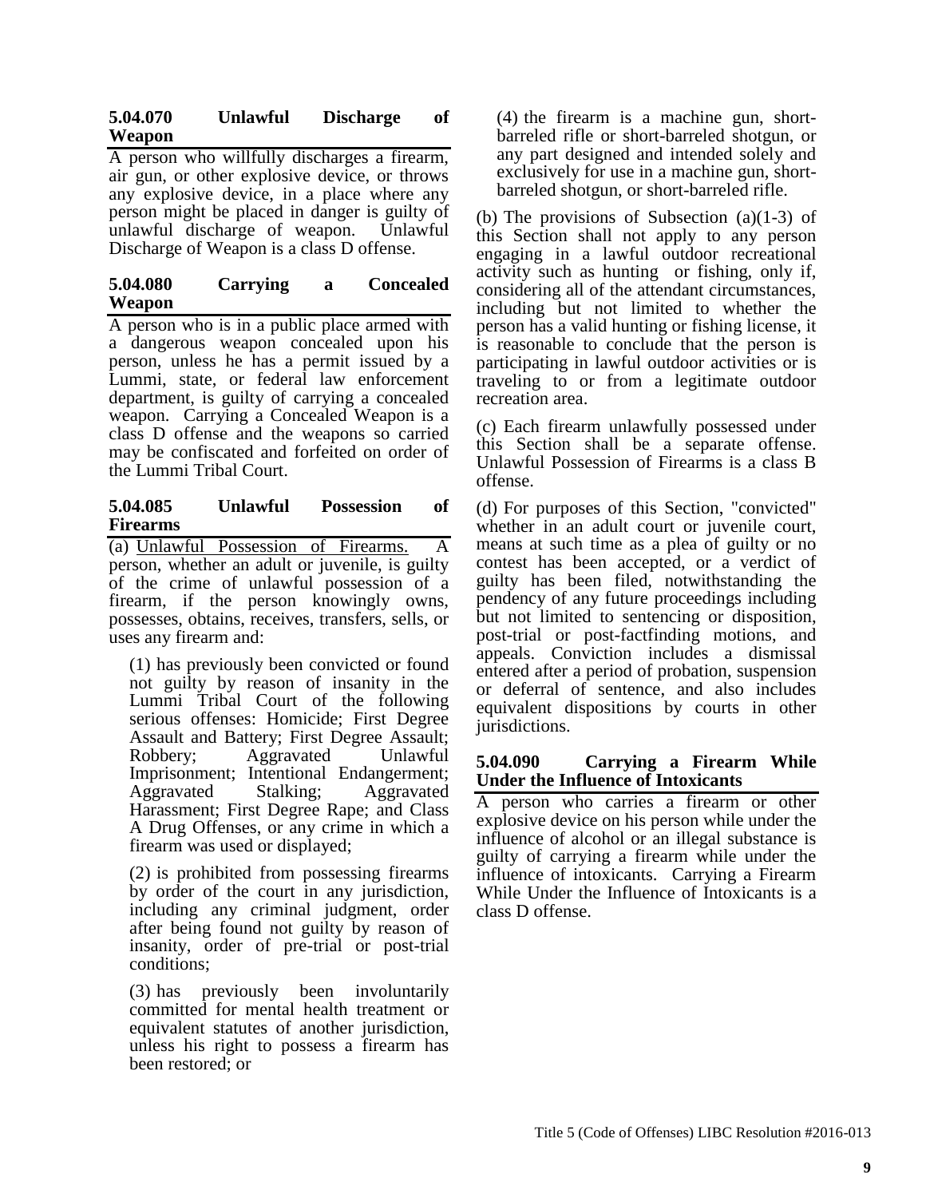### 5.04.070 Unlawful Discharge of Weapon

A person who willfully discharges a firearm, air gun, or other explosive device, or throws any explosive device, in a place where any person might be placed in danger is guilty of unlawful discharge of weapon. Unlawful Discharge of Weapon is a class D offense.

### 5.04.080 Carrying a Concealed Weapon

A person who is in a public place armed with a dangerous weapon concealed upon his person, unless he has a permit issued by a Lummi, state, or federal law enforcement department, is guilty of carrying a concealed weapon. Carrying a Concealed Weapon is a class D offense and the weapons so carried may be confiscated and forfeited on order of the Lummi Tribal Court.

### 5.04.085 Unlawful Possession of Firearms

(a) Unlawful Possession of Firearms. A person, whether an adult or juvenile, is guilty of the crime of unlawful possession of a firearm, if the person knowingly owns, possesses, obtains, receives, transfers, sells, or uses any firearm and:

(1) has previously been convicted or found not guilty by reason of insanity in the Lummi Tribal Court of the following serious offenses: Homicide; First Degree Assault and Battery; First Degree Assault; Robbery; Aggravated Unlawful Imprisonment; Intentional Endangerment; Aggravated Stalking; Aggravated Harassment; First Degree Rape; and Class A Drug Offenses, or any crime in which a firearm was used or displayed;

(2) is prohibited from possessing firearms by order of the court in any jurisdiction, including any criminal judgment, order after being found not guilty by reason of insanity, order of pre-trial or post-trial conditions;

(3) has previously been involuntarily committed for mental health treatment or equivalent statutes of another jurisdiction, unless his right to possess a firearm has been restored; or

(4) the firearm is a machine gun, short-barreled rifle or short-barreled shotgun, or any part designed and intended solely and exclusively for use in a machine gun, short-barreled shotgun, or short-barreled rifle.

(b) The provisions of Subsection (a)(1-3) of this Section shall not apply to any person engaging in a lawful outdoor recreational activity such as hunting or fishing, only if, considering all of the attendant circumstances, including but not limited to whether the person has a valid hunting or fishing license, it is reasonable to conclude that the person is participating in lawful outdoor activities or is traveling to or from a legitimate outdoor recreation area.

(c) Each firearm unlawfully possessed under this Section shall be a separate offense. Unlawful Possession of Firearms is a class B offense.

(d) For purposes of this Section, "convicted" whether in an adult court or juvenile court, means at such time as a plea of guilty or no contest has been accepted, or a verdict of guilty has been filed, notwithstanding the pendency of any future proceedings including but not limited to sentencing or disposition, post-trial or post-factfinding motions, and appeals. Conviction includes a dismissal entered after a period of probation, suspension or deferral of sentence, and also includes equivalent dispositions by courts in other jurisdictions.

### 5.04.090 Carrying a Firearm While Under the Influence of Intoxicants

A person who carries a firearm or other explosive device on his person while under the influence of alcohol or an illegal substance is guilty of carrying a firearm while under the influence of intoxicants. Carrying a Firearm While Under the Influence of Intoxicants is a class D offense.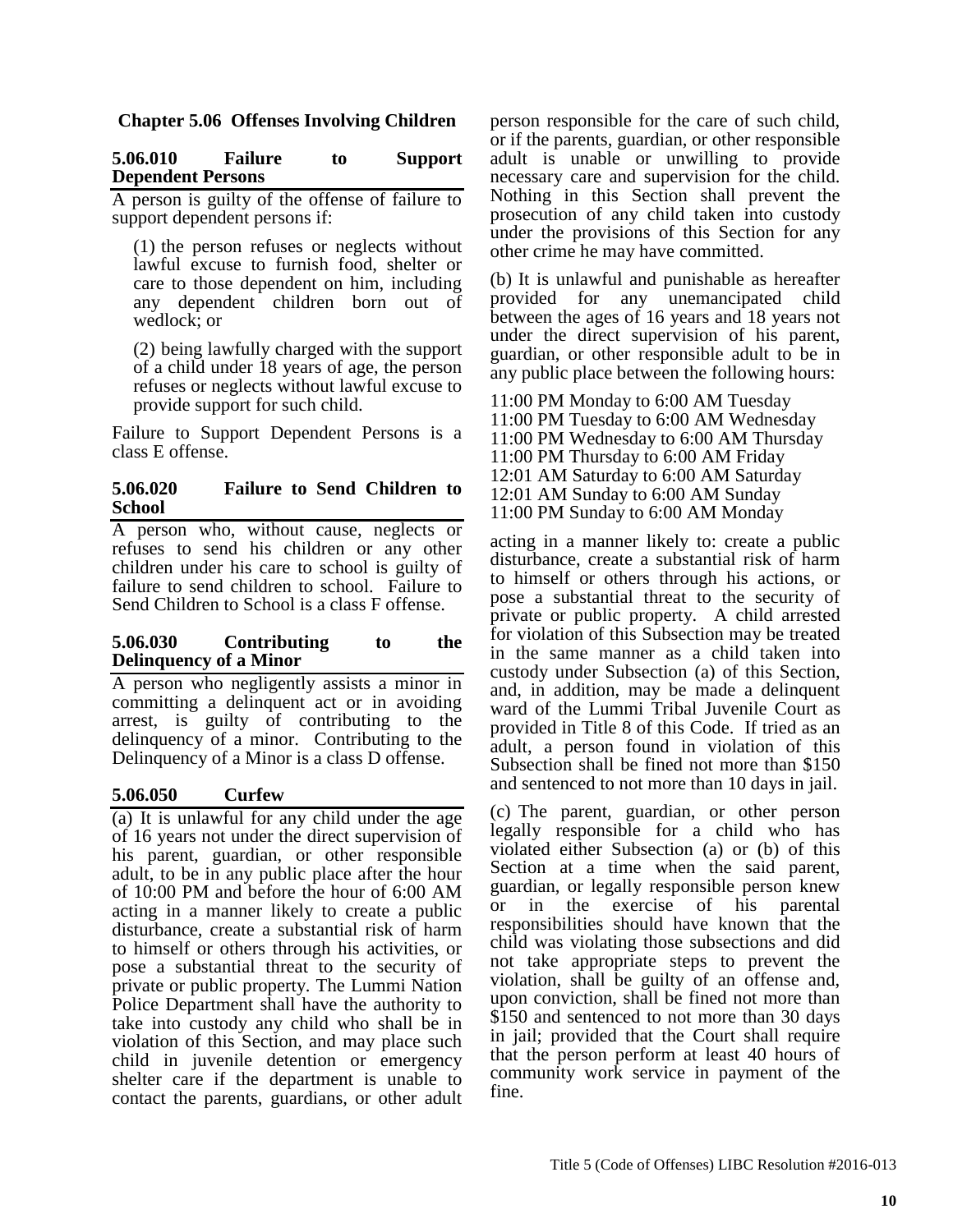## Chapter 5.06 Offenses Involving Children

### 5.06.010 Failure to Support Dependent Persons

A person is guilty of the offense of failure to support dependent persons if:

(1) the person refuses or neglects without lawful excuse to furnish food, shelter or care to those dependent on him, including any dependent children born out of wedlock; or

(2) being lawfully charged with the support of a child under 18 years of age, the person refuses or neglects without lawful excuse to provide support for such child.

Failure to Support Dependent Persons is a class E offense.

### 5.06.020 Failure to Send Children to School

A person who, without cause, neglects or refuses to send his children or any other children under his care to school is guilty of failure to send children to school. Failure to Send Children to School is a class F offense.

### 5.06.030 Contributing to the Delinquency of a Minor

A person who negligently assists a minor in committing a delinquent act or in avoiding arrest, is guilty of contributing to the delinquency of a minor. Contributing to the Delinquency of a Minor is a class D offense.

### 5.06.050 Curfew

(a) It is unlawful for any child under the age of 16 years not under the direct supervision of his parent, guardian, or other responsible adult, to be in any public place after the hour of 10:00 PM and before the hour of 6:00 AM acting in a manner likely to create a public disturbance, create a substantial risk of harm to himself or others through his activities, or pose a substantial threat to the security of private or public property. The Lummi Nation Police Department shall have the authority to take into custody any child who shall be in violation of this Section, and may place such child in juvenile detention or emergency shelter care if the department is unable to contact the parents, guardians, or other adult person responsible for the care of such child, or if the parents, guardian, or other responsible adult is unable or unwilling to provide necessary care and supervision for the child. Nothing in this Section shall prevent the prosecution of any child taken into custody under the provisions of this Section for any other crime he may have committed.

(b) It is unlawful and punishable as hereafter provided for any unemancipated child between the ages of 16 years and 18 years not under the direct supervision of his parent, guardian, or other responsible adult to be in any public place between the following hours:

11:00 PM Monday to 6:00 AM Tuesday
11:00 PM Tuesday to 6:00 AM Wednesday
11:00 PM Wednesday to 6:00 AM Thursday
11:00 PM Thursday to 6:00 AM Friday
12:01 AM Saturday to 6:00 AM Saturday
12:01 AM Sunday to 6:00 AM Sunday
11:00 PM Sunday to 6:00 AM Monday

acting in a manner likely to: create a public disturbance, create a substantial risk of harm to himself or others through his actions, or pose a substantial threat to the security of private or public property. A child arrested for violation of this Subsection may be treated in the same manner as a child taken into custody under Subsection (a) of this Section, and, in addition, may be made a delinquent ward of the Lummi Tribal Juvenile Court as provided in Title 8 of this Code. If tried as an adult, a person found in violation of this Subsection shall be fined not more than $150 and sentenced to not more than 10 days in jail.

(c) The parent, guardian, or other person legally responsible for a child who has violated either Subsection (a) or (b) of this Section at a time when the said parent, guardian, or legally responsible person knew or in the exercise of his parental responsibilities should have known that the child was violating those subsections and did not take appropriate steps to prevent the violation, shall be guilty of an offense and, upon conviction, shall be fined not more than $150 and sentenced to not more than 30 days in jail; provided that the Court shall require that the person perform at least 40 hours of community work service in payment of the fine.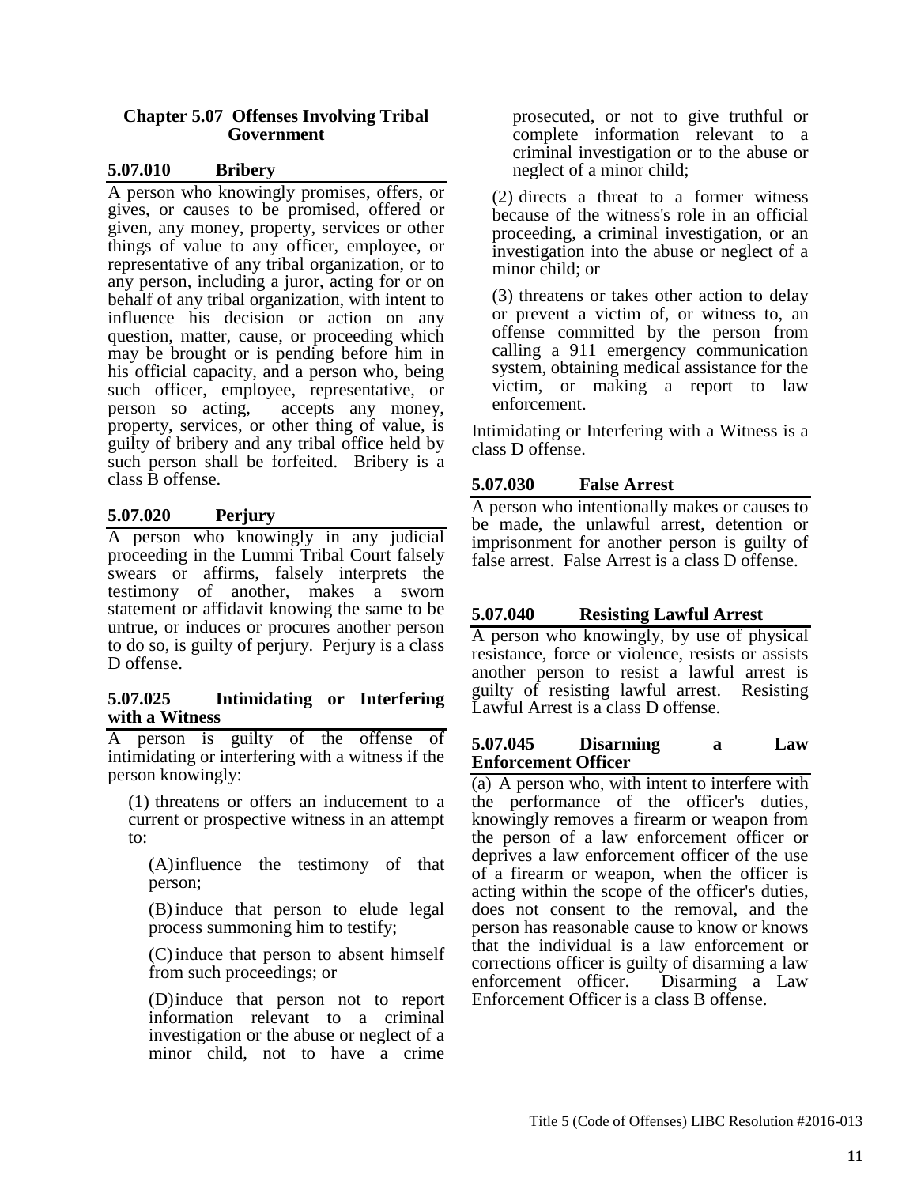## Chapter 5.07 Offenses Involving Tribal Government

### 5.07.010 Bribery

A person who knowingly promises, offers, or gives, or causes to be promised, offered or given, any money, property, services or other things of value to any officer, employee, or representative of any tribal organization, or to any person, including a juror, acting for or on behalf of any tribal organization, with intent to influence his decision or action on any question, matter, cause, or proceeding which may be brought or is pending before him in his official capacity, and a person who, being such officer, employee, representative, or person so acting, accepts any money, property, services, or other thing of value, is guilty of bribery and any tribal office held by such person shall be forfeited. Bribery is a class B offense.

### 5.07.020 Perjury

A person who knowingly in any judicial proceeding in the Lummi Tribal Court falsely swears or affirms, falsely interprets the testimony of another, makes a sworn statement or affidavit knowing the same to be untrue, or induces or procures another person to do so, is guilty of perjury. Perjury is a class D offense.

### 5.07.025 Intimidating or Interfering with a Witness

A person is guilty of the offense of intimidating or interfering with a witness if the person knowingly:

(1) threatens or offers an inducement to a current or prospective witness in an attempt to:

(A) influence the testimony of that person;

(B) induce that person to elude legal process summoning him to testify;

(C) induce that person to absent himself from such proceedings; or

(D) induce that person not to report information relevant to a criminal investigation or the abuse or neglect of a minor child, not to have a crime prosecuted, or not to give truthful or complete information relevant to a criminal investigation or to the abuse or neglect of a minor child;

(2) directs a threat to a former witness because of the witness's role in an official proceeding, a criminal investigation, or an investigation into the abuse or neglect of a minor child; or

(3) threatens or takes other action to delay or prevent a victim of, or witness to, an offense committed by the person from calling a 911 emergency communication system, obtaining medical assistance for the victim, or making a report to law enforcement.

Intimidating or Interfering with a Witness is a class D offense.

### 5.07.030 False Arrest

A person who intentionally makes or causes to be made, the unlawful arrest, detention or imprisonment for another person is guilty of false arrest. False Arrest is a class D offense.

### 5.07.040 Resisting Lawful Arrest

A person who knowingly, by use of physical resistance, force or violence, resists or assists another person to resist a lawful arrest is guilty of resisting lawful arrest. Resisting Lawful Arrest is a class D offense.

### 5.07.045 Disarming a Law Enforcement Officer

(a) A person who, with intent to interfere with the performance of the officer's duties, knowingly removes a firearm or weapon from the person of a law enforcement officer or deprives a law enforcement officer of the use of a firearm or weapon, when the officer is acting within the scope of the officer's duties, does not consent to the removal, and the person has reasonable cause to know or knows that the individual is a law enforcement or corrections officer is guilty of disarming a law enforcement officer. Disarming a Law Enforcement Officer is a class B offense.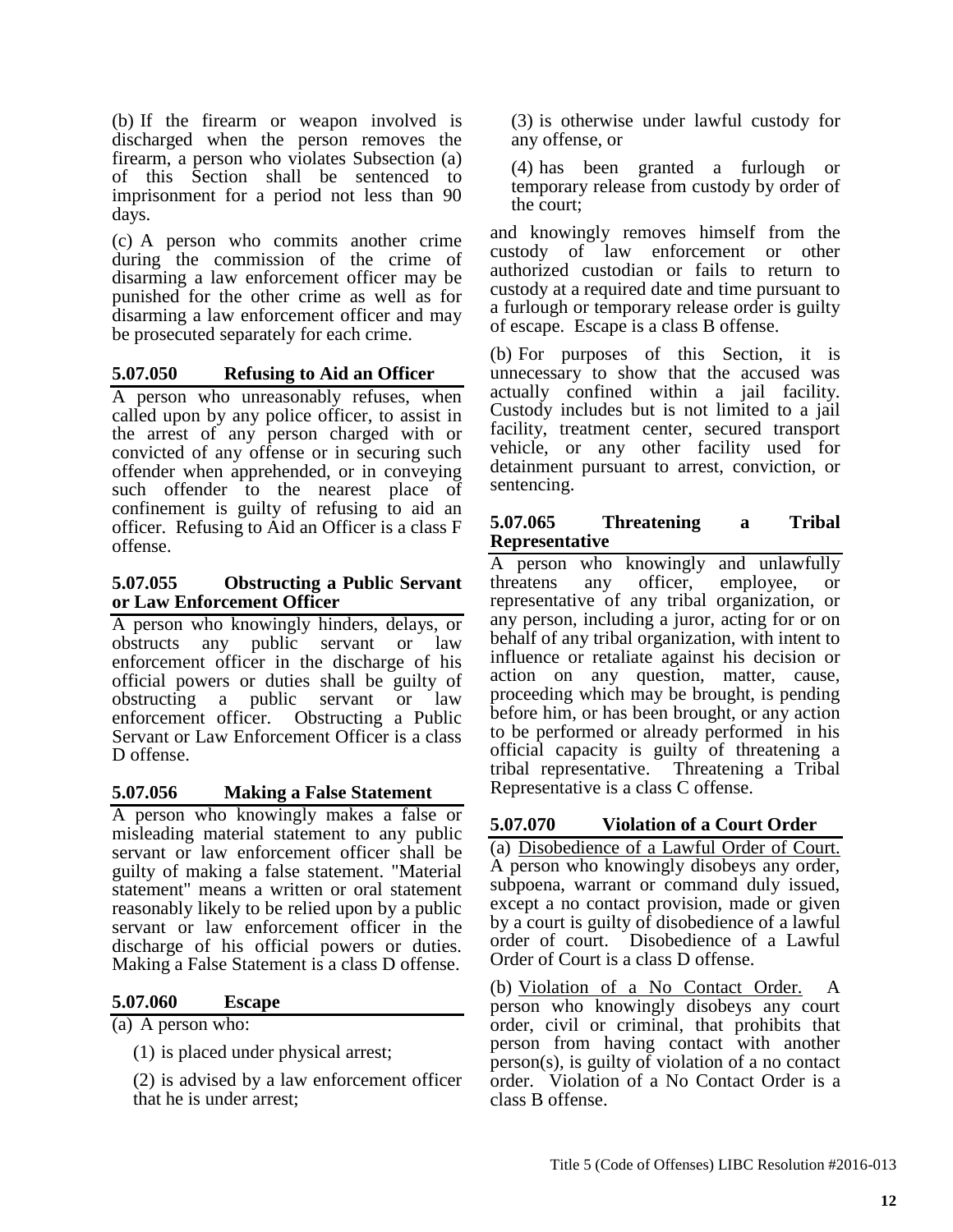(b) If the firearm or weapon involved is discharged when the person removes the firearm, a person who violates Subsection (a) of this Section shall be sentenced to imprisonment for a period not less than 90 days.

(c) A person who commits another crime during the commission of the crime of disarming a law enforcement officer may be punished for the other crime as well as for disarming a law enforcement officer and may be prosecuted separately for each crime.

### 5.07.050 Refusing to Aid an Officer

A person who unreasonably refuses, when called upon by any police officer, to assist in the arrest of any person charged with or convicted of any offense or in securing such offender when apprehended, or in conveying such offender to the nearest place of confinement is guilty of refusing to aid an officer. Refusing to Aid an Officer is a class F offense.

### 5.07.055 Obstructing a Public Servant or Law Enforcement Officer

A person who knowingly hinders, delays, or obstructs any public servant or law enforcement officer in the discharge of his official powers or duties shall be guilty of obstructing a public servant or law enforcement officer. Obstructing a Public Servant or Law Enforcement Officer is a class D offense.

### 5.07.056 Making a False Statement

A person who knowingly makes a false or misleading material statement to any public servant or law enforcement officer shall be guilty of making a false statement. "Material statement" means a written or oral statement reasonably likely to be relied upon by a public servant or law enforcement officer in the discharge of his official powers or duties. Making a False Statement is a class D offense.

### 5.07.060 Escape

(a) A person who:

(1) is placed under physical arrest;

(2) is advised by a law enforcement officer that he is under arrest;

(3) is otherwise under lawful custody for any offense, or

(4) has been granted a furlough or temporary release from custody by order of the court;

and knowingly removes himself from the custody of law enforcement or other authorized custodian or fails to return to custody at a required date and time pursuant to a furlough or temporary release order is guilty of escape. Escape is a class B offense.

(b) For purposes of this Section, it is unnecessary to show that the accused was actually confined within a jail facility. Custody includes but is not limited to a jail facility, treatment center, secured transport vehicle, or any other facility used for detainment pursuant to arrest, conviction, or sentencing.

### 5.07.065 Threatening a Tribal Representative

A person who knowingly and unlawfully threatens any officer, employee, or representative of any tribal organization, or any person, including a juror, acting for or on behalf of any tribal organization, with intent to influence or retaliate against his decision or action on any question, matter, cause, proceeding which may be brought, is pending before him, or has been brought, or any action to be performed or already performed in his official capacity is guilty of threatening a tribal representative. Threatening a Tribal Representative is a class C offense.

### 5.07.070 Violation of a Court Order

(a) Disobedience of a Lawful Order of Court. A person who knowingly disobeys any order, subpoena, warrant or command duly issued, except a no contact provision, made or given by a court is guilty of disobedience of a lawful order of court. Disobedience of a Lawful Order of Court is a class D offense.

(b) Violation of a No Contact Order. A person who knowingly disobeys any court order, civil or criminal, that prohibits that person from having contact with another person(s), is guilty of violation of a no contact order. Violation of a No Contact Order is a class B offense.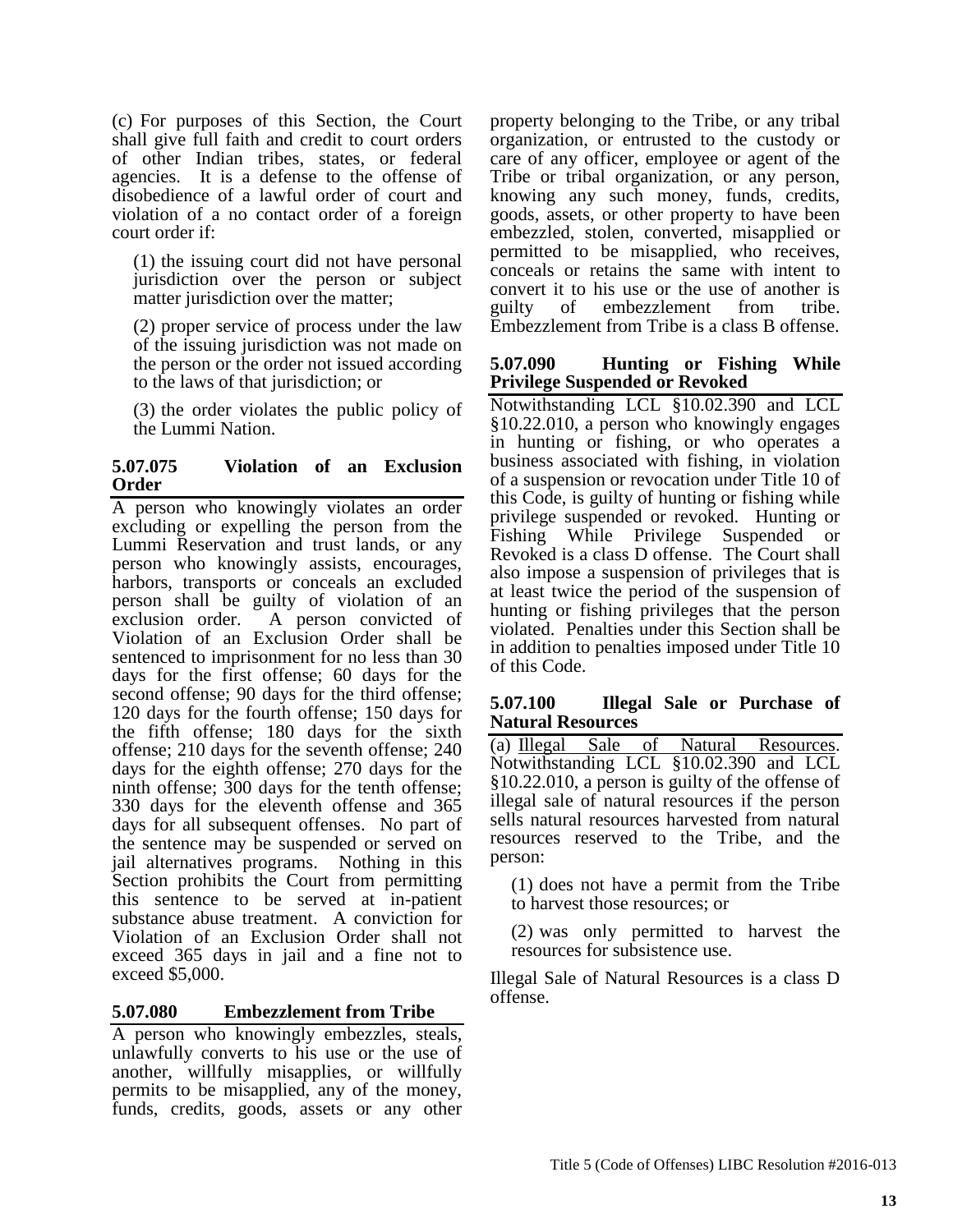(c) For purposes of this Section, the Court shall give full faith and credit to court orders of other Indian tribes, states, or federal agencies. It is a defense to the offense of disobedience of a lawful order of court and violation of a no contact order of a foreign court order if:

(1) the issuing court did not have personal jurisdiction over the person or subject matter jurisdiction over the matter;

(2) proper service of process under the law of the issuing jurisdiction was not made on the person or the order not issued according to the laws of that jurisdiction; or

(3) the order violates the public policy of the Lummi Nation.

### 5.07.075 Violation of an Exclusion Order

A person who knowingly violates an order excluding or expelling the person from the Lummi Reservation and trust lands, or any person who knowingly assists, encourages, harbors, transports or conceals an excluded person shall be guilty of violation of an exclusion order. A person convicted of Violation of an Exclusion Order shall be sentenced to imprisonment for no less than 30 days for the first offense; 60 days for the second offense; 90 days for the third offense; 120 days for the fourth offense; 150 days for the fifth offense; 180 days for the sixth offense; 210 days for the seventh offense; 240 days for the eighth offense; 270 days for the ninth offense; 300 days for the tenth offense; 330 days for the eleventh offense and 365 days for all subsequent offenses. No part of the sentence may be suspended or served on jail alternatives programs. Nothing in this Section prohibits the Court from permitting this sentence to be served at in-patient substance abuse treatment. A conviction for Violation of an Exclusion Order shall not exceed 365 days in jail and a fine not to exceed $5,000.

### 5.07.080 Embezzlement from Tribe

A person who knowingly embezzles, steals, unlawfully converts to his use or the use of another, willfully misapplies, or willfully permits to be misapplied, any of the money, funds, credits, goods, assets or any other property belonging to the Tribe, or any tribal organization, or entrusted to the custody or care of any officer, employee or agent of the Tribe or tribal organization, or any person, knowing any such money, funds, credits, goods, assets, or other property to have been embezzled, stolen, converted, misapplied or permitted to be misapplied, who receives, conceals or retains the same with intent to convert it to his use or the use of another is guilty of embezzlement from tribe. Embezzlement from Tribe is a class B offense.

### 5.07.090 Hunting or Fishing While Privilege Suspended or Revoked

Notwithstanding LCL §10.02.390 and LCL §10.22.010, a person who knowingly engages in hunting or fishing, or who operates a business associated with fishing, in violation of a suspension or revocation under Title 10 of this Code, is guilty of hunting or fishing while privilege suspended or revoked. Hunting or Fishing While Privilege Suspended or Revoked is a class D offense. The Court shall also impose a suspension of privileges that is at least twice the period of the suspension of hunting or fishing privileges that the person violated. Penalties under this Section shall be in addition to penalties imposed under Title 10 of this Code.

### 5.07.100 Illegal Sale or Purchase of Natural Resources

(a) Illegal Sale of Natural Resources. Notwithstanding LCL §10.02.390 and LCL §10.22.010, a person is guilty of the offense of illegal sale of natural resources if the person sells natural resources harvested from natural resources reserved to the Tribe, and the person:

(1) does not have a permit from the Tribe to harvest those resources; or

(2) was only permitted to harvest the resources for subsistence use.

Illegal Sale of Natural Resources is a class D offense.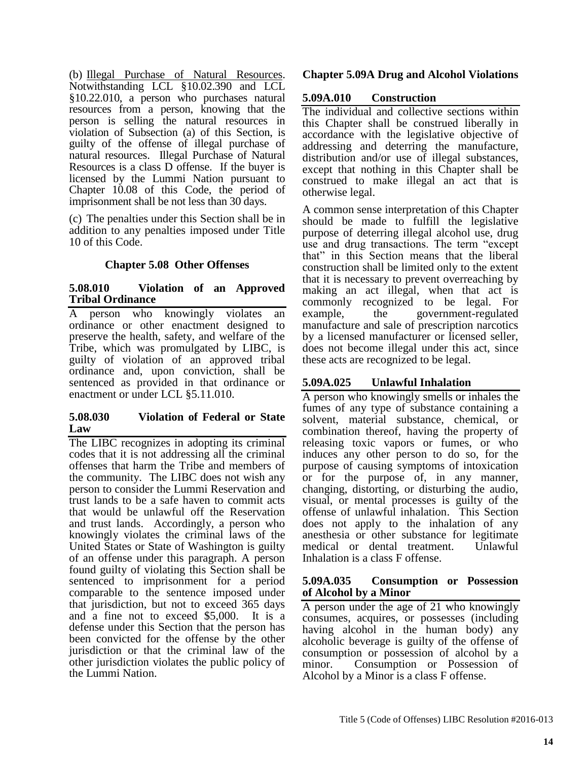(b) Illegal Purchase of Natural Resources. Notwithstanding LCL §10.02.390 and LCL §10.22.010, a person who purchases natural resources from a person, knowing that the person is selling the natural resources in violation of Subsection (a) of this Section, is guilty of the offense of illegal purchase of natural resources. Illegal Purchase of Natural Resources is a class D offense. If the buyer is licensed by the Lummi Nation pursuant to Chapter 10.08 of this Code, the period of imprisonment shall be not less than 30 days.

(c) The penalties under this Section shall be in addition to any penalties imposed under Title 10 of this Code.

## Chapter 5.08 Other Offenses

### 5.08.010 Violation of an Approved Tribal Ordinance

A person who knowingly violates an ordinance or other enactment designed to preserve the health, safety, and welfare of the Tribe, which was promulgated by LIBC, is guilty of violation of an approved tribal ordinance and, upon conviction, shall be sentenced as provided in that ordinance or enactment or under LCL §5.11.010.

### 5.08.030 Violation of Federal or State Law

The LIBC recognizes in adopting its criminal codes that it is not addressing all the criminal offenses that harm the Tribe and members of the community. The LIBC does not wish any person to consider the Lummi Reservation and trust lands to be a safe haven to commit acts that would be unlawful off the Reservation and trust lands. Accordingly, a person who knowingly violates the criminal laws of the United States or State of Washington is guilty of an offense under this paragraph. A person found guilty of violating this Section shall be sentenced to imprisonment for a period comparable to the sentence imposed under that jurisdiction, but not to exceed 365 days and a fine not to exceed $5,000. It is a defense under this Section that the person has been convicted for the offense by the other jurisdiction or that the criminal law of the other jurisdiction violates the public policy of the Lummi Nation.

## Chapter 5.09A Drug and Alcohol Violations

### 5.09A.010 Construction

The individual and collective sections within this Chapter shall be construed liberally in accordance with the legislative objective of addressing and deterring the manufacture, distribution and/or use of illegal substances, except that nothing in this Chapter shall be construed to make illegal an act that is otherwise legal.

A common sense interpretation of this Chapter should be made to fulfill the legislative purpose of deterring illegal alcohol use, drug use and drug transactions. The term "except that" in this Section means that the liberal construction shall be limited only to the extent that it is necessary to prevent overreaching by making an act illegal, when that act is commonly recognized to be legal. For example, the government-regulated manufacture and sale of prescription narcotics by a licensed manufacturer or licensed seller, does not become illegal under this act, since these acts are recognized to be legal.

### 5.09A.025 Unlawful Inhalation

A person who knowingly smells or inhales the fumes of any type of substance containing a solvent, material substance, chemical, or combination thereof, having the property of releasing toxic vapors or fumes, or who induces any other person to do so, for the purpose of causing symptoms of intoxication or for the purpose of, in any manner, changing, distorting, or disturbing the audio, visual, or mental processes is guilty of the offense of unlawful inhalation. This Section does not apply to the inhalation of any anesthesia or other substance for legitimate medical or dental treatment. Unlawful Inhalation is a class F offense.

### 5.09A.035 Consumption or Possession of Alcohol by a Minor

A person under the age of 21 who knowingly consumes, acquires, or possesses (including having alcohol in the human body) any alcoholic beverage is guilty of the offense of consumption or possession of alcohol by a minor. Consumption or Possession of Alcohol by a Minor is a class F offense.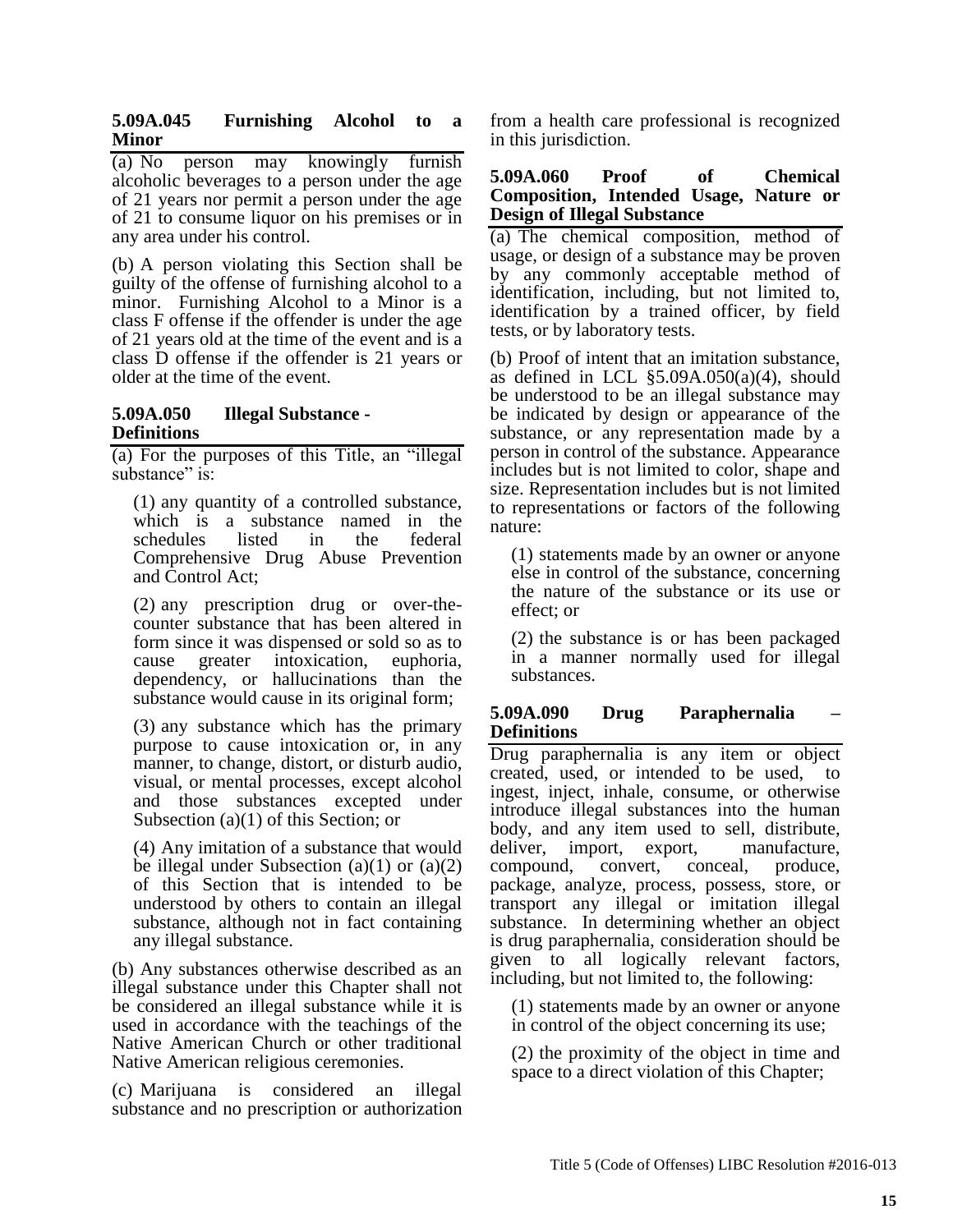### 5.09A.045 Furnishing Alcohol to a Minor

(a) No person may knowingly furnish alcoholic beverages to a person under the age of 21 years nor permit a person under the age of 21 to consume liquor on his premises or in any area under his control.

(b) A person violating this Section shall be guilty of the offense of furnishing alcohol to a minor. Furnishing Alcohol to a Minor is a class F offense if the offender is under the age of 21 years old at the time of the event and is a class D offense if the offender is 21 years or older at the time of the event.

### 5.09A.050 Illegal Substance - Definitions

(a) For the purposes of this Title, an "illegal substance" is:

(1) any quantity of a controlled substance, which is a substance named in the schedules listed in the federal Comprehensive Drug Abuse Prevention and Control Act;

(2) any prescription drug or over-the-counter substance that has been altered in form since it was dispensed or sold so as to cause greater intoxication, euphoria, dependency, or hallucinations than the substance would cause in its original form;

(3) any substance which has the primary purpose to cause intoxication or, in any manner, to change, distort, or disturb audio, visual, or mental processes, except alcohol and those substances excepted under Subsection (a)(1) of this Section; or

(4) Any imitation of a substance that would be illegal under Subsection (a)(1) or (a)(2) of this Section that is intended to be understood by others to contain an illegal substance, although not in fact containing any illegal substance.

(b) Any substances otherwise described as an illegal substance under this Chapter shall not be considered an illegal substance while it is used in accordance with the teachings of the Native American Church or other traditional Native American religious ceremonies.

(c) Marijuana is considered an illegal substance and no prescription or authorization from a health care professional is recognized in this jurisdiction.

### 5.09A.060 Proof of Chemical Composition, Intended Usage, Nature or Design of Illegal Substance

(a) The chemical composition, method of usage, or design of a substance may be proven by any commonly acceptable method of identification, including, but not limited to, identification by a trained officer, by field tests, or by laboratory tests.

(b) Proof of intent that an imitation substance, as defined in LCL §5.09A.050(a)(4), should be understood to be an illegal substance may be indicated by design or appearance of the substance, or any representation made by a person in control of the substance. Appearance includes but is not limited to color, shape and size. Representation includes but is not limited to representations or factors of the following nature:

(1) statements made by an owner or anyone else in control of the substance, concerning the nature of the substance or its use or effect; or

(2) the substance is or has been packaged in a manner normally used for illegal substances.

### 5.09A.090 Drug Paraphernalia – Definitions

Drug paraphernalia is any item or object created, used, or intended to be used, to ingest, inject, inhale, consume, or otherwise introduce illegal substances into the human body, and any item used to sell, distribute, deliver, import, export, manufacture, compound, convert, conceal, produce, package, analyze, process, possess, store, or transport any illegal or imitation illegal substance. In determining whether an object is drug paraphernalia, consideration should be given to all logically relevant factors, including, but not limited to, the following:

(1) statements made by an owner or anyone in control of the object concerning its use;

(2) the proximity of the object in time and space to a direct violation of this Chapter;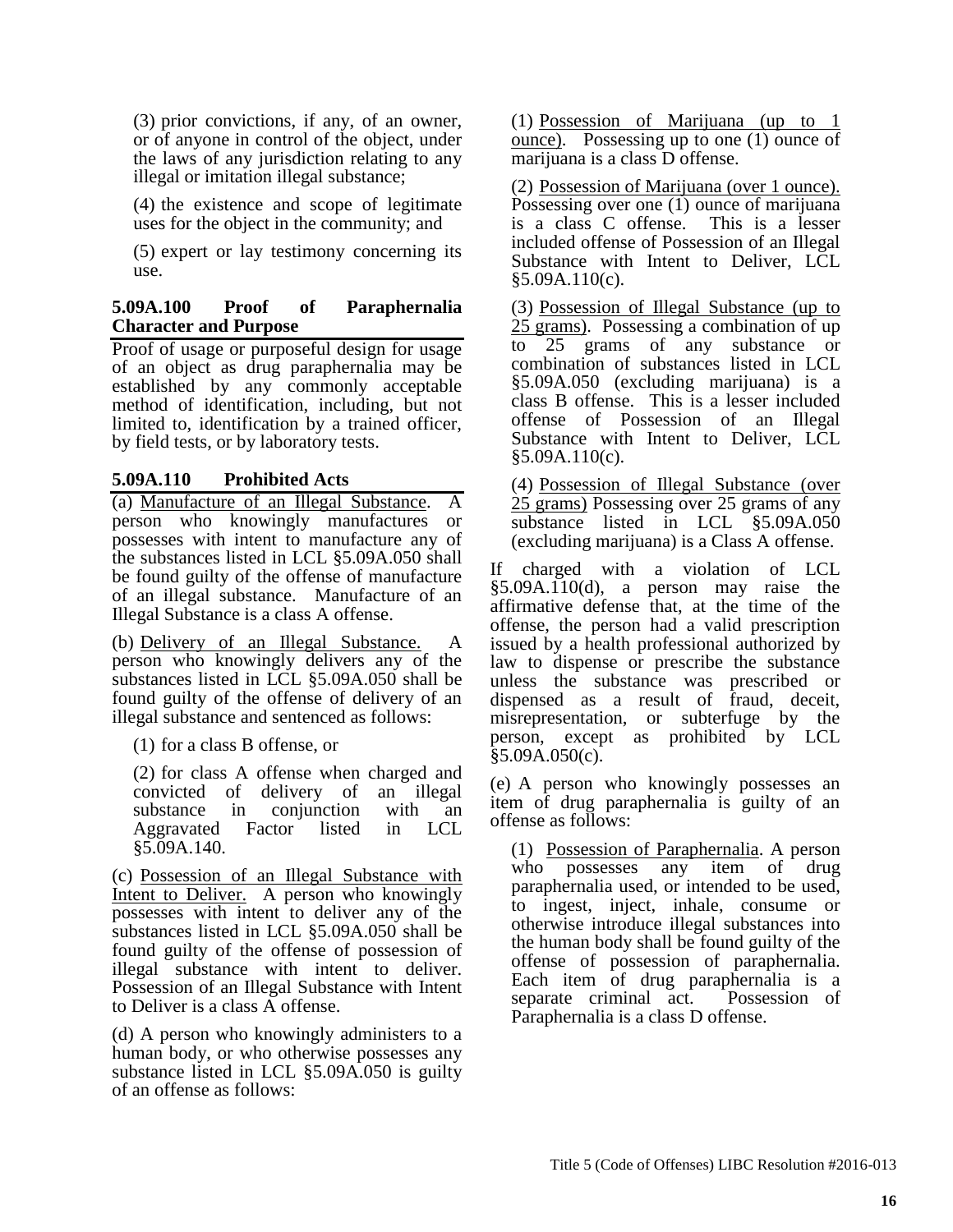(3) prior convictions, if any, of an owner, or of anyone in control of the object, under the laws of any jurisdiction relating to any illegal or imitation illegal substance;

(4) the existence and scope of legitimate uses for the object in the community; and

(5) expert or lay testimony concerning its use.

**5.09A.100 Proof of Paraphernalia Character and Purpose**

Proof of usage or purposeful design for usage of an object as drug paraphernalia may be established by any commonly acceptable method of identification, including, but not limited to, identification by a trained officer, by field tests, or by laboratory tests.

**5.09A.110 Prohibited Acts**

(a) Manufacture of an Illegal Substance. A person who knowingly manufactures or possesses with intent to manufacture any of the substances listed in LCL §5.09A.050 shall be found guilty of the offense of manufacture of an illegal substance. Manufacture of an Illegal Substance is a class A offense.

(b) Delivery of an Illegal Substance. A person who knowingly delivers any of the substances listed in LCL §5.09A.050 shall be found guilty of the offense of delivery of an illegal substance and sentenced as follows:

(1) for a class B offense, or

(2) for class A offense when charged and convicted of delivery of an illegal substance in conjunction with an Aggravated Factor listed in LCL §5.09A.140.

(c) Possession of an Illegal Substance with Intent to Deliver. A person who knowingly possesses with intent to deliver any of the substances listed in LCL §5.09A.050 shall be found guilty of the offense of possession of illegal substance with intent to deliver. Possession of an Illegal Substance with Intent to Deliver is a class A offense.

(d) A person who knowingly administers to a human body, or who otherwise possesses any substance listed in LCL §5.09A.050 is guilty of an offense as follows:

(1) Possession of Marijuana (up to 1 ounce). Possessing up to one (1) ounce of marijuana is a class D offense.

(2) Possession of Marijuana (over 1 ounce). Possessing over one (1) ounce of marijuana is a class C offense. This is a lesser included offense of Possession of an Illegal Substance with Intent to Deliver, LCL §5.09A.110(c).

(3) Possession of Illegal Substance (up to 25 grams). Possessing a combination of up to 25 grams of any substance or combination of substances listed in LCL §5.09A.050 (excluding marijuana) is a class B offense. This is a lesser included offense of Possession of an Illegal Substance with Intent to Deliver, LCL §5.09A.110(c).

(4) Possession of Illegal Substance (over 25 grams) Possessing over 25 grams of any substance listed in LCL §5.09A.050 (excluding marijuana) is a Class A offense.

If charged with a violation of LCL §5.09A.110(d), a person may raise the affirmative defense that, at the time of the offense, the person had a valid prescription issued by a health professional authorized by law to dispense or prescribe the substance unless the substance was prescribed or dispensed as a result of fraud, deceit, misrepresentation, or subterfuge by the person, except as prohibited by LCL §5.09A.050(c).

(e) A person who knowingly possesses an item of drug paraphernalia is guilty of an offense as follows:

(1) Possession of Paraphernalia. A person who possesses any item of drug paraphernalia used, or intended to be used, to ingest, inject, inhale, consume or otherwise introduce illegal substances into the human body shall be found guilty of the offense of possession of paraphernalia. Each item of drug paraphernalia is a separate criminal act. Possession of Paraphernalia is a class D offense.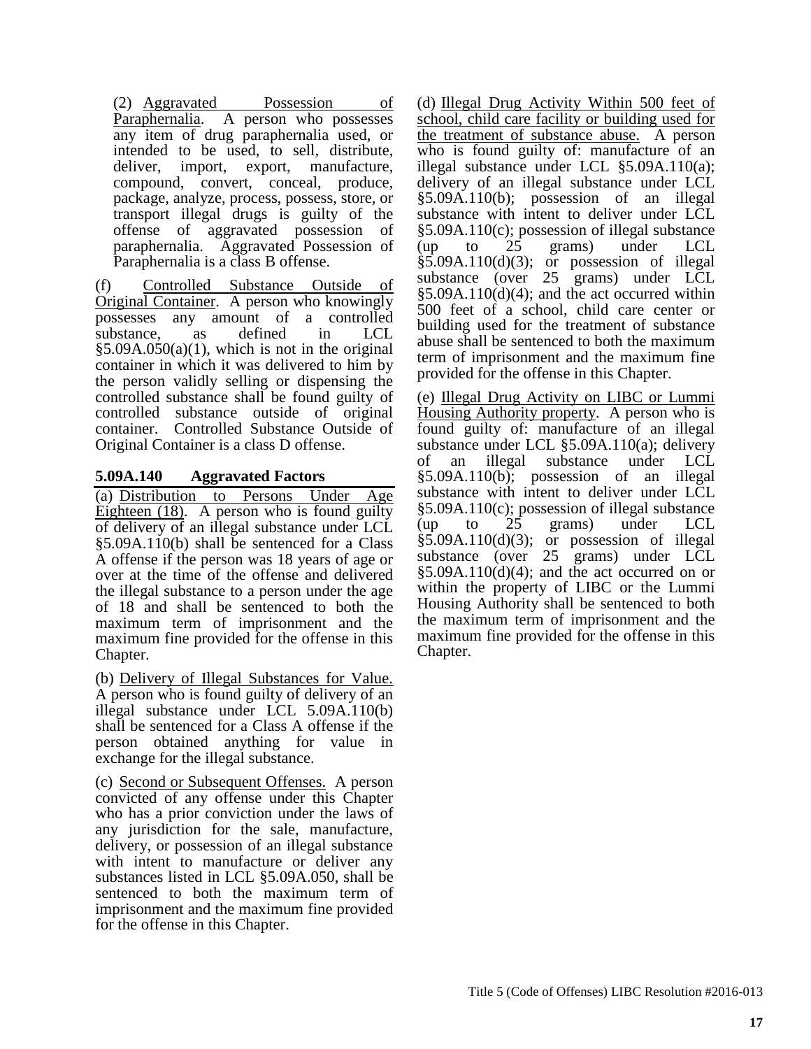(2) Aggravated Possession of Paraphernalia. A person who possesses any item of drug paraphernalia used, or intended to be used, to sell, distribute, deliver, import, export, manufacture, compound, convert, conceal, produce, package, analyze, process, possess, store, or transport illegal drugs is guilty of the offense of aggravated possession of paraphernalia. Aggravated Possession of Paraphernalia is a class B offense.

(f) Controlled Substance Outside of Original Container. A person who knowingly possesses any amount of a controlled substance, as defined in LCL §5.09A.050(a)(1), which is not in the original container in which it was delivered to him by the person validly selling or dispensing the controlled substance shall be found guilty of controlled substance outside of original container. Controlled Substance Outside of Original Container is a class D offense.

### 5.09A.140 Aggravated Factors

(a) Distribution to Persons Under Age Eighteen (18). A person who is found guilty of delivery of an illegal substance under LCL §5.09A.110(b) shall be sentenced for a Class A offense if the person was 18 years of age or over at the time of the offense and delivered the illegal substance to a person under the age of 18 and shall be sentenced to both the maximum term of imprisonment and the maximum fine provided for the offense in this Chapter.

(b) Delivery of Illegal Substances for Value. A person who is found guilty of delivery of an illegal substance under LCL 5.09A.110(b) shall be sentenced for a Class A offense if the person obtained anything for value in exchange for the illegal substance.

(c) Second or Subsequent Offenses. A person convicted of any offense under this Chapter who has a prior conviction under the laws of any jurisdiction for the sale, manufacture, delivery, or possession of an illegal substance with intent to manufacture or deliver any substances listed in LCL §5.09A.050, shall be sentenced to both the maximum term of imprisonment and the maximum fine provided for the offense in this Chapter.

(d) Illegal Drug Activity Within 500 feet of school, child care facility or building used for the treatment of substance abuse. A person who is found guilty of: manufacture of an illegal substance under LCL §5.09A.110(a); delivery of an illegal substance under LCL §5.09A.110(b); possession of an illegal substance with intent to deliver under LCL §5.09A.110(c); possession of illegal substance (up to 25 grams) under LCL §5.09A.110(d)(3); or possession of illegal substance (over 25 grams) under LCL §5.09A.110(d)(4); and the act occurred within 500 feet of a school, child care center or building used for the treatment of substance abuse shall be sentenced to both the maximum term of imprisonment and the maximum fine provided for the offense in this Chapter.

(e) Illegal Drug Activity on LIBC or Lummi Housing Authority property. A person who is found guilty of: manufacture of an illegal substance under LCL §5.09A.110(a); delivery of an illegal substance under LCL §5.09A.110(b); possession of an illegal substance with intent to deliver under LCL §5.09A.110(c); possession of illegal substance (up to 25 grams) under LCL §5.09A.110(d)(3); or possession of illegal substance (over 25 grams) under LCL §5.09A.110(d)(4); and the act occurred on or within the property of LIBC or the Lummi Housing Authority shall be sentenced to both the maximum term of imprisonment and the maximum fine provided for the offense in this Chapter.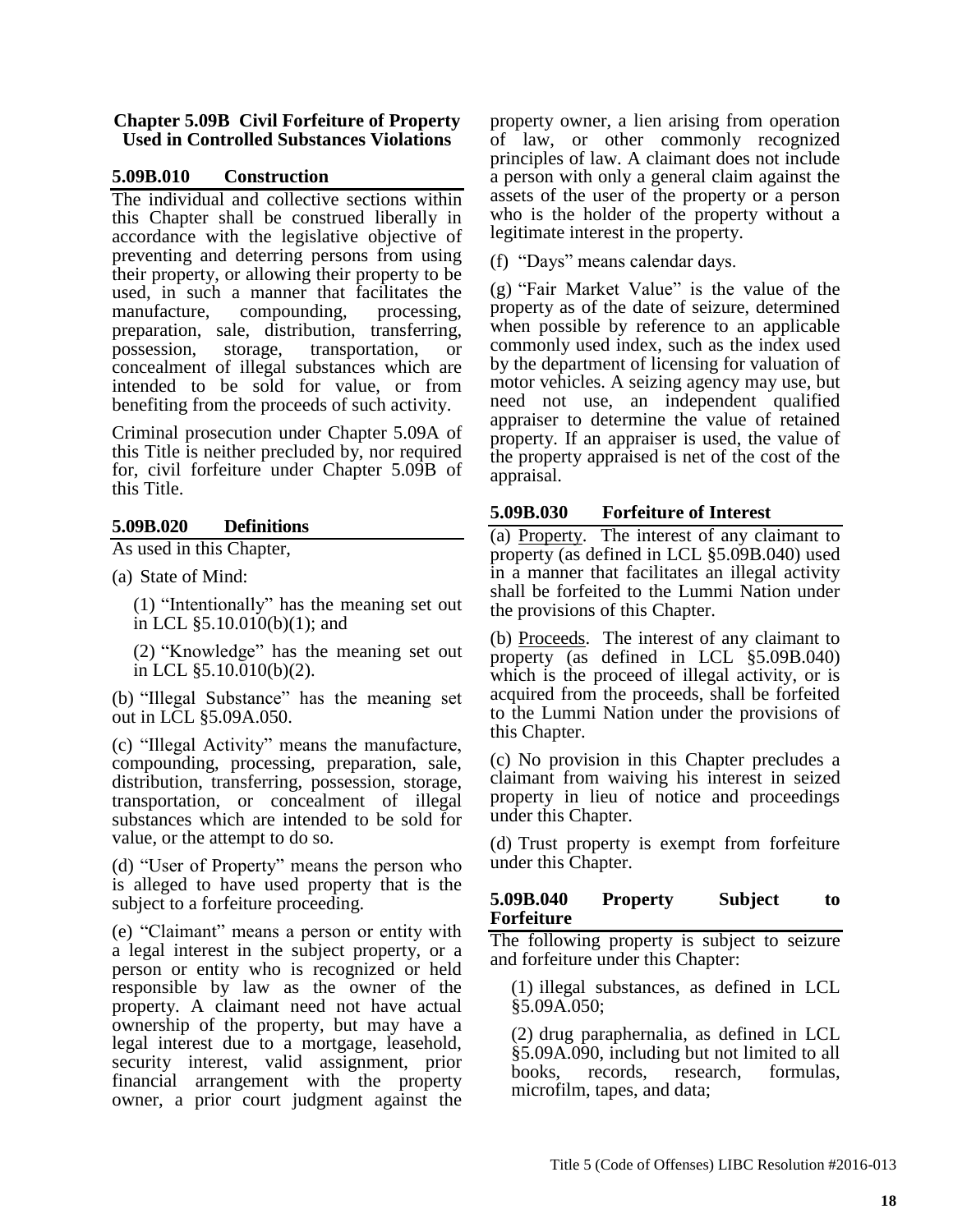## Chapter 5.09B Civil Forfeiture of Property Used in Controlled Substances Violations

### 5.09B.010 Construction

The individual and collective sections within this Chapter shall be construed liberally in accordance with the legislative objective of preventing and deterring persons from using their property, or allowing their property to be used, in such a manner that facilitates the manufacture, compounding, processing, preparation, sale, distribution, transferring, possession, storage, transportation, or concealment of illegal substances which are intended to be sold for value, or from benefiting from the proceeds of such activity.

Criminal prosecution under Chapter 5.09A of this Title is neither precluded by, nor required for, civil forfeiture under Chapter 5.09B of this Title.

### 5.09B.020 Definitions

As used in this Chapter,

(a) State of Mind:

(1) "Intentionally" has the meaning set out in LCL §5.10.010(b)(1); and

(2) "Knowledge" has the meaning set out in LCL §5.10.010(b)(2).

(b) "Illegal Substance" has the meaning set out in LCL §5.09A.050.

(c) "Illegal Activity" means the manufacture, compounding, processing, preparation, sale, distribution, transferring, possession, storage, transportation, or concealment of illegal substances which are intended to be sold for value, or the attempt to do so.

(d) "User of Property" means the person who is alleged to have used property that is the subject to a forfeiture proceeding.

(e) "Claimant" means a person or entity with a legal interest in the subject property, or a person or entity who is recognized or held responsible by law as the owner of the property. A claimant need not have actual ownership of the property, but may have a legal interest due to a mortgage, leasehold, security interest, valid assignment, prior financial arrangement with the property owner, a prior court judgment against the property owner, a lien arising from operation of law, or other commonly recognized principles of law. A claimant does not include a person with only a general claim against the assets of the user of the property or a person who is the holder of the property without a legitimate interest in the property.

(f) "Days" means calendar days.

(g) "Fair Market Value" is the value of the property as of the date of seizure, determined when possible by reference to an applicable commonly used index, such as the index used by the department of licensing for valuation of motor vehicles. A seizing agency may use, but need not use, an independent qualified appraiser to determine the value of retained property. If an appraiser is used, the value of the property appraised is net of the cost of the appraisal.

### 5.09B.030 Forfeiture of Interest

(a) Property. The interest of any claimant to property (as defined in LCL §5.09B.040) used in a manner that facilitates an illegal activity shall be forfeited to the Lummi Nation under the provisions of this Chapter.

(b) Proceeds. The interest of any claimant to property (as defined in LCL §5.09B.040) which is the proceed of illegal activity, or is acquired from the proceeds, shall be forfeited to the Lummi Nation under the provisions of this Chapter.

(c) No provision in this Chapter precludes a claimant from waiving his interest in seized property in lieu of notice and proceedings under this Chapter.

(d) Trust property is exempt from forfeiture under this Chapter.

### 5.09B.040 Property Subject to Forfeiture

The following property is subject to seizure and forfeiture under this Chapter:

(1) illegal substances, as defined in LCL §5.09A.050;

(2) drug paraphernalia, as defined in LCL §5.09A.090, including but not limited to all books, records, research, formulas, microfilm, tapes, and data;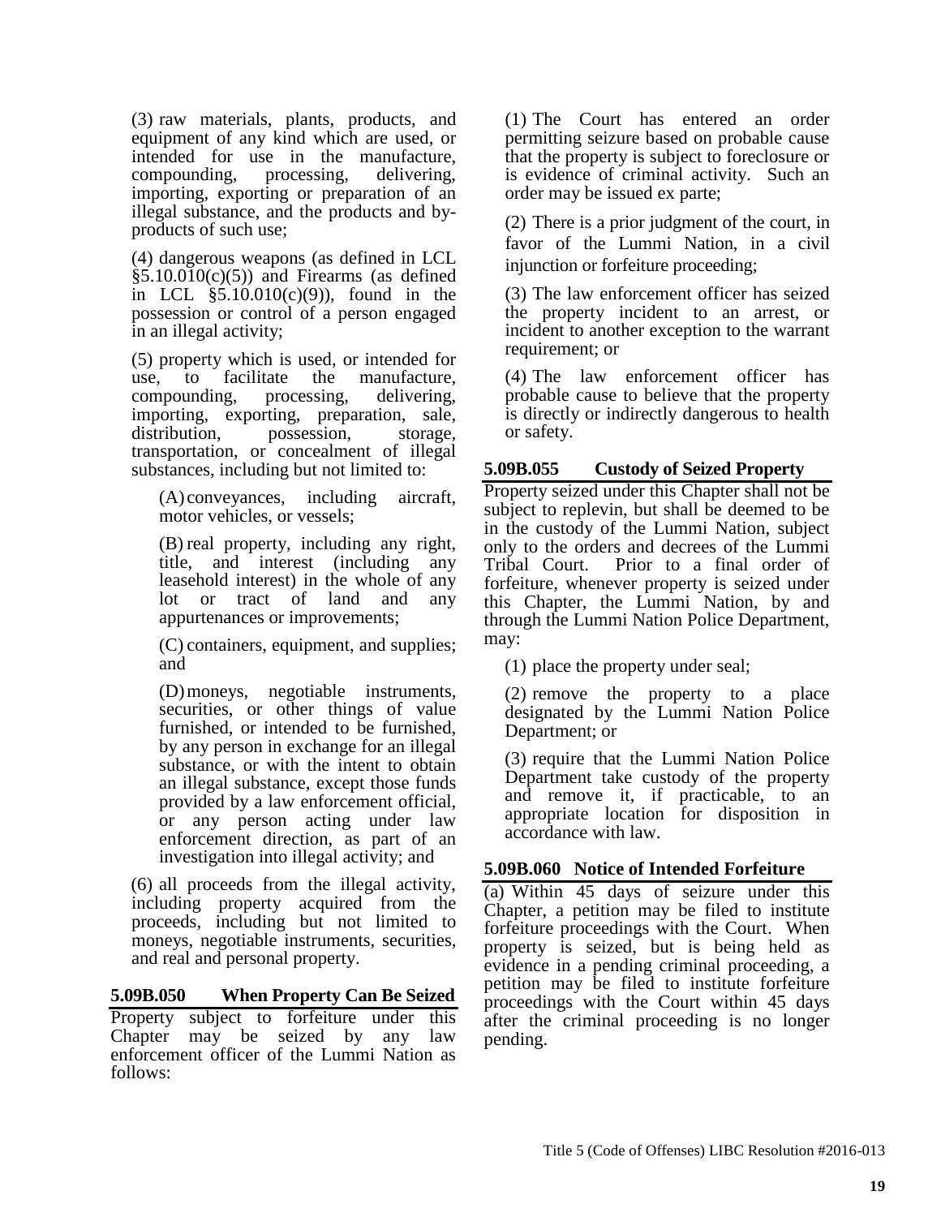(3) raw materials, plants, products, and equipment of any kind which are used, or intended for use in the manufacture, compounding, processing, delivering, importing, exporting or preparation of an illegal substance, and the products and by-products of such use;

(4) dangerous weapons (as defined in LCL §5.10.010(c)(5)) and Firearms (as defined in LCL §5.10.010(c)(9)), found in the possession or control of a person engaged in an illegal activity;

(5) property which is used, or intended for use, to facilitate the manufacture, compounding, processing, delivering, importing, exporting, preparation, sale, distribution, possession, storage, transportation, or concealment of illegal substances, including but not limited to:

(A) conveyances, including aircraft, motor vehicles, or vessels;

(B) real property, including any right, title, and interest (including any leasehold interest) in the whole of any lot or tract of land and any appurtenances or improvements;

(C) containers, equipment, and supplies; and

(D) moneys, negotiable instruments, securities, or other things of value furnished, or intended to be furnished, by any person in exchange for an illegal substance, or with the intent to obtain an illegal substance, except those funds provided by a law enforcement official, or any person acting under law enforcement direction, as part of an investigation into illegal activity; and

(6) all proceeds from the illegal activity, including property acquired from the proceeds, including but not limited to moneys, negotiable instruments, securities, and real and personal property.

### 5.09B.050 When Property Can Be Seized

Property subject to forfeiture under this Chapter may be seized by any law enforcement officer of the Lummi Nation as follows:

(1) The Court has entered an order permitting seizure based on probable cause that the property is subject to foreclosure or is evidence of criminal activity. Such an order may be issued ex parte;

(2) There is a prior judgment of the court, in favor of the Lummi Nation, in a civil injunction or forfeiture proceeding;

(3) The law enforcement officer has seized the property incident to an arrest, or incident to another exception to the warrant requirement; or

(4) The law enforcement officer has probable cause to believe that the property is directly or indirectly dangerous to health or safety.

### 5.09B.055 Custody of Seized Property

Property seized under this Chapter shall not be subject to replevin, but shall be deemed to be in the custody of the Lummi Nation, subject only to the orders and decrees of the Lummi Tribal Court. Prior to a final order of forfeiture, whenever property is seized under this Chapter, the Lummi Nation, by and through the Lummi Nation Police Department, may:

(1) place the property under seal;

(2) remove the property to a place designated by the Lummi Nation Police Department; or

(3) require that the Lummi Nation Police Department take custody of the property and remove it, if practicable, to an appropriate location for disposition in accordance with law.

### 5.09B.060 Notice of Intended Forfeiture

(a) Within 45 days of seizure under this Chapter, a petition may be filed to institute forfeiture proceedings with the Court. When property is seized, but is being held as evidence in a pending criminal proceeding, a petition may be filed to institute forfeiture proceedings with the Court within 45 days after the criminal proceeding is no longer pending.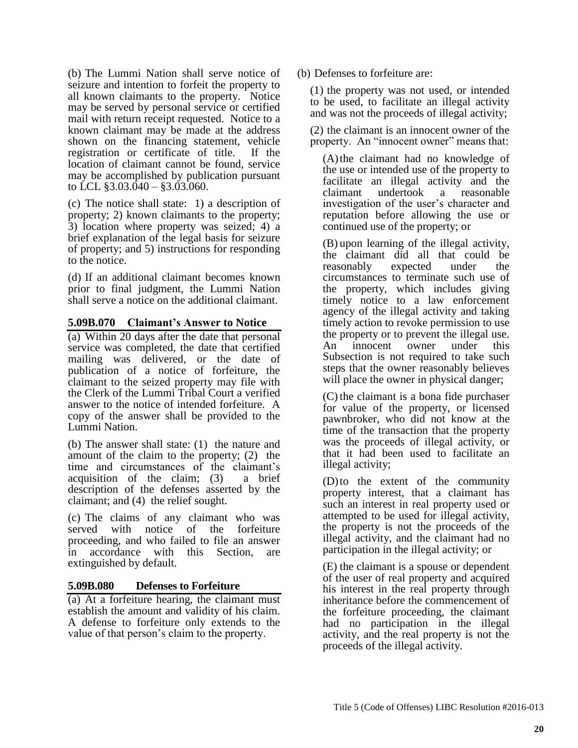(b) The Lummi Nation shall serve notice of seizure and intention to forfeit the property to all known claimants to the property. Notice may be served by personal service or certified mail with return receipt requested. Notice to a known claimant may be made at the address shown on the financing statement, vehicle registration or certificate of title. If the location of claimant cannot be found, service may be accomplished by publication pursuant to LCL §3.03.040 – §3.03.060.

(c) The notice shall state: 1) a description of property; 2) known claimants to the property; 3) location where property was seized; 4) a brief explanation of the legal basis for seizure of property; and 5) instructions for responding to the notice.

(d) If an additional claimant becomes known prior to final judgment, the Lummi Nation shall serve a notice on the additional claimant.

### 5.09B.070 Claimant's Answer to Notice

(a) Within 20 days after the date that personal service was completed, the date that certified mailing was delivered, or the date of publication of a notice of forfeiture, the claimant to the seized property may file with the Clerk of the Lummi Tribal Court a verified answer to the notice of intended forfeiture. A copy of the answer shall be provided to the Lummi Nation.

(b) The answer shall state: (1) the nature and amount of the claim to the property; (2) the time and circumstances of the claimant's acquisition of the claim; (3) a brief description of the defenses asserted by the claimant; and (4) the relief sought.

(c) The claims of any claimant who was served with notice of the forfeiture proceeding, and who failed to file an answer in accordance with this Section, are extinguished by default.

### 5.09B.080 Defenses to Forfeiture

(a) At a forfeiture hearing, the claimant must establish the amount and validity of his claim. A defense to forfeiture only extends to the value of that person's claim to the property.

(b) Defenses to forfeiture are:

(1) the property was not used, or intended to be used, to facilitate an illegal activity and was not the proceeds of illegal activity;

(2) the claimant is an innocent owner of the property. An "innocent owner" means that:

(A) the claimant had no knowledge of the use or intended use of the property to facilitate an illegal activity and the claimant undertook a reasonable investigation of the user's character and reputation before allowing the use or continued use of the property; or

(B) upon learning of the illegal activity, the claimant did all that could be reasonably expected under the circumstances to terminate such use of the property, which includes giving timely notice to a law enforcement agency of the illegal activity and taking timely action to revoke permission to use the property or to prevent the illegal use. An innocent owner under this Subsection is not required to take such steps that the owner reasonably believes will place the owner in physical danger;

(C) the claimant is a bona fide purchaser for value of the property, or licensed pawnbroker, who did not know at the time of the transaction that the property was the proceeds of illegal activity, or that it had been used to facilitate an illegal activity;

(D) to the extent of the community property interest, that a claimant has such an interest in real property used or attempted to be used for illegal activity, the property is not the proceeds of the illegal activity, and the claimant had no participation in the illegal activity; or

(E) the claimant is a spouse or dependent of the user of real property and acquired his interest in the real property through inheritance before the commencement of the forfeiture proceeding, the claimant had no participation in the illegal activity, and the real property is not the proceeds of the illegal activity.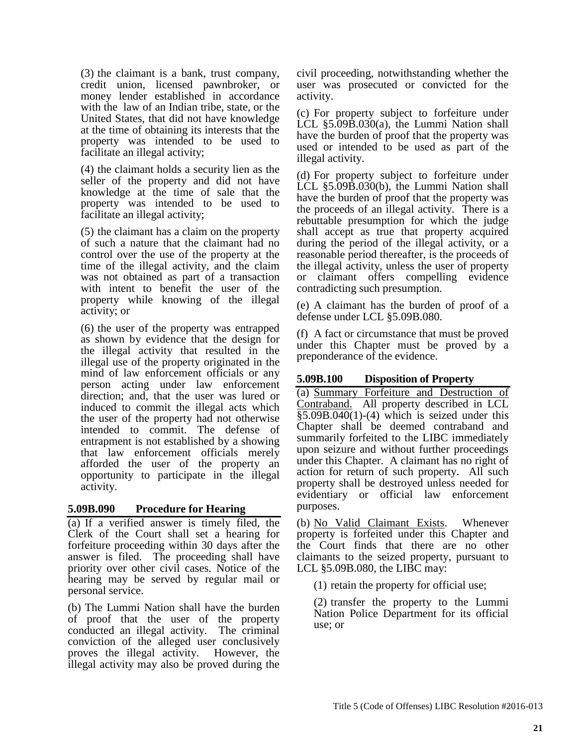(3) the claimant is a bank, trust company, credit union, licensed pawnbroker, or money lender established in accordance with the law of an Indian tribe, state, or the United States, that did not have knowledge at the time of obtaining its interests that the property was intended to be used to facilitate an illegal activity;

(4) the claimant holds a security lien as the seller of the property and did not have knowledge at the time of sale that the property was intended to be used to facilitate an illegal activity;

(5) the claimant has a claim on the property of such a nature that the claimant had no control over the use of the property at the time of the illegal activity, and the claim was not obtained as part of a transaction with intent to benefit the user of the property while knowing of the illegal activity; or

(6) the user of the property was entrapped as shown by evidence that the design for the illegal activity that resulted in the illegal use of the property originated in the mind of law enforcement officials or any person acting under law enforcement direction; and, that the user was lured or induced to commit the illegal acts which the user of the property had not otherwise intended to commit. The defense of entrapment is not established by a showing that law enforcement officials merely afforded the user of the property an opportunity to participate in the illegal activity.

### 5.09B.090 Procedure for Hearing

(a) If a verified answer is timely filed, the Clerk of the Court shall set a hearing for forfeiture proceeding within 30 days after the answer is filed. The proceeding shall have priority over other civil cases. Notice of the hearing may be served by regular mail or personal service.

(b) The Lummi Nation shall have the burden of proof that the user of the property conducted an illegal activity. The criminal conviction of the alleged user conclusively proves the illegal activity. However, the illegal activity may also be proved during the civil proceeding, notwithstanding whether the user was prosecuted or convicted for the activity.

(c) For property subject to forfeiture under LCL §5.09B.030(a), the Lummi Nation shall have the burden of proof that the property was used or intended to be used as part of the illegal activity.

(d) For property subject to forfeiture under LCL §5.09B.030(b), the Lummi Nation shall have the burden of proof that the property was the proceeds of an illegal activity. There is a rebuttable presumption for which the judge shall accept as true that property acquired during the period of the illegal activity, or a reasonable period thereafter, is the proceeds of the illegal activity, unless the user of property or claimant offers compelling evidence contradicting such presumption.

(e) A claimant has the burden of proof of a defense under LCL §5.09B.080.

(f) A fact or circumstance that must be proved under this Chapter must be proved by a preponderance of the evidence.

### 5.09B.100 Disposition of Property

(a) Summary Forfeiture and Destruction of Contraband. All property described in LCL §5.09B.040(1)-(4) which is seized under this Chapter shall be deemed contraband and summarily forfeited to the LIBC immediately upon seizure and without further proceedings under this Chapter. A claimant has no right of action for return of such property. All such property shall be destroyed unless needed for evidentiary or official law enforcement purposes.

(b) No Valid Claimant Exists. Whenever property is forfeited under this Chapter and the Court finds that there are no other claimants to the seized property, pursuant to LCL §5.09B.080, the LIBC may:

(1) retain the property for official use;

(2) transfer the property to the Lummi Nation Police Department for its official use; or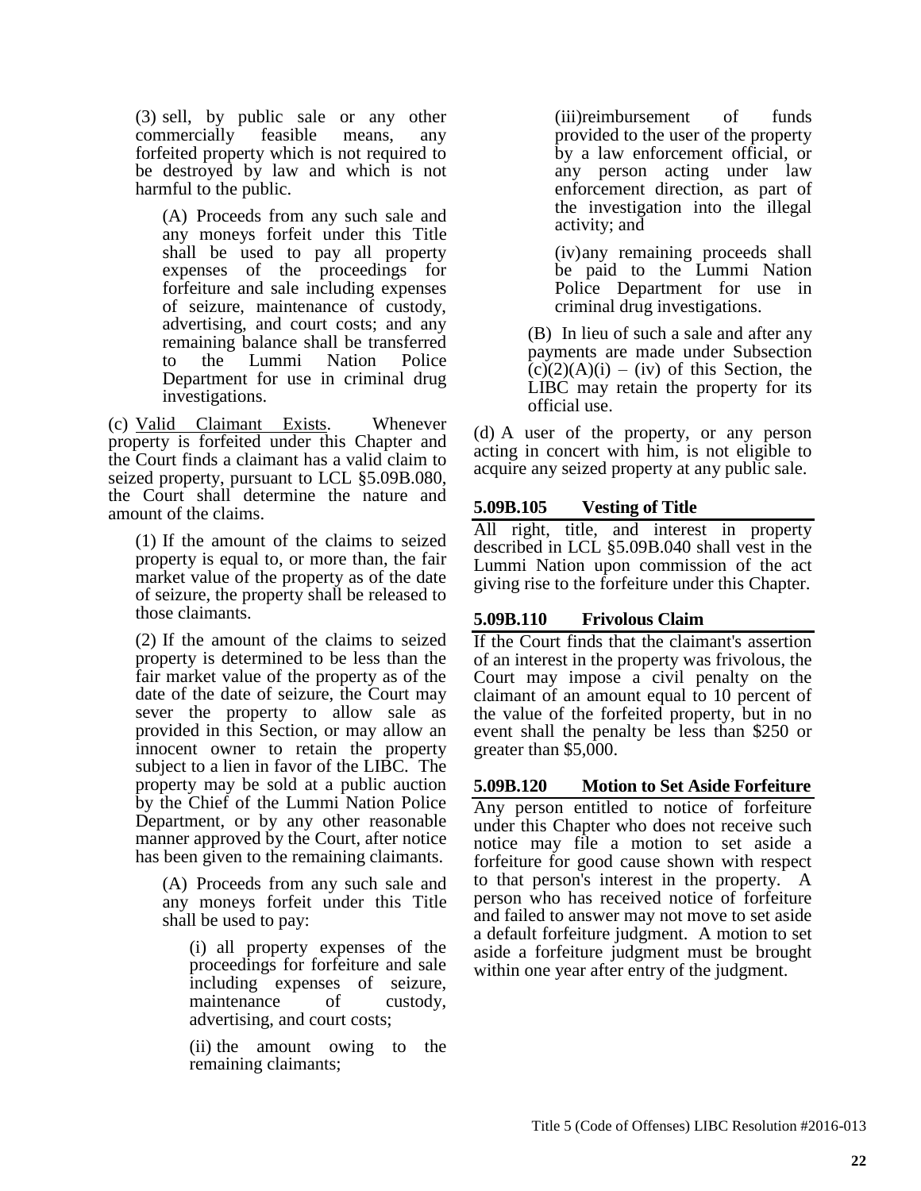(3) sell, by public sale or any other commercially feasible means, any forfeited property which is not required to be destroyed by law and which is not harmful to the public.

(A) Proceeds from any such sale and any moneys forfeit under this Title shall be used to pay all property expenses of the proceedings for forfeiture and sale including expenses of seizure, maintenance of custody, advertising, and court costs; and any remaining balance shall be transferred to the Lummi Nation Police Department for use in criminal drug investigations.

(c) Valid Claimant Exists. Whenever property is forfeited under this Chapter and the Court finds a claimant has a valid claim to seized property, pursuant to LCL §5.09B.080, the Court shall determine the nature and amount of the claims.

(1) If the amount of the claims to seized property is equal to, or more than, the fair market value of the property as of the date of seizure, the property shall be released to those claimants.

(2) If the amount of the claims to seized property is determined to be less than the fair market value of the property as of the date of the date of seizure, the Court may sever the property to allow sale as provided in this Section, or may allow an innocent owner to retain the property subject to a lien in favor of the LIBC. The property may be sold at a public auction by the Chief of the Lummi Nation Police Department, or by any other reasonable manner approved by the Court, after notice has been given to the remaining claimants.

(A) Proceeds from any such sale and any moneys forfeit under this Title shall be used to pay:

(i) all property expenses of the proceedings for forfeiture and sale including expenses of seizure, maintenance of custody, advertising, and court costs;

(ii) the amount owing to the remaining claimants;

(iii) reimbursement of funds provided to the user of the property by a law enforcement official, or any person acting under law enforcement direction, as part of the investigation into the illegal activity; and

(iv) any remaining proceeds shall be paid to the Lummi Nation Police Department for use in criminal drug investigations.

(B) In lieu of such a sale and after any payments are made under Subsection (c)(2)(A)(i) – (iv) of this Section, the LIBC may retain the property for its official use.

(d) A user of the property, or any person acting in concert with him, is not eligible to acquire any seized property at any public sale.

### 5.09B.105 Vesting of Title

All right, title, and interest in property described in LCL §5.09B.040 shall vest in the Lummi Nation upon commission of the act giving rise to the forfeiture under this Chapter.

### 5.09B.110 Frivolous Claim

If the Court finds that the claimant's assertion of an interest in the property was frivolous, the Court may impose a civil penalty on the claimant of an amount equal to 10 percent of the value of the forfeited property, but in no event shall the penalty be less than $250 or greater than $5,000.

### 5.09B.120 Motion to Set Aside Forfeiture

Any person entitled to notice of forfeiture under this Chapter who does not receive such notice may file a motion to set aside a forfeiture for good cause shown with respect to that person's interest in the property. A person who has received notice of forfeiture and failed to answer may not move to set aside a default forfeiture judgment. A motion to set aside a forfeiture judgment must be brought within one year after entry of the judgment.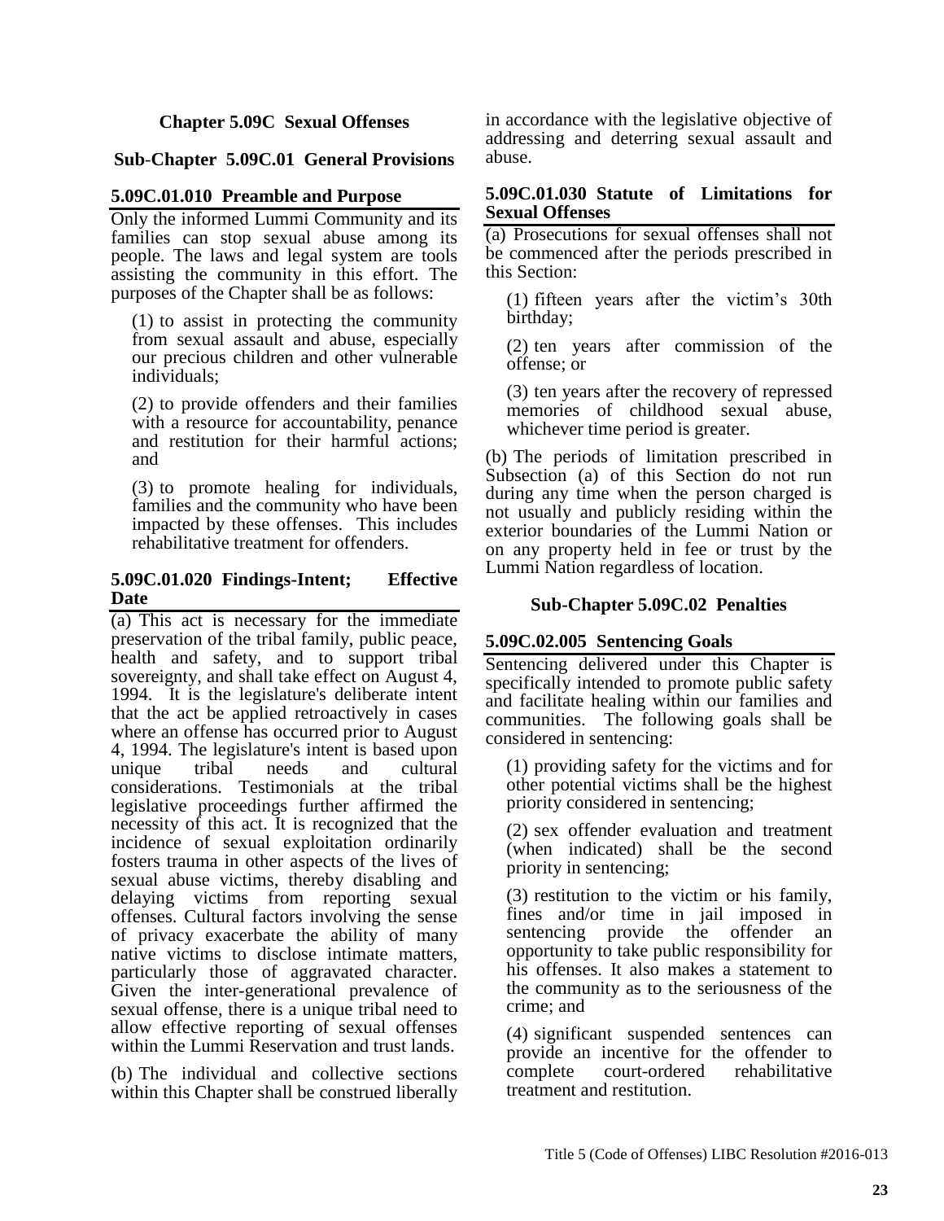## Chapter 5.09C Sexual Offenses

### Sub-Chapter 5.09C.01 General Provisions

#### 5.09C.01.010 Preamble and Purpose

Only the informed Lummi Community and its families can stop sexual abuse among its people. The laws and legal system are tools assisting the community in this effort. The purposes of the Chapter shall be as follows:

(1) to assist in protecting the community from sexual assault and abuse, especially our precious children and other vulnerable individuals;

(2) to provide offenders and their families with a resource for accountability, penance and restitution for their harmful actions; and

(3) to promote healing for individuals, families and the community who have been impacted by these offenses. This includes rehabilitative treatment for offenders.

#### 5.09C.01.020 Findings-Intent; Effective Date

(a) This act is necessary for the immediate preservation of the tribal family, public peace, health and safety, and to support tribal sovereignty, and shall take effect on August 4, 1994. It is the legislature's deliberate intent that the act be applied retroactively in cases where an offense has occurred prior to August 4, 1994. The legislature's intent is based upon unique tribal needs and cultural considerations. Testimonials at the tribal legislative proceedings further affirmed the necessity of this act. It is recognized that the incidence of sexual exploitation ordinarily fosters trauma in other aspects of the lives of sexual abuse victims, thereby disabling and delaying victims from reporting sexual offenses. Cultural factors involving the sense of privacy exacerbate the ability of many native victims to disclose intimate matters, particularly those of aggravated character. Given the inter-generational prevalence of sexual offense, there is a unique tribal need to allow effective reporting of sexual offenses within the Lummi Reservation and trust lands.

(b) The individual and collective sections within this Chapter shall be construed liberally in accordance with the legislative objective of addressing and deterring sexual assault and abuse.

#### 5.09C.01.030 Statute of Limitations for Sexual Offenses

(a) Prosecutions for sexual offenses shall not be commenced after the periods prescribed in this Section:

(1) fifteen years after the victim's 30th birthday;

(2) ten years after commission of the offense; or

(3) ten years after the recovery of repressed memories of childhood sexual abuse, whichever time period is greater.

(b) The periods of limitation prescribed in Subsection (a) of this Section do not run during any time when the person charged is not usually and publicly residing within the exterior boundaries of the Lummi Nation or on any property held in fee or trust by the Lummi Nation regardless of location.

### Sub-Chapter 5.09C.02 Penalties

#### 5.09C.02.005 Sentencing Goals

Sentencing delivered under this Chapter is specifically intended to promote public safety and facilitate healing within our families and communities. The following goals shall be considered in sentencing:

(1) providing safety for the victims and for other potential victims shall be the highest priority considered in sentencing;

(2) sex offender evaluation and treatment (when indicated) shall be the second priority in sentencing;

(3) restitution to the victim or his family, fines and/or time in jail imposed in sentencing provide the offender an opportunity to take public responsibility for his offenses. It also makes a statement to the community as to the seriousness of the crime; and

(4) significant suspended sentences can provide an incentive for the offender to complete court-ordered rehabilitative treatment and restitution.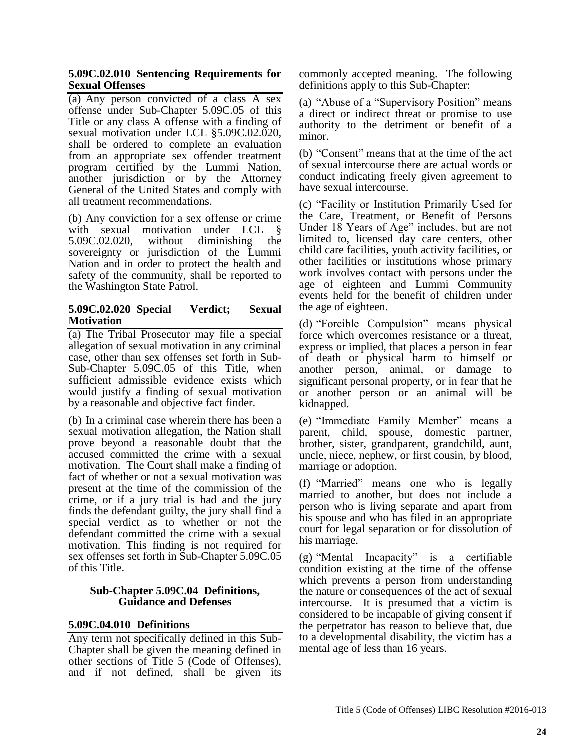### 5.09C.02.010 Sentencing Requirements for Sexual Offenses

(a) Any person convicted of a class A sex offense under Sub-Chapter 5.09C.05 of this Title or any class A offense with a finding of sexual motivation under LCL §5.09C.02.020, shall be ordered to complete an evaluation from an appropriate sex offender treatment program certified by the Lummi Nation, another jurisdiction or by the Attorney General of the United States and comply with all treatment recommendations.

(b) Any conviction for a sex offense or crime with sexual motivation under LCL § 5.09C.02.020, without diminishing the sovereignty or jurisdiction of the Lummi Nation and in order to protect the health and safety of the community, shall be reported to the Washington State Patrol.

### 5.09C.02.020 Special Verdict; Sexual Motivation

(a) The Tribal Prosecutor may file a special allegation of sexual motivation in any criminal case, other than sex offenses set forth in Sub-Sub-Chapter 5.09C.05 of this Title, when sufficient admissible evidence exists which would justify a finding of sexual motivation by a reasonable and objective fact finder.

(b) In a criminal case wherein there has been a sexual motivation allegation, the Nation shall prove beyond a reasonable doubt that the accused committed the crime with a sexual motivation. The Court shall make a finding of fact of whether or not a sexual motivation was present at the time of the commission of the crime, or if a jury trial is had and the jury finds the defendant guilty, the jury shall find a special verdict as to whether or not the defendant committed the crime with a sexual motivation. This finding is not required for sex offenses set forth in Sub-Chapter 5.09C.05 of this Title.

## Sub-Chapter 5.09C.04 Definitions, Guidance and Defenses

### 5.09C.04.010 Definitions

Any term not specifically defined in this Sub-Chapter shall be given the meaning defined in other sections of Title 5 (Code of Offenses), and if not defined, shall be given its commonly accepted meaning. The following definitions apply to this Sub-Chapter:

(a) "Abuse of a "Supervisory Position" means a direct or indirect threat or promise to use authority to the detriment or benefit of a minor.

(b) "Consent" means that at the time of the act of sexual intercourse there are actual words or conduct indicating freely given agreement to have sexual intercourse.

(c) "Facility or Institution Primarily Used for the Care, Treatment, or Benefit of Persons Under 18 Years of Age" includes, but are not limited to, licensed day care centers, other child care facilities, youth activity facilities, or other facilities or institutions whose primary work involves contact with persons under the age of eighteen and Lummi Community events held for the benefit of children under the age of eighteen.

(d) "Forcible Compulsion" means physical force which overcomes resistance or a threat, express or implied, that places a person in fear of death or physical harm to himself or another person, animal, or damage to significant personal property, or in fear that he or another person or an animal will be kidnapped.

(e) "Immediate Family Member" means a parent, child, spouse, domestic partner, brother, sister, grandparent, grandchild, aunt, uncle, niece, nephew, or first cousin, by blood, marriage or adoption.

(f) "Married" means one who is legally married to another, but does not include a person who is living separate and apart from his spouse and who has filed in an appropriate court for legal separation or for dissolution of his marriage.

(g) "Mental Incapacity" is a certifiable condition existing at the time of the offense which prevents a person from understanding the nature or consequences of the act of sexual intercourse. It is presumed that a victim is considered to be incapable of giving consent if the perpetrator has reason to believe that, due to a developmental disability, the victim has a mental age of less than 16 years.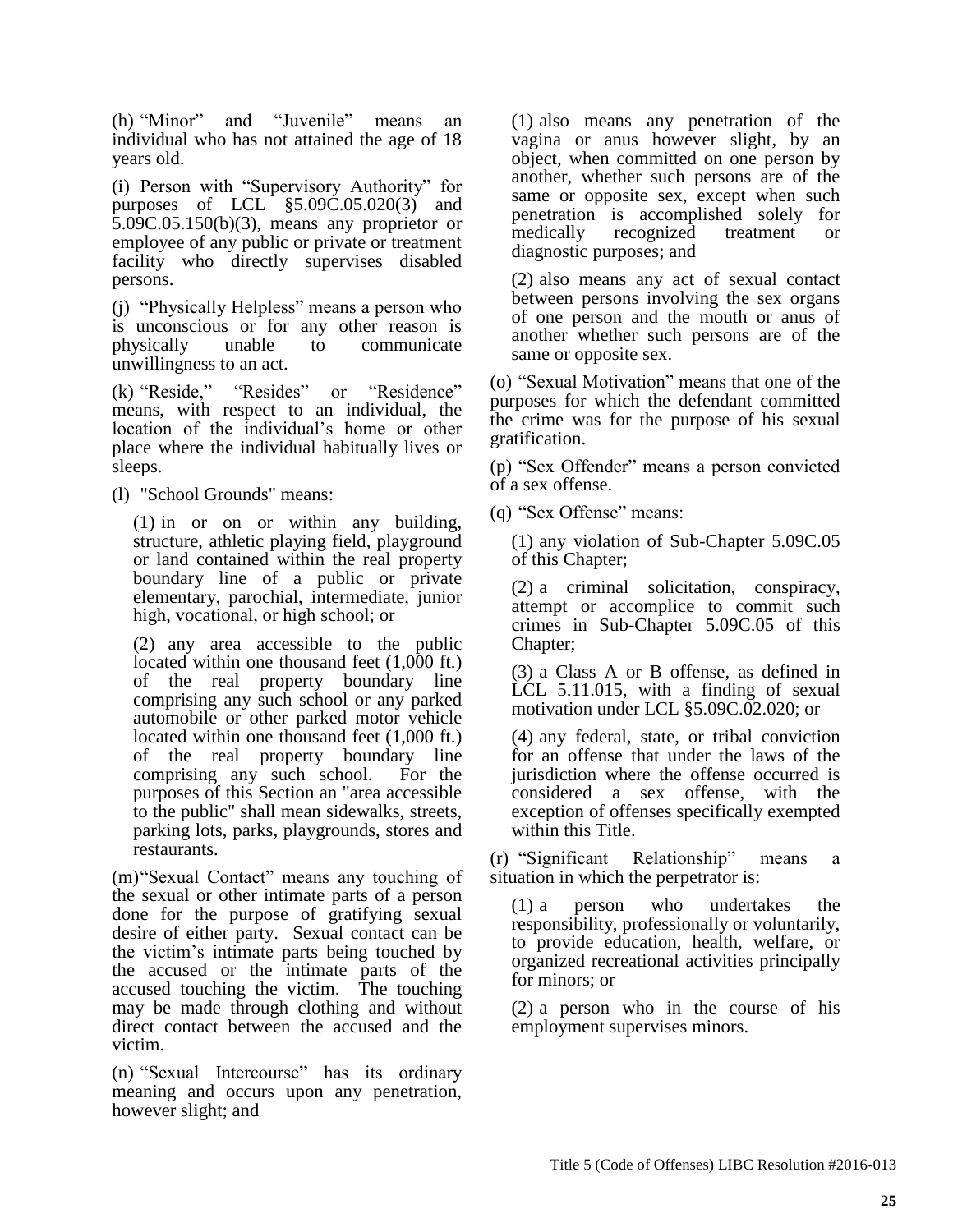(h) "Minor" and "Juvenile" means an individual who has not attained the age of 18 years old.

(i) Person with "Supervisory Authority" for purposes of LCL §5.09C.05.020(3) and 5.09C.05.150(b)(3), means any proprietor or employee of any public or private or treatment facility who directly supervises disabled persons.

(j) "Physically Helpless" means a person who is unconscious or for any other reason is physically unable to communicate unwillingness to an act.

(k) "Reside," "Resides" or "Residence" means, with respect to an individual, the location of the individual's home or other place where the individual habitually lives or sleeps.

(l) "School Grounds" means:

(1) in or on or within any building, structure, athletic playing field, playground or land contained within the real property boundary line of a public or private elementary, parochial, intermediate, junior high, vocational, or high school; or

(2) any area accessible to the public located within one thousand feet (1,000 ft.) of the real property boundary line comprising any such school or any parked automobile or other parked motor vehicle located within one thousand feet (1,000 ft.) of the real property boundary line comprising any such school. For the purposes of this Section an "area accessible to the public" shall mean sidewalks, streets, parking lots, parks, playgrounds, stores and restaurants.

(m) "Sexual Contact" means any touching of the sexual or other intimate parts of a person done for the purpose of gratifying sexual desire of either party. Sexual contact can be the victim's intimate parts being touched by the accused or the intimate parts of the accused touching the victim. The touching may be made through clothing and without direct contact between the accused and the victim.

(n) "Sexual Intercourse" has its ordinary meaning and occurs upon any penetration, however slight; and

(1) also means any penetration of the vagina or anus however slight, by an object, when committed on one person by another, whether such persons are of the same or opposite sex, except when such penetration is accomplished solely for medically recognized treatment or diagnostic purposes; and

(2) also means any act of sexual contact between persons involving the sex organs of one person and the mouth or anus of another whether such persons are of the same or opposite sex.

(o) "Sexual Motivation" means that one of the purposes for which the defendant committed the crime was for the purpose of his sexual gratification.

(p) "Sex Offender" means a person convicted of a sex offense.

(q) "Sex Offense" means:

(1) any violation of Sub-Chapter 5.09C.05 of this Chapter;

(2) a criminal solicitation, conspiracy, attempt or accomplice to commit such crimes in Sub-Chapter 5.09C.05 of this Chapter;

(3) a Class A or B offense, as defined in LCL 5.11.015, with a finding of sexual motivation under LCL §5.09C.02.020; or

(4) any federal, state, or tribal conviction for an offense that under the laws of the jurisdiction where the offense occurred is considered a sex offense, with the exception of offenses specifically exempted within this Title.

(r) "Significant Relationship" means a situation in which the perpetrator is:

(1) a person who undertakes the responsibility, professionally or voluntarily, to provide education, health, welfare, or organized recreational activities principally for minors; or

(2) a person who in the course of his employment supervises minors.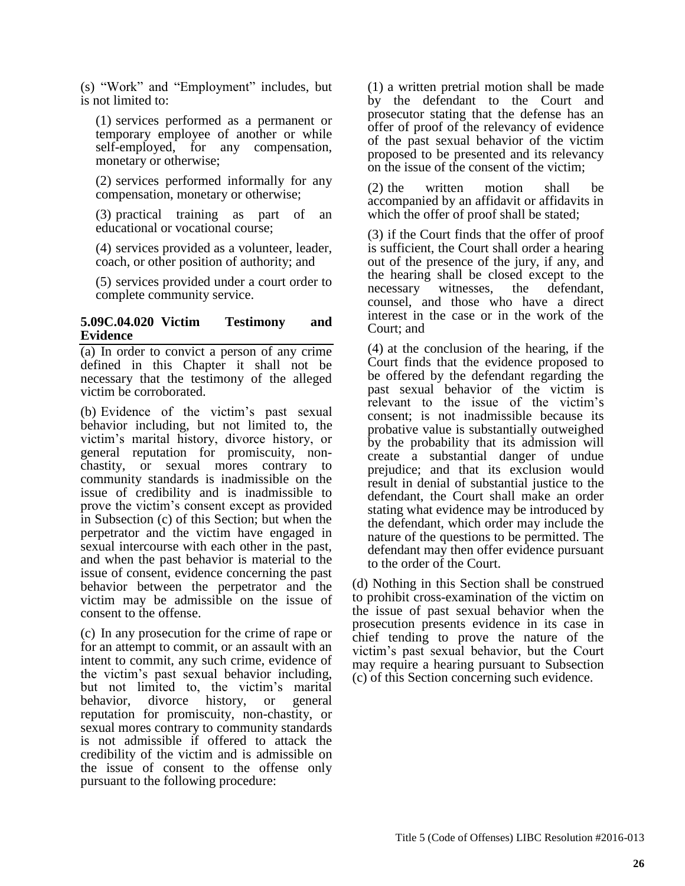(s) "Work" and "Employment" includes, but is not limited to:

(1) services performed as a permanent or temporary employee of another or while self-employed, for any compensation, monetary or otherwise;

(2) services performed informally for any compensation, monetary or otherwise;

(3) practical training as part of an educational or vocational course;

(4) services provided as a volunteer, leader, coach, or other position of authority; and

(5) services provided under a court order to complete community service.

### 5.09C.04.020 Victim Testimony and Evidence

(a) In order to convict a person of any crime defined in this Chapter it shall not be necessary that the testimony of the alleged victim be corroborated.

(b) Evidence of the victim's past sexual behavior including, but not limited to, the victim's marital history, divorce history, or general reputation for promiscuity, non-chastity, or sexual mores contrary to community standards is inadmissible on the issue of credibility and is inadmissible to prove the victim's consent except as provided in Subsection (c) of this Section; but when the perpetrator and the victim have engaged in sexual intercourse with each other in the past, and when the past behavior is material to the issue of consent, evidence concerning the past behavior between the perpetrator and the victim may be admissible on the issue of consent to the offense.

(c) In any prosecution for the crime of rape or for an attempt to commit, or an assault with an intent to commit, any such crime, evidence of the victim's past sexual behavior including, but not limited to, the victim's marital behavior, divorce history, or general reputation for promiscuity, non-chastity, or sexual mores contrary to community standards is not admissible if offered to attack the credibility of the victim and is admissible on the issue of consent to the offense only pursuant to the following procedure:

(1) a written pretrial motion shall be made by the defendant to the Court and prosecutor stating that the defense has an offer of proof of the relevancy of evidence of the past sexual behavior of the victim proposed to be presented and its relevancy on the issue of the consent of the victim;

(2) the written motion shall be accompanied by an affidavit or affidavits in which the offer of proof shall be stated;

(3) if the Court finds that the offer of proof is sufficient, the Court shall order a hearing out of the presence of the jury, if any, and the hearing shall be closed except to the necessary witnesses, the defendant, counsel, and those who have a direct interest in the case or in the work of the Court; and

(4) at the conclusion of the hearing, if the Court finds that the evidence proposed to be offered by the defendant regarding the past sexual behavior of the victim is relevant to the issue of the victim's consent; is not inadmissible because its probative value is substantially outweighed by the probability that its admission will create a substantial danger of undue prejudice; and that its exclusion would result in denial of substantial justice to the defendant, the Court shall make an order stating what evidence may be introduced by the defendant, which order may include the nature of the questions to be permitted. The defendant may then offer evidence pursuant to the order of the Court.

(d) Nothing in this Section shall be construed to prohibit cross-examination of the victim on the issue of past sexual behavior when the prosecution presents evidence in its case in chief tending to prove the nature of the victim's past sexual behavior, but the Court may require a hearing pursuant to Subsection (c) of this Section concerning such evidence.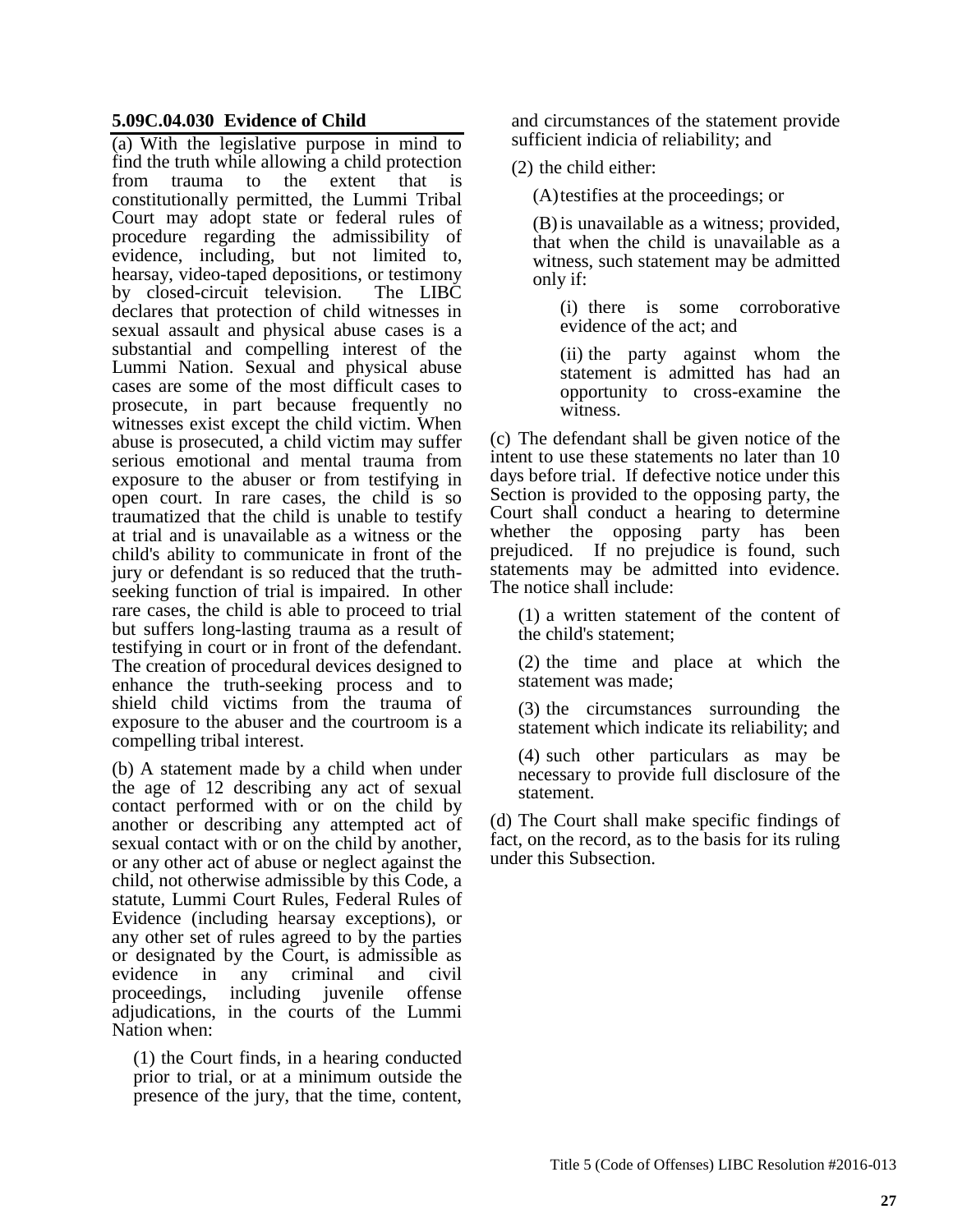### 5.09C.04.030 Evidence of Child

(a) With the legislative purpose in mind to find the truth while allowing a child protection from trauma to the extent that is constitutionally permitted, the Lummi Tribal Court may adopt state or federal rules of procedure regarding the admissibility of evidence, including, but not limited to, hearsay, video-taped depositions, or testimony by closed-circuit television. The LIBC declares that protection of child witnesses in sexual assault and physical abuse cases is a substantial and compelling interest of the Lummi Nation. Sexual and physical abuse cases are some of the most difficult cases to prosecute, in part because frequently no witnesses exist except the child victim. When abuse is prosecuted, a child victim may suffer serious emotional and mental trauma from exposure to the abuser or from testifying in open court. In rare cases, the child is so traumatized that the child is unable to testify at trial and is unavailable as a witness or the child's ability to communicate in front of the jury or defendant is so reduced that the truth-seeking function of trial is impaired. In other rare cases, the child is able to proceed to trial but suffers long-lasting trauma as a result of testifying in court or in front of the defendant. The creation of procedural devices designed to enhance the truth-seeking process and to shield child victims from the trauma of exposure to the abuser and the courtroom is a compelling tribal interest.

(b) A statement made by a child when under the age of 12 describing any act of sexual contact performed with or on the child by another or describing any attempted act of sexual contact with or on the child by another, or any other act of abuse or neglect against the child, not otherwise admissible by this Code, a statute, Lummi Court Rules, Federal Rules of Evidence (including hearsay exceptions), or any other set of rules agreed to by the parties or designated by the Court, is admissible as evidence in any criminal and civil proceedings, including juvenile offense adjudications, in the courts of the Lummi Nation when:

(1) the Court finds, in a hearing conducted prior to trial, or at a minimum outside the presence of the jury, that the time, content, and circumstances of the statement provide sufficient indicia of reliability; and

(2) the child either:

(A) testifies at the proceedings; or

(B) is unavailable as a witness; provided, that when the child is unavailable as a witness, such statement may be admitted only if:

(i) there is some corroborative evidence of the act; and

(ii) the party against whom the statement is admitted has had an opportunity to cross-examine the witness.

(c) The defendant shall be given notice of the intent to use these statements no later than 10 days before trial. If defective notice under this Section is provided to the opposing party, the Court shall conduct a hearing to determine whether the opposing party has been prejudiced. If no prejudice is found, such statements may be admitted into evidence. The notice shall include:

(1) a written statement of the content of the child's statement;

(2) the time and place at which the statement was made;

(3) the circumstances surrounding the statement which indicate its reliability; and

(4) such other particulars as may be necessary to provide full disclosure of the statement.

(d) The Court shall make specific findings of fact, on the record, as to the basis for its ruling under this Subsection.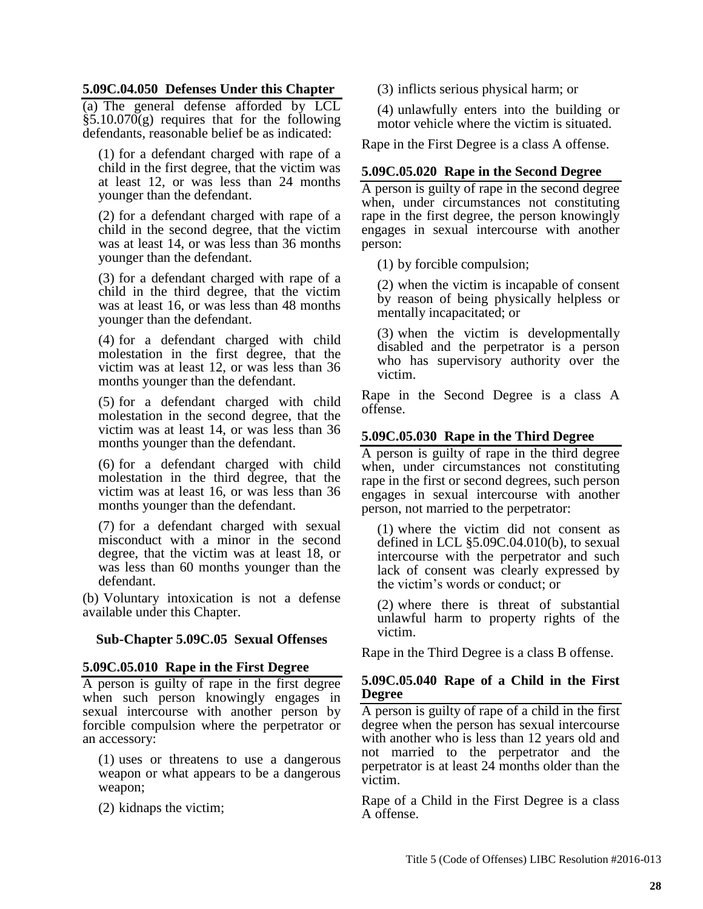### 5.09C.04.050 Defenses Under this Chapter

(a) The general defense afforded by LCL §5.10.070(g) requires that for the following defendants, reasonable belief be as indicated:

(1) for a defendant charged with rape of a child in the first degree, that the victim was at least 12, or was less than 24 months younger than the defendant.

(2) for a defendant charged with rape of a child in the second degree, that the victim was at least 14, or was less than 36 months younger than the defendant.

(3) for a defendant charged with rape of a child in the third degree, that the victim was at least 16, or was less than 48 months younger than the defendant.

(4) for a defendant charged with child molestation in the first degree, that the victim was at least 12, or was less than 36 months younger than the defendant.

(5) for a defendant charged with child molestation in the second degree, that the victim was at least 14, or was less than 36 months younger than the defendant.

(6) for a defendant charged with child molestation in the third degree, that the victim was at least 16, or was less than 36 months younger than the defendant.

(7) for a defendant charged with sexual misconduct with a minor in the second degree, that the victim was at least 18, or was less than 60 months younger than the defendant.

(b) Voluntary intoxication is not a defense available under this Chapter.

## Sub-Chapter 5.09C.05 Sexual Offenses

### 5.09C.05.010 Rape in the First Degree

A person is guilty of rape in the first degree when such person knowingly engages in sexual intercourse with another person by forcible compulsion where the perpetrator or an accessory:

(1) uses or threatens to use a dangerous weapon or what appears to be a dangerous weapon;

(2) kidnaps the victim;

(3) inflicts serious physical harm; or

(4) unlawfully enters into the building or motor vehicle where the victim is situated.

Rape in the First Degree is a class A offense.

### 5.09C.05.020 Rape in the Second Degree

A person is guilty of rape in the second degree when, under circumstances not constituting rape in the first degree, the person knowingly engages in sexual intercourse with another person:

(1) by forcible compulsion;

(2) when the victim is incapable of consent by reason of being physically helpless or mentally incapacitated; or

(3) when the victim is developmentally disabled and the perpetrator is a person who has supervisory authority over the victim.

Rape in the Second Degree is a class A offense.

### 5.09C.05.030 Rape in the Third Degree

A person is guilty of rape in the third degree when, under circumstances not constituting rape in the first or second degrees, such person engages in sexual intercourse with another person, not married to the perpetrator:

(1) where the victim did not consent as defined in LCL §5.09C.04.010(b), to sexual intercourse with the perpetrator and such lack of consent was clearly expressed by the victim's words or conduct; or

(2) where there is threat of substantial unlawful harm to property rights of the victim.

Rape in the Third Degree is a class B offense.

### 5.09C.05.040 Rape of a Child in the First Degree

A person is guilty of rape of a child in the first degree when the person has sexual intercourse with another who is less than 12 years old and not married to the perpetrator and the perpetrator is at least 24 months older than the victim.

Rape of a Child in the First Degree is a class A offense.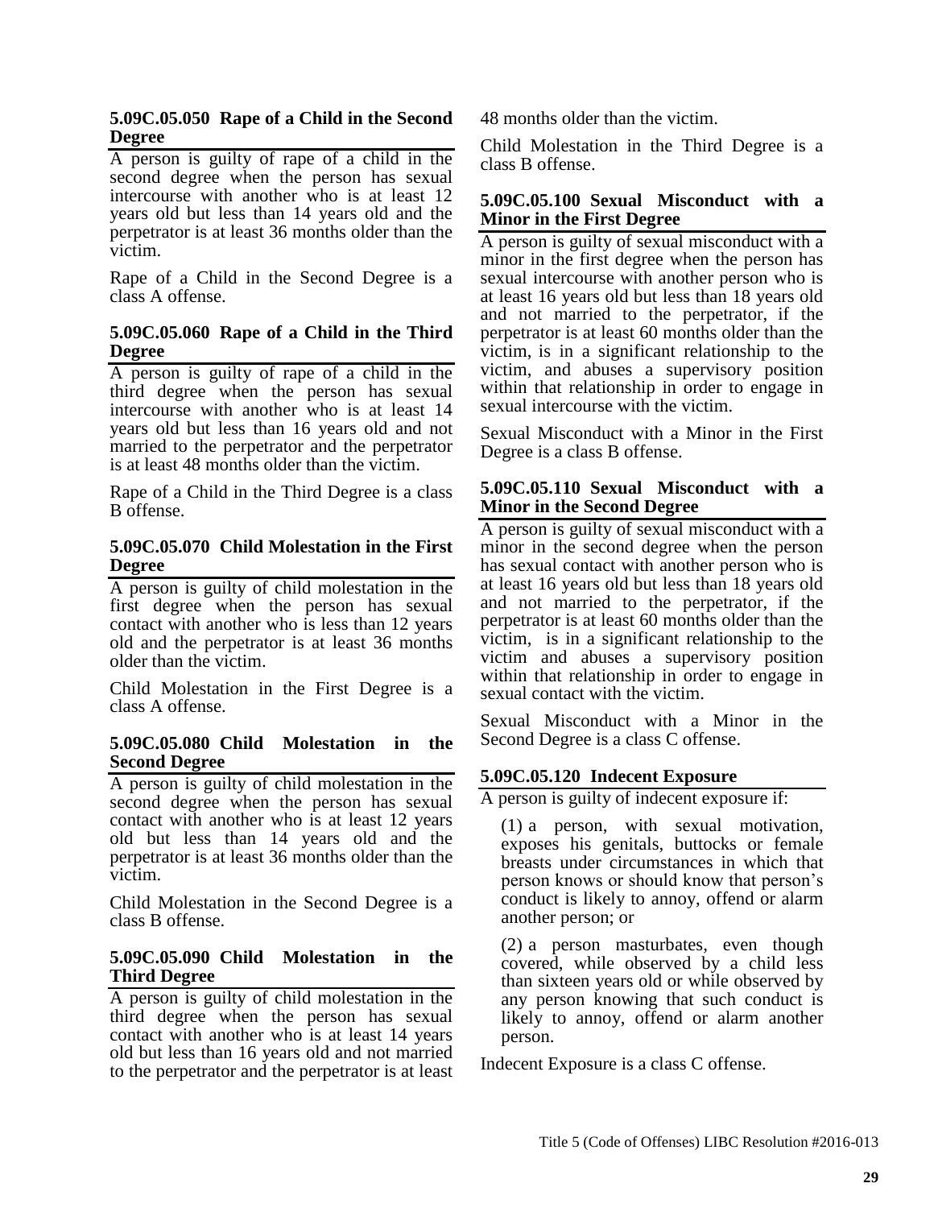### 5.09C.05.050 Rape of a Child in the Second Degree

A person is guilty of rape of a child in the second degree when the person has sexual intercourse with another who is at least 12 years old but less than 14 years old and the perpetrator is at least 36 months older than the victim.

Rape of a Child in the Second Degree is a class A offense.

### 5.09C.05.060 Rape of a Child in the Third Degree

A person is guilty of rape of a child in the third degree when the person has sexual intercourse with another who is at least 14 years old but less than 16 years old and not married to the perpetrator and the perpetrator is at least 48 months older than the victim.

Rape of a Child in the Third Degree is a class B offense.

### 5.09C.05.070 Child Molestation in the First Degree

A person is guilty of child molestation in the first degree when the person has sexual contact with another who is less than 12 years old and the perpetrator is at least 36 months older than the victim.

Child Molestation in the First Degree is a class A offense.

### 5.09C.05.080 Child Molestation in the Second Degree

A person is guilty of child molestation in the second degree when the person has sexual contact with another who is at least 12 years old but less than 14 years old and the perpetrator is at least 36 months older than the victim.

Child Molestation in the Second Degree is a class B offense.

### 5.09C.05.090 Child Molestation in the Third Degree

A person is guilty of child molestation in the third degree when the person has sexual contact with another who is at least 14 years old but less than 16 years old and not married to the perpetrator and the perpetrator is at least 48 months older than the victim.

Child Molestation in the Third Degree is a class B offense.

### 5.09C.05.100 Sexual Misconduct with a Minor in the First Degree

A person is guilty of sexual misconduct with a minor in the first degree when the person has sexual intercourse with another person who is at least 16 years old but less than 18 years old and not married to the perpetrator, if the perpetrator is at least 60 months older than the victim, is in a significant relationship to the victim, and abuses a supervisory position within that relationship in order to engage in sexual intercourse with the victim.

Sexual Misconduct with a Minor in the First Degree is a class B offense.

### 5.09C.05.110 Sexual Misconduct with a Minor in the Second Degree

A person is guilty of sexual misconduct with a minor in the second degree when the person has sexual contact with another person who is at least 16 years old but less than 18 years old and not married to the perpetrator, if the perpetrator is at least 60 months older than the victim, is in a significant relationship to the victim and abuses a supervisory position within that relationship in order to engage in sexual contact with the victim.

Sexual Misconduct with a Minor in the Second Degree is a class C offense.

### 5.09C.05.120 Indecent Exposure

A person is guilty of indecent exposure if:

(1) a person, with sexual motivation, exposes his genitals, buttocks or female breasts under circumstances in which that person knows or should know that person's conduct is likely to annoy, offend or alarm another person; or

(2) a person masturbates, even though covered, while observed by a child less than sixteen years old or while observed by any person knowing that such conduct is likely to annoy, offend or alarm another person.

Indecent Exposure is a class C offense.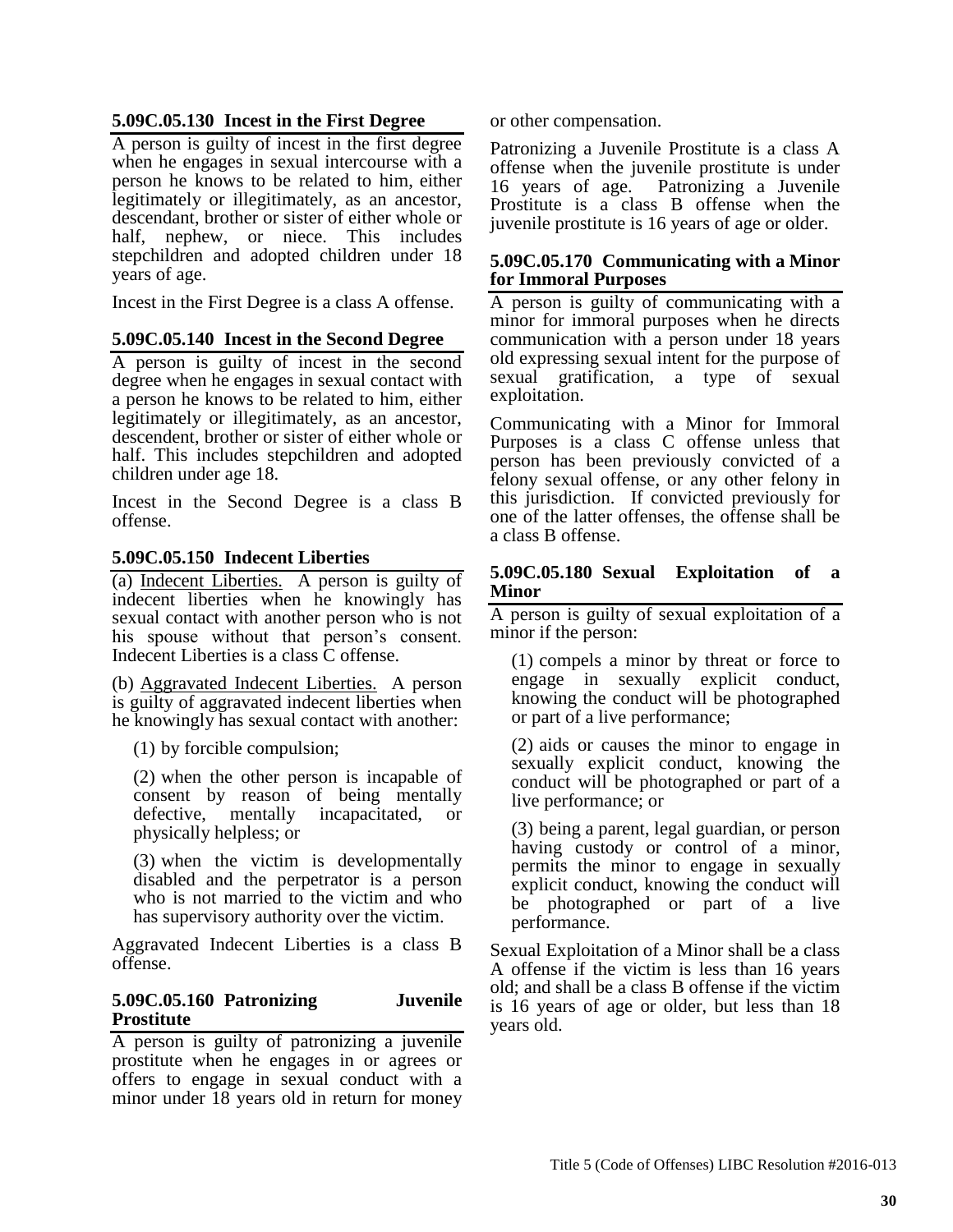### 5.09C.05.130 Incest in the First Degree

A person is guilty of incest in the first degree when he engages in sexual intercourse with a person he knows to be related to him, either legitimately or illegitimately, as an ancestor, descendant, brother or sister of either whole or half, nephew, or niece. This includes stepchildren and adopted children under 18 years of age.

Incest in the First Degree is a class A offense.

### 5.09C.05.140 Incest in the Second Degree

A person is guilty of incest in the second degree when he engages in sexual contact with a person he knows to be related to him, either legitimately or illegitimately, as an ancestor, descendent, brother or sister of either whole or half. This includes stepchildren and adopted children under age 18.

Incest in the Second Degree is a class B offense.

### 5.09C.05.150 Indecent Liberties

(a) Indecent Liberties. A person is guilty of indecent liberties when he knowingly has sexual contact with another person who is not his spouse without that person's consent. Indecent Liberties is a class C offense.

(b) Aggravated Indecent Liberties. A person is guilty of aggravated indecent liberties when he knowingly has sexual contact with another:

(1) by forcible compulsion;

(2) when the other person is incapable of consent by reason of being mentally defective, mentally incapacitated, or physically helpless; or

(3) when the victim is developmentally disabled and the perpetrator is a person who is not married to the victim and who has supervisory authority over the victim.

Aggravated Indecent Liberties is a class B offense.

### 5.09C.05.160 Patronizing Juvenile Prostitute

A person is guilty of patronizing a juvenile prostitute when he engages in or agrees or offers to engage in sexual conduct with a minor under 18 years old in return for money or other compensation.

Patronizing a Juvenile Prostitute is a class A offense when the juvenile prostitute is under 16 years of age. Patronizing a Juvenile Prostitute is a class B offense when the juvenile prostitute is 16 years of age or older.

### 5.09C.05.170 Communicating with a Minor for Immoral Purposes

A person is guilty of communicating with a minor for immoral purposes when he directs communication with a person under 18 years old expressing sexual intent for the purpose of sexual gratification, a type of sexual exploitation.

Communicating with a Minor for Immoral Purposes is a class C offense unless that person has been previously convicted of a felony sexual offense, or any other felony in this jurisdiction. If convicted previously for one of the latter offenses, the offense shall be a class B offense.

### 5.09C.05.180 Sexual Exploitation of a Minor

A person is guilty of sexual exploitation of a minor if the person:

(1) compels a minor by threat or force to engage in sexually explicit conduct, knowing the conduct will be photographed or part of a live performance;

(2) aids or causes the minor to engage in sexually explicit conduct, knowing the conduct will be photographed or part of a live performance; or

(3) being a parent, legal guardian, or person having custody or control of a minor, permits the minor to engage in sexually explicit conduct, knowing the conduct will be photographed or part of a live performance.

Sexual Exploitation of a Minor shall be a class A offense if the victim is less than 16 years old; and shall be a class B offense if the victim is 16 years of age or older, but less than 18 years old.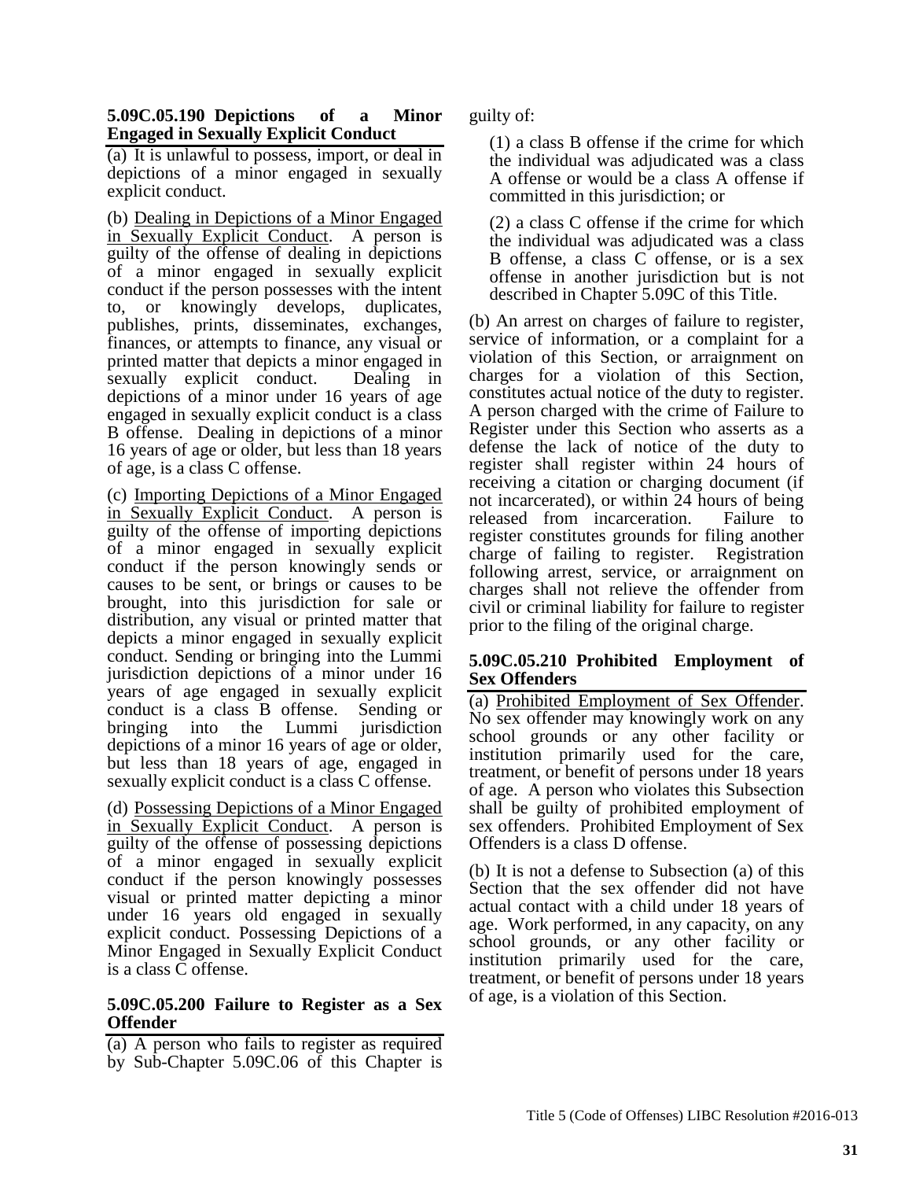### 5.09C.05.190 Depictions of a Minor Engaged in Sexually Explicit Conduct

(a) It is unlawful to possess, import, or deal in depictions of a minor engaged in sexually explicit conduct.

(b) Dealing in Depictions of a Minor Engaged in Sexually Explicit Conduct. A person is guilty of the offense of dealing in depictions of a minor engaged in sexually explicit conduct if the person possesses with the intent to, or knowingly develops, duplicates, publishes, prints, disseminates, exchanges, finances, or attempts to finance, any visual or printed matter that depicts a minor engaged in sexually explicit conduct. Dealing in depictions of a minor under 16 years of age engaged in sexually explicit conduct is a class B offense. Dealing in depictions of a minor 16 years of age or older, but less than 18 years of age, is a class C offense.

(c) Importing Depictions of a Minor Engaged in Sexually Explicit Conduct. A person is guilty of the offense of importing depictions of a minor engaged in sexually explicit conduct if the person knowingly sends or causes to be sent, or brings or causes to be brought, into this jurisdiction for sale or distribution, any visual or printed matter that depicts a minor engaged in sexually explicit conduct. Sending or bringing into the Lummi jurisdiction depictions of a minor under 16 years of age engaged in sexually explicit conduct is a class B offense. Sending or bringing into the Lummi jurisdiction depictions of a minor 16 years of age or older, but less than 18 years of age, engaged in sexually explicit conduct is a class C offense.

(d) Possessing Depictions of a Minor Engaged in Sexually Explicit Conduct. A person is guilty of the offense of possessing depictions of a minor engaged in sexually explicit conduct if the person knowingly possesses visual or printed matter depicting a minor under 16 years old engaged in sexually explicit conduct. Possessing Depictions of a Minor Engaged in Sexually Explicit Conduct is a class C offense.

### 5.09C.05.200 Failure to Register as a Sex Offender

(a) A person who fails to register as required by Sub-Chapter 5.09C.06 of this Chapter is guilty of:

(1) a class B offense if the crime for which the individual was adjudicated was a class A offense or would be a class A offense if committed in this jurisdiction; or

(2) a class C offense if the crime for which the individual was adjudicated was a class B offense, a class C offense, or is a sex offense in another jurisdiction but is not described in Chapter 5.09C of this Title.

(b) An arrest on charges of failure to register, service of information, or a complaint for a violation of this Section, or arraignment on charges for a violation of this Section, constitutes actual notice of the duty to register. A person charged with the crime of Failure to Register under this Section who asserts as a defense the lack of notice of the duty to register shall register within 24 hours of receiving a citation or charging document (if not incarcerated), or within 24 hours of being released from incarceration. Failure to register constitutes grounds for filing another charge of failing to register. Registration following arrest, service, or arraignment on charges shall not relieve the offender from civil or criminal liability for failure to register prior to the filing of the original charge.

### 5.09C.05.210 Prohibited Employment of Sex Offenders

(a) Prohibited Employment of Sex Offender. No sex offender may knowingly work on any school grounds or any other facility or institution primarily used for the care, treatment, or benefit of persons under 18 years of age. A person who violates this Subsection shall be guilty of prohibited employment of sex offenders. Prohibited Employment of Sex Offenders is a class D offense.

(b) It is not a defense to Subsection (a) of this Section that the sex offender did not have actual contact with a child under 18 years of age. Work performed, in any capacity, on any school grounds, or any other facility or institution primarily used for the care, treatment, or benefit of persons under 18 years of age, is a violation of this Section.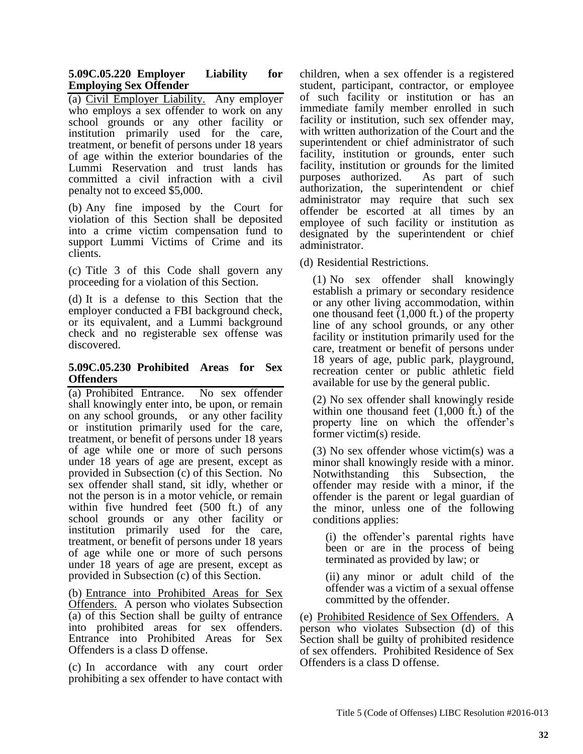### 5.09C.05.220 Employer Liability for Employing Sex Offender

(a) Civil Employer Liability. Any employer who employs a sex offender to work on any school grounds or any other facility or institution primarily used for the care, treatment, or benefit of persons under 18 years of age within the exterior boundaries of the Lummi Reservation and trust lands has committed a civil infraction with a civil penalty not to exceed $5,000.

(b) Any fine imposed by the Court for violation of this Section shall be deposited into a crime victim compensation fund to support Lummi Victims of Crime and its clients.

(c) Title 3 of this Code shall govern any proceeding for a violation of this Section.

(d) It is a defense to this Section that the employer conducted a FBI background check, or its equivalent, and a Lummi background check and no registerable sex offense was discovered.

### 5.09C.05.230 Prohibited Areas for Sex Offenders

(a) Prohibited Entrance. No sex offender shall knowingly enter into, be upon, or remain on any school grounds, or any other facility or institution primarily used for the care, treatment, or benefit of persons under 18 years of age while one or more of such persons under 18 years of age are present, except as provided in Subsection (c) of this Section. No sex offender shall stand, sit idly, whether or not the person is in a motor vehicle, or remain within five hundred feet (500 ft.) of any school grounds or any other facility or institution primarily used for the care, treatment, or benefit of persons under 18 years of age while one or more of such persons under 18 years of age are present, except as provided in Subsection (c) of this Section.

(b) Entrance into Prohibited Areas for Sex Offenders. A person who violates Subsection (a) of this Section shall be guilty of entrance into prohibited areas for sex offenders. Entrance into Prohibited Areas for Sex Offenders is a class D offense.

(c) In accordance with any court order prohibiting a sex offender to have contact with children, when a sex offender is a registered student, participant, contractor, or employee of such facility or institution or has an immediate family member enrolled in such facility or institution, such sex offender may, with written authorization of the Court and the superintendent or chief administrator of such facility, institution or grounds, enter such facility, institution or grounds for the limited purposes authorized. As part of such authorization, the superintendent or chief administrator may require that such sex offender be escorted at all times by an employee of such facility or institution as designated by the superintendent or chief administrator.

(d) Residential Restrictions.

(1) No sex offender shall knowingly establish a primary or secondary residence or any other living accommodation, within one thousand feet (1,000 ft.) of the property line of any school grounds, or any other facility or institution primarily used for the care, treatment or benefit of persons under 18 years of age, public park, playground, recreation center or public athletic field available for use by the general public.

(2) No sex offender shall knowingly reside within one thousand feet (1,000 ft.) of the property line on which the offender's former victim(s) reside.

(3) No sex offender whose victim(s) was a minor shall knowingly reside with a minor. Notwithstanding this Subsection, the offender may reside with a minor, if the offender is the parent or legal guardian of the minor, unless one of the following conditions applies:

(i) the offender's parental rights have been or are in the process of being terminated as provided by law; or

(ii) any minor or adult child of the offender was a victim of a sexual offense committed by the offender.

(e) Prohibited Residence of Sex Offenders. A person who violates Subsection (d) of this Section shall be guilty of prohibited residence of sex offenders. Prohibited Residence of Sex Offenders is a class D offense.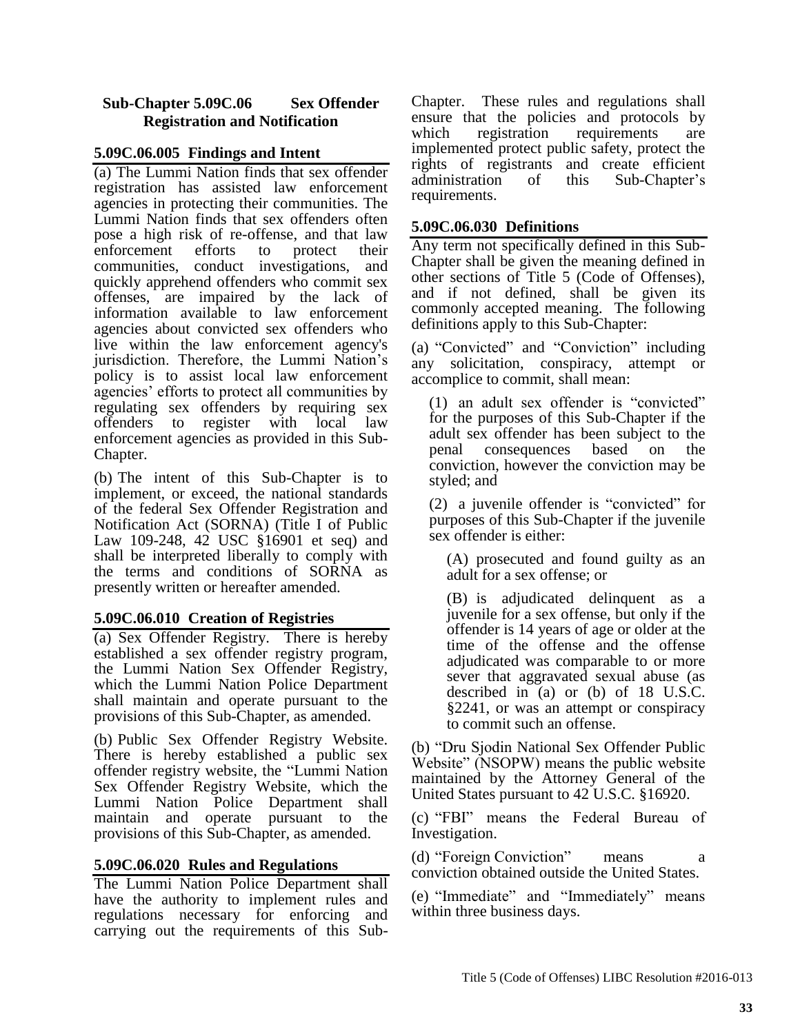## Sub-Chapter 5.09C.06 Sex Offender Registration and Notification

### 5.09C.06.005 Findings and Intent

(a) The Lummi Nation finds that sex offender registration has assisted law enforcement agencies in protecting their communities. The Lummi Nation finds that sex offenders often pose a high risk of re-offense, and that law enforcement efforts to protect their communities, conduct investigations, and quickly apprehend offenders who commit sex offenses, are impaired by the lack of information available to law enforcement agencies about convicted sex offenders who live within the law enforcement agency's jurisdiction. Therefore, the Lummi Nation's policy is to assist local law enforcement agencies' efforts to protect all communities by regulating sex offenders by requiring sex offenders to register with local law enforcement agencies as provided in this Sub-Chapter.

(b) The intent of this Sub-Chapter is to implement, or exceed, the national standards of the federal Sex Offender Registration and Notification Act (SORNA) (Title I of Public Law 109-248, 42 USC §16901 et seq) and shall be interpreted liberally to comply with the terms and conditions of SORNA as presently written or hereafter amended.

### 5.09C.06.010 Creation of Registries

(a) Sex Offender Registry. There is hereby established a sex offender registry program, the Lummi Nation Sex Offender Registry, which the Lummi Nation Police Department shall maintain and operate pursuant to the provisions of this Sub-Chapter, as amended.

(b) Public Sex Offender Registry Website. There is hereby established a public sex offender registry website, the "Lummi Nation Sex Offender Registry Website, which the Lummi Nation Police Department shall maintain and operate pursuant to the provisions of this Sub-Chapter, as amended.

### 5.09C.06.020 Rules and Regulations

The Lummi Nation Police Department shall have the authority to implement rules and regulations necessary for enforcing and carrying out the requirements of this Sub-Chapter. These rules and regulations shall ensure that the policies and protocols by which registration requirements are implemented protect public safety, protect the rights of registrants and create efficient administration of this Sub-Chapter's requirements.

### 5.09C.06.030 Definitions

Any term not specifically defined in this Sub-Chapter shall be given the meaning defined in other sections of Title 5 (Code of Offenses), and if not defined, shall be given its commonly accepted meaning. The following definitions apply to this Sub-Chapter:

(a) "Convicted" and "Conviction" including any solicitation, conspiracy, attempt or accomplice to commit, shall mean:

(1) an adult sex offender is "convicted" for the purposes of this Sub-Chapter if the adult sex offender has been subject to the penal consequences based on the conviction, however the conviction may be styled; and

(2) a juvenile offender is "convicted" for purposes of this Sub-Chapter if the juvenile sex offender is either:

(A) prosecuted and found guilty as an adult for a sex offense; or

(B) is adjudicated delinquent as a juvenile for a sex offense, but only if the offender is 14 years of age or older at the time of the offense and the offense adjudicated was comparable to or more sever that aggravated sexual abuse (as described in (a) or (b) of 18 U.S.C. §2241, or was an attempt or conspiracy to commit such an offense.

(b) "Dru Sjodin National Sex Offender Public Website" (NSOPW) means the public website maintained by the Attorney General of the United States pursuant to 42 U.S.C. §16920.

(c) "FBI" means the Federal Bureau of Investigation.

(d) "Foreign Conviction" means a conviction obtained outside the United States.

(e) "Immediate" and "Immediately" means within three business days.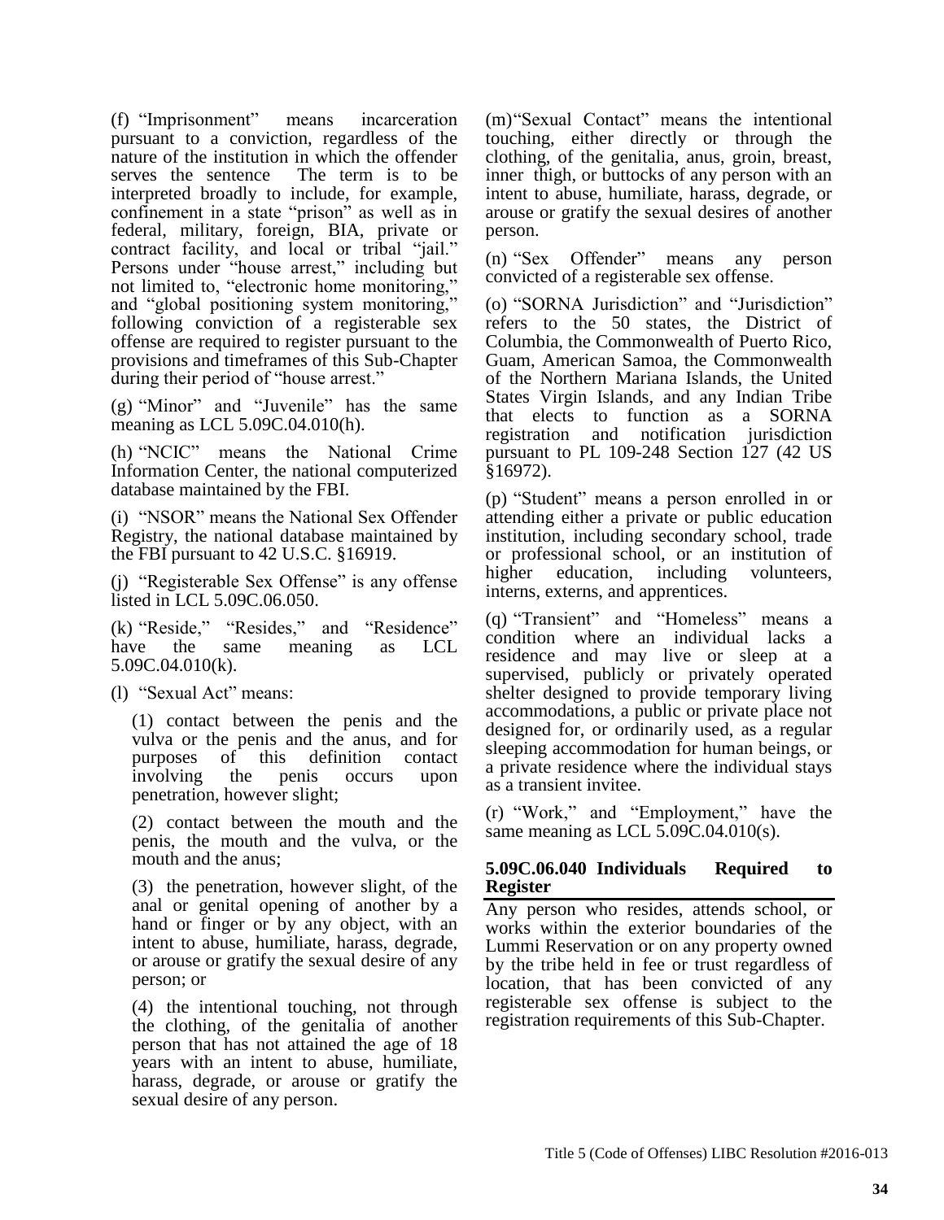(f) "Imprisonment" means incarceration pursuant to a conviction, regardless of the nature of the institution in which the offender serves the sentence The term is to be interpreted broadly to include, for example, confinement in a state "prison" as well as in federal, military, foreign, BIA, private or contract facility, and local or tribal "jail." Persons under "house arrest," including but not limited to, "electronic home monitoring," and "global positioning system monitoring," following conviction of a registerable sex offense are required to register pursuant to the provisions and timeframes of this Sub-Chapter during their period of "house arrest."

(g) "Minor" and "Juvenile" has the same meaning as LCL 5.09C.04.010(h).

(h) "NCIC" means the National Crime Information Center, the national computerized database maintained by the FBI.

(i) "NSOR" means the National Sex Offender Registry, the national database maintained by the FBI pursuant to 42 U.S.C. §16919.

(j) "Registerable Sex Offense" is any offense listed in LCL 5.09C.06.050.

(k) "Reside," "Resides," and "Residence" have the same meaning as LCL 5.09C.04.010(k).

(l) "Sexual Act" means:

(1) contact between the penis and the vulva or the penis and the anus, and for purposes of this definition contact involving the penis occurs upon penetration, however slight;

(2) contact between the mouth and the penis, the mouth and the vulva, or the mouth and the anus;

(3) the penetration, however slight, of the anal or genital opening of another by a hand or finger or by any object, with an intent to abuse, humiliate, harass, degrade, or arouse or gratify the sexual desire of any person; or

(4) the intentional touching, not through the clothing, of the genitalia of another person that has not attained the age of 18 years with an intent to abuse, humiliate, harass, degrade, or arouse or gratify the sexual desire of any person.

(m) "Sexual Contact" means the intentional touching, either directly or through the clothing, of the genitalia, anus, groin, breast, inner thigh, or buttocks of any person with an intent to abuse, humiliate, harass, degrade, or arouse or gratify the sexual desires of another person.

(n) "Sex Offender" means any person convicted of a registerable sex offense.

(o) "SORNA Jurisdiction" and "Jurisdiction" refers to the 50 states, the District of Columbia, the Commonwealth of Puerto Rico, Guam, American Samoa, the Commonwealth of the Northern Mariana Islands, the United States Virgin Islands, and any Indian Tribe that elects to function as a SORNA registration and notification jurisdiction pursuant to PL 109-248 Section 127 (42 US §16972).

(p) "Student" means a person enrolled in or attending either a private or public education institution, including secondary school, trade or professional school, or an institution of higher education, including volunteers, interns, externs, and apprentices.

(q) "Transient" and "Homeless" means a condition where an individual lacks a residence and may live or sleep at a supervised, publicly or privately operated shelter designed to provide temporary living accommodations, a public or private place not designed for, or ordinarily used, as a regular sleeping accommodation for human beings, or a private residence where the individual stays as a transient invitee.

(r) "Work," and "Employment," have the same meaning as LCL 5.09C.04.010(s).

**5.09C.06.040 Individuals Required to Register**

Any person who resides, attends school, or works within the exterior boundaries of the Lummi Reservation or on any property owned by the tribe held in fee or trust regardless of location, that has been convicted of any registerable sex offense is subject to the registration requirements of this Sub-Chapter.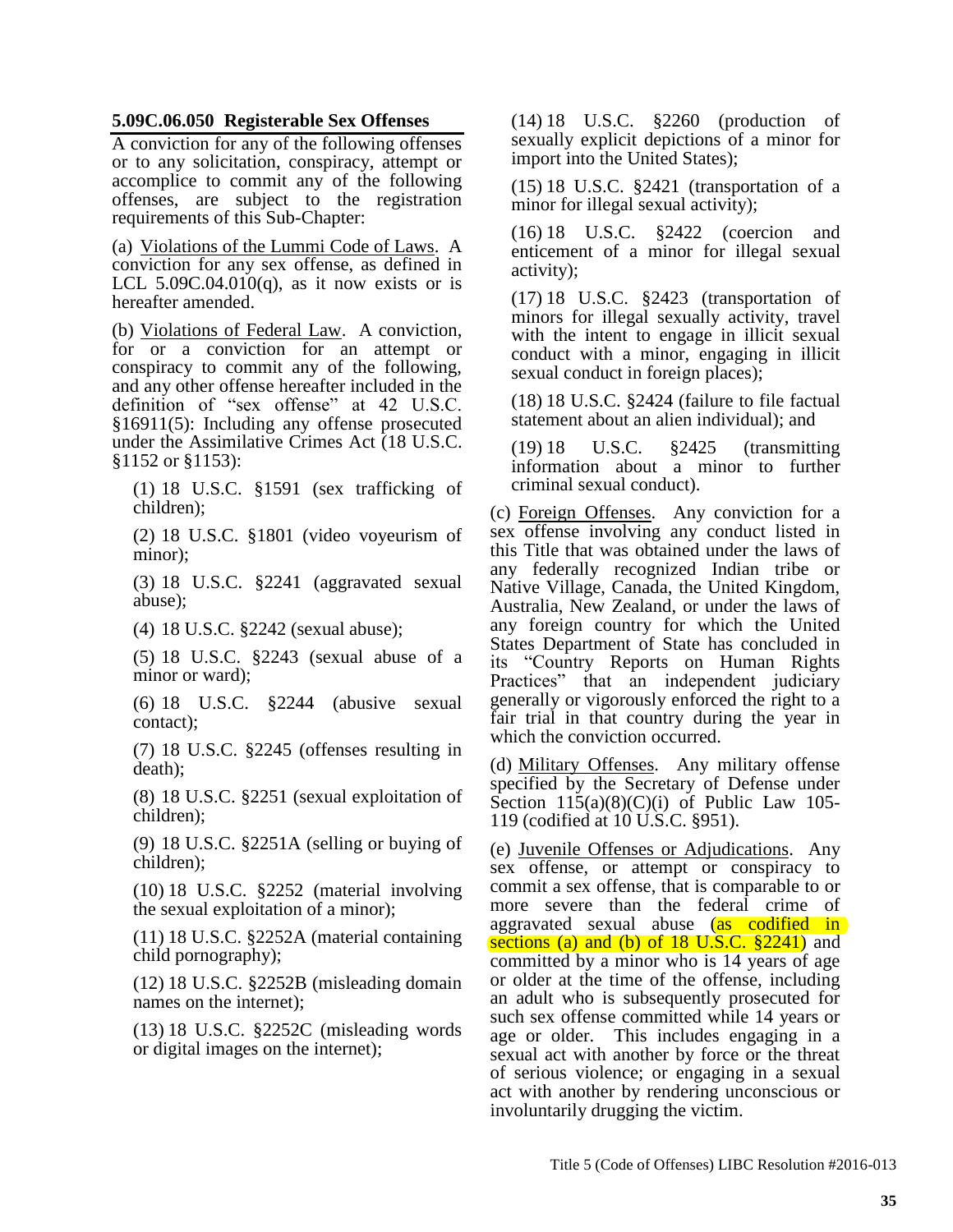### 5.09C.06.050 Registerable Sex Offenses

A conviction for any of the following offenses or to any solicitation, conspiracy, attempt or accomplice to commit any of the following offenses, are subject to the registration requirements of this Sub-Chapter:

(a) Violations of the Lummi Code of Laws. A conviction for any sex offense, as defined in LCL 5.09C.04.010(q), as it now exists or is hereafter amended.

(b) Violations of Federal Law. A conviction, for or a conviction for an attempt or conspiracy to commit any of the following, and any other offense hereafter included in the definition of "sex offense" at 42 U.S.C. §16911(5): Including any offense prosecuted under the Assimilative Crimes Act (18 U.S.C. §1152 or §1153):

(1) 18 U.S.C. §1591 (sex trafficking of children);

(2) 18 U.S.C. §1801 (video voyeurism of minor);

(3) 18 U.S.C. §2241 (aggravated sexual abuse);

(4) 18 U.S.C. §2242 (sexual abuse);

(5) 18 U.S.C. §2243 (sexual abuse of a minor or ward);

(6) 18 U.S.C. §2244 (abusive sexual contact);

(7) 18 U.S.C. §2245 (offenses resulting in death);

(8) 18 U.S.C. §2251 (sexual exploitation of children);

(9) 18 U.S.C. §2251A (selling or buying of children);

(10) 18 U.S.C. §2252 (material involving the sexual exploitation of a minor);

(11) 18 U.S.C. §2252A (material containing child pornography);

(12) 18 U.S.C. §2252B (misleading domain names on the internet);

(13) 18 U.S.C. §2252C (misleading words or digital images on the internet);

(14) 18 U.S.C. §2260 (production of sexually explicit depictions of a minor for import into the United States);

(15) 18 U.S.C. §2421 (transportation of a minor for illegal sexual activity);

(16) 18 U.S.C. §2422 (coercion and enticement of a minor for illegal sexual activity);

(17) 18 U.S.C. §2423 (transportation of minors for illegal sexually activity, travel with the intent to engage in illicit sexual conduct with a minor, engaging in illicit sexual conduct in foreign places);

(18) 18 U.S.C. §2424 (failure to file factual statement about an alien individual); and

(19) 18 U.S.C. §2425 (transmitting information about a minor to further criminal sexual conduct).

(c) Foreign Offenses. Any conviction for a sex offense involving any conduct listed in this Title that was obtained under the laws of any federally recognized Indian tribe or Native Village, Canada, the United Kingdom, Australia, New Zealand, or under the laws of any foreign country for which the United States Department of State has concluded in its "Country Reports on Human Rights Practices" that an independent judiciary generally or vigorously enforced the right to a fair trial in that country during the year in which the conviction occurred.

(d) Military Offenses. Any military offense specified by the Secretary of Defense under Section 115(a)(8)(C)(i) of Public Law 105-119 (codified at 10 U.S.C. §951).

(e) Juvenile Offenses or Adjudications. Any sex offense, or attempt or conspiracy to commit a sex offense, that is comparable to or more severe than the federal crime of aggravated sexual abuse (as codified in sections (a) and (b) of 18 U.S.C. §2241) and committed by a minor who is 14 years of age or older at the time of the offense, including an adult who is subsequently prosecuted for such sex offense committed while 14 years or age or older. This includes engaging in a sexual act with another by force or the threat of serious violence; or engaging in a sexual act with another by rendering unconscious or involuntarily drugging the victim.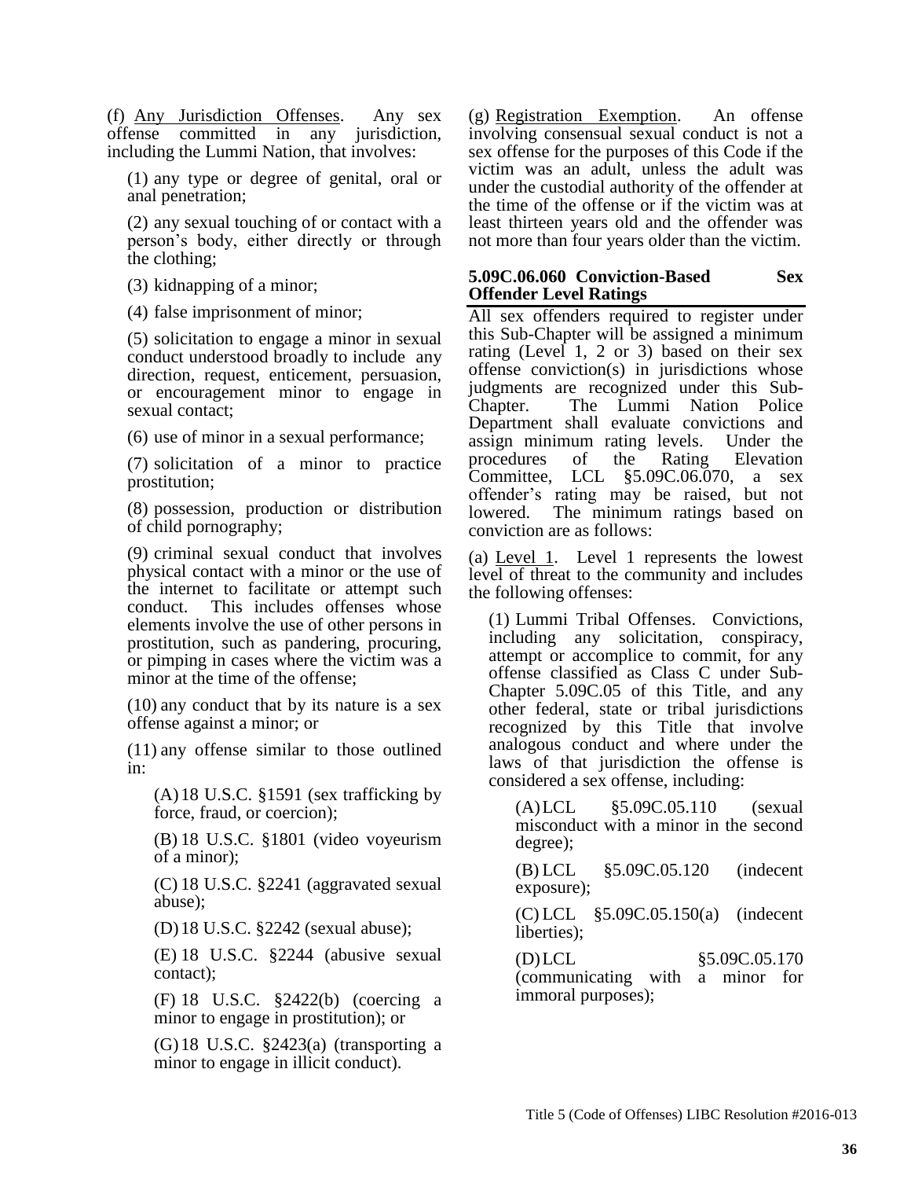(f) Any Jurisdiction Offenses. Any sex offense committed in any jurisdiction, including the Lummi Nation, that involves:

(1) any type or degree of genital, oral or anal penetration;

(2) any sexual touching of or contact with a person's body, either directly or through the clothing;

(3) kidnapping of a minor;

(4) false imprisonment of minor;

(5) solicitation to engage a minor in sexual conduct understood broadly to include any direction, request, enticement, persuasion, or encouragement minor to engage in sexual contact;

(6) use of minor in a sexual performance;

(7) solicitation of a minor to practice prostitution;

(8) possession, production or distribution of child pornography;

(9) criminal sexual conduct that involves physical contact with a minor or the use of the internet to facilitate or attempt such conduct. This includes offenses whose elements involve the use of other persons in prostitution, such as pandering, procuring, or pimping in cases where the victim was a minor at the time of the offense;

(10) any conduct that by its nature is a sex offense against a minor; or

(11) any offense similar to those outlined in:

(A) 18 U.S.C. §1591 (sex trafficking by force, fraud, or coercion);

(B) 18 U.S.C. §1801 (video voyeurism of a minor);

(C) 18 U.S.C. §2241 (aggravated sexual abuse);

(D) 18 U.S.C. §2242 (sexual abuse);

(E) 18 U.S.C. §2244 (abusive sexual contact);

(F) 18 U.S.C. §2422(b) (coercing a minor to engage in prostitution); or

(G) 18 U.S.C. §2423(a) (transporting a minor to engage in illicit conduct).

(g) Registration Exemption. An offense involving consensual sexual conduct is not a sex offense for the purposes of this Code if the victim was an adult, unless the adult was under the custodial authority of the offender at the time of the offense or if the victim was at least thirteen years old and the offender was not more than four years older than the victim.

### 5.09C.06.060 Conviction-Based Sex Offender Level Ratings

All sex offenders required to register under this Sub-Chapter will be assigned a minimum rating (Level 1, 2 or 3) based on their sex offense conviction(s) in jurisdictions whose judgments are recognized under this Sub-Chapter. The Lummi Nation Police Department shall evaluate convictions and assign minimum rating levels. Under the procedures of the Rating Elevation Committee, LCL §5.09C.06.070, a sex offender's rating may be raised, but not lowered. The minimum ratings based on conviction are as follows:

(a) Level 1. Level 1 represents the lowest level of threat to the community and includes the following offenses:

(1) Lummi Tribal Offenses. Convictions, including any solicitation, conspiracy, attempt or accomplice to commit, for any offense classified as Class C under Sub-Chapter 5.09C.05 of this Title, and any other federal, state or tribal jurisdictions recognized by this Title that involve analogous conduct and where under the laws of that jurisdiction the offense is considered a sex offense, including:

(A) LCL §5.09C.05.110 (sexual misconduct with a minor in the second degree);

(B) LCL §5.09C.05.120 (indecent exposure);

(C) LCL §5.09C.05.150(a) (indecent liberties);

(D) LCL §5.09C.05.170 (communicating with a minor for immoral purposes);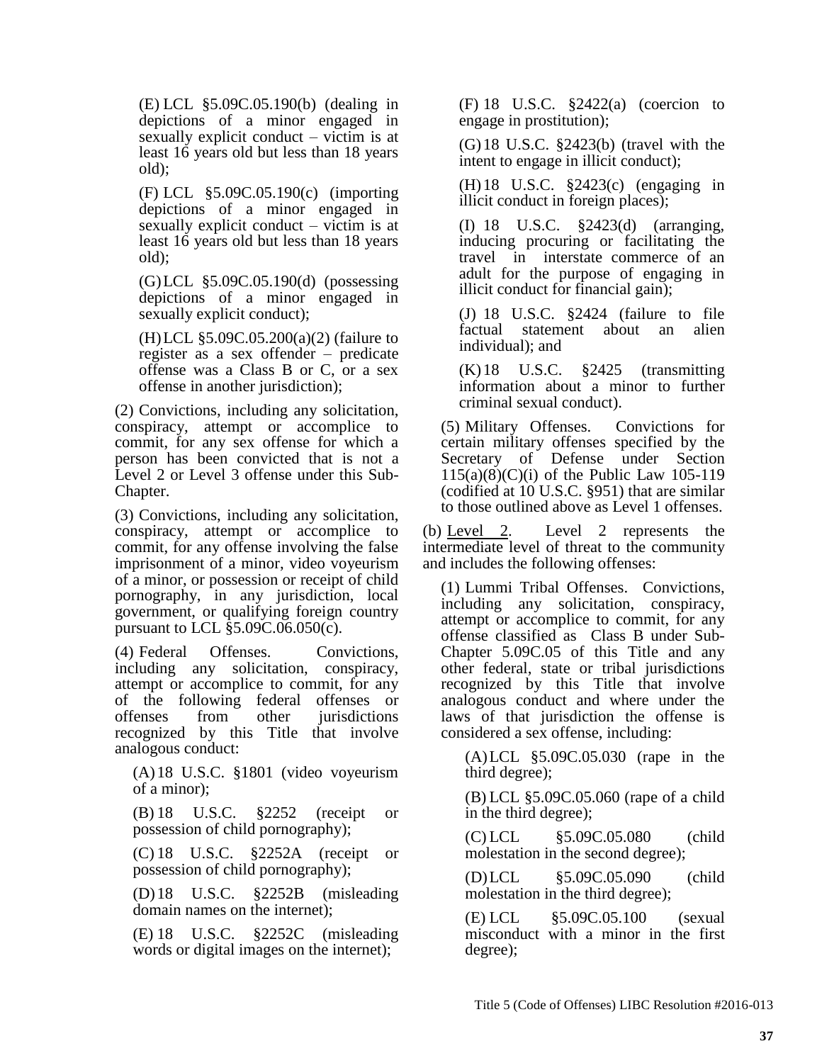(E) LCL §5.09C.05.190(b) (dealing in depictions of a minor engaged in sexually explicit conduct – victim is at least 16 years old but less than 18 years old);

(F) LCL §5.09C.05.190(c) (importing depictions of a minor engaged in sexually explicit conduct – victim is at least 16 years old but less than 18 years old);

(G) LCL §5.09C.05.190(d) (possessing depictions of a minor engaged in sexually explicit conduct);

(H) LCL §5.09C.05.200(a)(2) (failure to register as a sex offender – predicate offense was a Class B or C, or a sex offense in another jurisdiction);

(2) Convictions, including any solicitation, conspiracy, attempt or accomplice to commit, for any sex offense for which a person has been convicted that is not a Level 2 or Level 3 offense under this Sub-Chapter.

(3) Convictions, including any solicitation, conspiracy, attempt or accomplice to commit, for any offense involving the false imprisonment of a minor, video voyeurism of a minor, or possession or receipt of child pornography, in any jurisdiction, local government, or qualifying foreign country pursuant to LCL §5.09C.06.050(c).

(4) Federal Offenses. Convictions, including any solicitation, conspiracy, attempt or accomplice to commit, for any of the following federal offenses or offenses from other jurisdictions recognized by this Title that involve analogous conduct:

(A) 18 U.S.C. §1801 (video voyeurism of a minor);

(B) 18 U.S.C. §2252 (receipt or possession of child pornography);

(C) 18 U.S.C. §2252A (receipt or possession of child pornography);

(D) 18 U.S.C. §2252B (misleading domain names on the internet);

(E) 18 U.S.C. §2252C (misleading words or digital images on the internet);

(F) 18 U.S.C. §2422(a) (coercion to engage in prostitution);

(G) 18 U.S.C. §2423(b) (travel with the intent to engage in illicit conduct);

(H) 18 U.S.C. §2423(c) (engaging in illicit conduct in foreign places);

(I) 18 U.S.C. §2423(d) (arranging, inducing procuring or facilitating the travel in interstate commerce of an adult for the purpose of engaging in illicit conduct for financial gain);

(J) 18 U.S.C. §2424 (failure to file factual statement about an alien individual); and

(K) 18 U.S.C. §2425 (transmitting information about a minor to further criminal sexual conduct).

(5) Military Offenses. Convictions for certain military offenses specified by the Secretary of Defense under Section 115(a)(8)(C)(i) of the Public Law 105-119 (codified at 10 U.S.C. §951) that are similar to those outlined above as Level 1 offenses.

(b) Level 2. Level 2 represents the intermediate level of threat to the community and includes the following offenses:

(1) Lummi Tribal Offenses. Convictions, including any solicitation, conspiracy, attempt or accomplice to commit, for any offense classified as Class B under Sub-Chapter 5.09C.05 of this Title and any other federal, state or tribal jurisdictions recognized by this Title that involve analogous conduct and where under the laws of that jurisdiction the offense is considered a sex offense, including:

(A) LCL §5.09C.05.030 (rape in the third degree);

(B) LCL §5.09C.05.060 (rape of a child in the third degree);

(C) LCL §5.09C.05.080 (child molestation in the second degree);

(D) LCL §5.09C.05.090 (child molestation in the third degree);

(E) LCL §5.09C.05.100 (sexual misconduct with a minor in the first degree);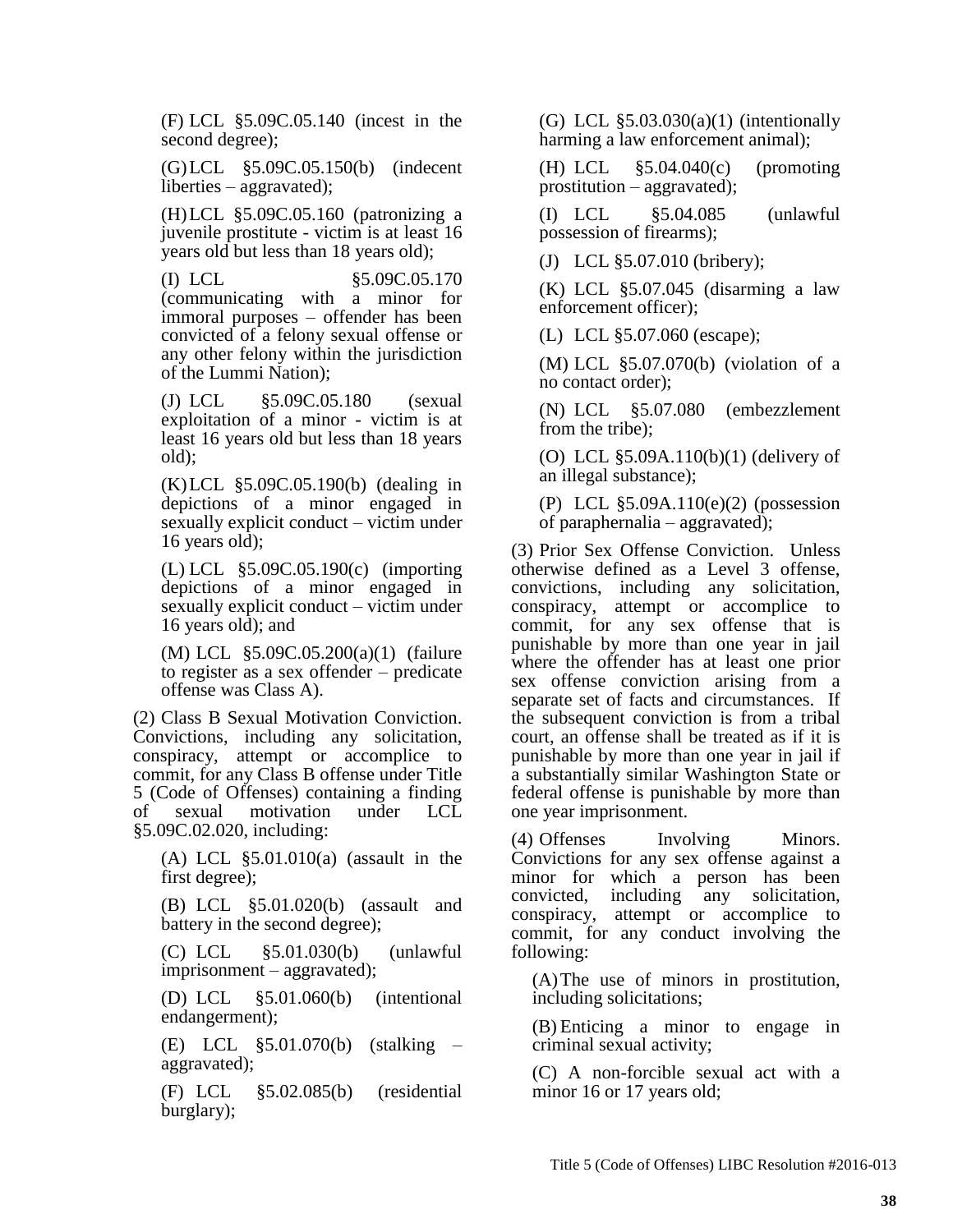(F) LCL §5.09C.05.140 (incest in the second degree);

(G) LCL §5.09C.05.150(b) (indecent liberties – aggravated);

(H) LCL §5.09C.05.160 (patronizing a juvenile prostitute - victim is at least 16 years old but less than 18 years old);

(I) LCL §5.09C.05.170 (communicating with a minor for immoral purposes – offender has been convicted of a felony sexual offense or any other felony within the jurisdiction of the Lummi Nation);

(J) LCL §5.09C.05.180 (sexual exploitation of a minor - victim is at least 16 years old but less than 18 years old);

(K) LCL §5.09C.05.190(b) (dealing in depictions of a minor engaged in sexually explicit conduct – victim under 16 years old);

(L) LCL §5.09C.05.190(c) (importing depictions of a minor engaged in sexually explicit conduct – victim under 16 years old); and

(M) LCL §5.09C.05.200(a)(1) (failure to register as a sex offender – predicate offense was Class A).

(2) Class B Sexual Motivation Conviction. Convictions, including any solicitation, conspiracy, attempt or accomplice to commit, for any Class B offense under Title 5 (Code of Offenses) containing a finding of sexual motivation under LCL §5.09C.02.020, including:

(A) LCL §5.01.010(a) (assault in the first degree);

(B) LCL §5.01.020(b) (assault and battery in the second degree);

(C) LCL §5.01.030(b) (unlawful imprisonment – aggravated);

(D) LCL §5.01.060(b) (intentional endangerment);

(E) LCL §5.01.070(b) (stalking – aggravated);

(F) LCL §5.02.085(b) (residential burglary);

(G) LCL §5.03.030(a)(1) (intentionally harming a law enforcement animal);

(H) LCL §5.04.040(c) (promoting prostitution – aggravated);

(I) LCL §5.04.085 (unlawful possession of firearms);

(J) LCL §5.07.010 (bribery);

(K) LCL §5.07.045 (disarming a law enforcement officer);

(L) LCL §5.07.060 (escape);

(M) LCL §5.07.070(b) (violation of a no contact order);

(N) LCL §5.07.080 (embezzlement from the tribe);

(O) LCL §5.09A.110(b)(1) (delivery of an illegal substance);

(P) LCL §5.09A.110(e)(2) (possession of paraphernalia – aggravated);

(3) Prior Sex Offense Conviction. Unless otherwise defined as a Level 3 offense, convictions, including any solicitation, conspiracy, attempt or accomplice to commit, for any sex offense that is punishable by more than one year in jail where the offender has at least one prior sex offense conviction arising from a separate set of facts and circumstances. If the subsequent conviction is from a tribal court, an offense shall be treated as if it is punishable by more than one year in jail if a substantially similar Washington State or federal offense is punishable by more than one year imprisonment.

(4) Offenses Involving Minors. Convictions for any sex offense against a minor for which a person has been convicted, including any solicitation, conspiracy, attempt or accomplice to commit, for any conduct involving the following:

(A) The use of minors in prostitution, including solicitations;

(B) Enticing a minor to engage in criminal sexual activity;

(C) A non-forcible sexual act with a minor 16 or 17 years old;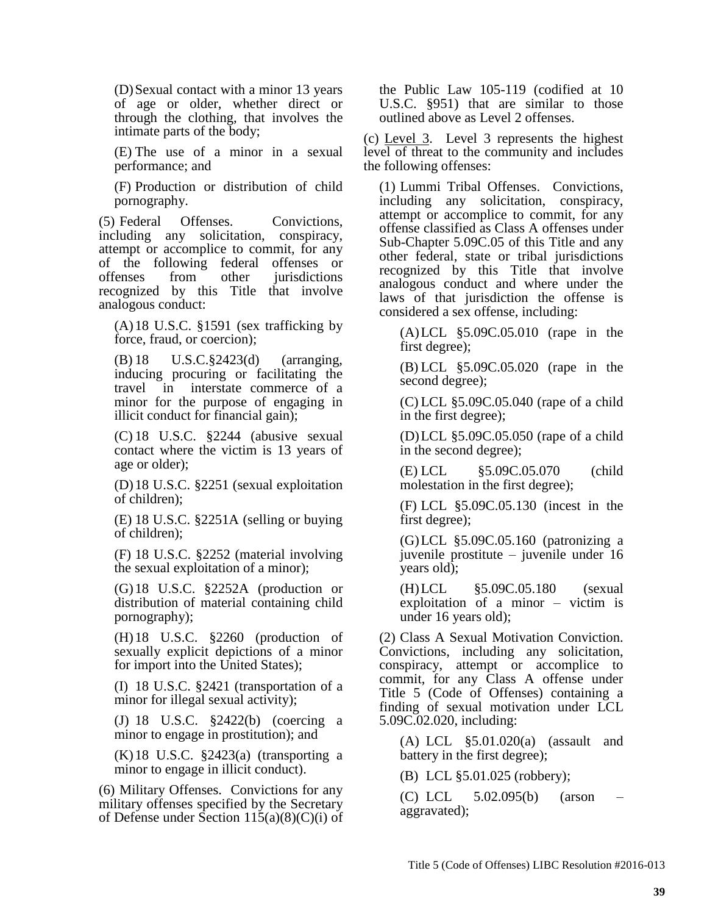(D) Sexual contact with a minor 13 years of age or older, whether direct or through the clothing, that involves the intimate parts of the body;

(E) The use of a minor in a sexual performance; and

(F) Production or distribution of child pornography.

(5) Federal Offenses. Convictions, including any solicitation, conspiracy, attempt or accomplice to commit, for any of the following federal offenses or offenses from other jurisdictions recognized by this Title that involve analogous conduct:

(A) 18 U.S.C. §1591 (sex trafficking by force, fraud, or coercion);

(B) 18 U.S.C.§2423(d) (arranging, inducing procuring or facilitating the travel in interstate commerce of a minor for the purpose of engaging in illicit conduct for financial gain);

(C) 18 U.S.C. §2244 (abusive sexual contact where the victim is 13 years of age or older);

(D) 18 U.S.C. §2251 (sexual exploitation of children);

(E) 18 U.S.C. §2251A (selling or buying of children);

(F) 18 U.S.C. §2252 (material involving the sexual exploitation of a minor);

(G) 18 U.S.C. §2252A (production or distribution of material containing child pornography);

(H) 18 U.S.C. §2260 (production of sexually explicit depictions of a minor for import into the United States);

(I) 18 U.S.C. §2421 (transportation of a minor for illegal sexual activity);

(J) 18 U.S.C. §2422(b) (coercing a minor to engage in prostitution); and

(K) 18 U.S.C. §2423(a) (transporting a minor to engage in illicit conduct).

(6) Military Offenses. Convictions for any military offenses specified by the Secretary of Defense under Section 115(a)(8)(C)(i) of the Public Law 105-119 (codified at 10 U.S.C. §951) that are similar to those outlined above as Level 2 offenses.

(c) Level 3. Level 3 represents the highest level of threat to the community and includes the following offenses:

(1) Lummi Tribal Offenses. Convictions, including any solicitation, conspiracy, attempt or accomplice to commit, for any offense classified as Class A offenses under Sub-Chapter 5.09C.05 of this Title and any other federal, state or tribal jurisdictions recognized by this Title that involve analogous conduct and where under the laws of that jurisdiction the offense is considered a sex offense, including:

(A) LCL §5.09C.05.010 (rape in the first degree);

(B) LCL §5.09C.05.020 (rape in the second degree);

(C) LCL §5.09C.05.040 (rape of a child in the first degree);

(D) LCL §5.09C.05.050 (rape of a child in the second degree);

(E) LCL §5.09C.05.070 (child molestation in the first degree);

(F) LCL §5.09C.05.130 (incest in the first degree);

(G) LCL §5.09C.05.160 (patronizing a juvenile prostitute – juvenile under 16 years old);

(H) LCL §5.09C.05.180 (sexual exploitation of a minor – victim is under 16 years old);

(2) Class A Sexual Motivation Conviction. Convictions, including any solicitation, conspiracy, attempt or accomplice to commit, for any Class A offense under Title 5 (Code of Offenses) containing a finding of sexual motivation under LCL 5.09C.02.020, including:

(A) LCL §5.01.020(a) (assault and battery in the first degree);

(B) LCL §5.01.025 (robbery);

(C) LCL 5.02.095(b) (arson – aggravated);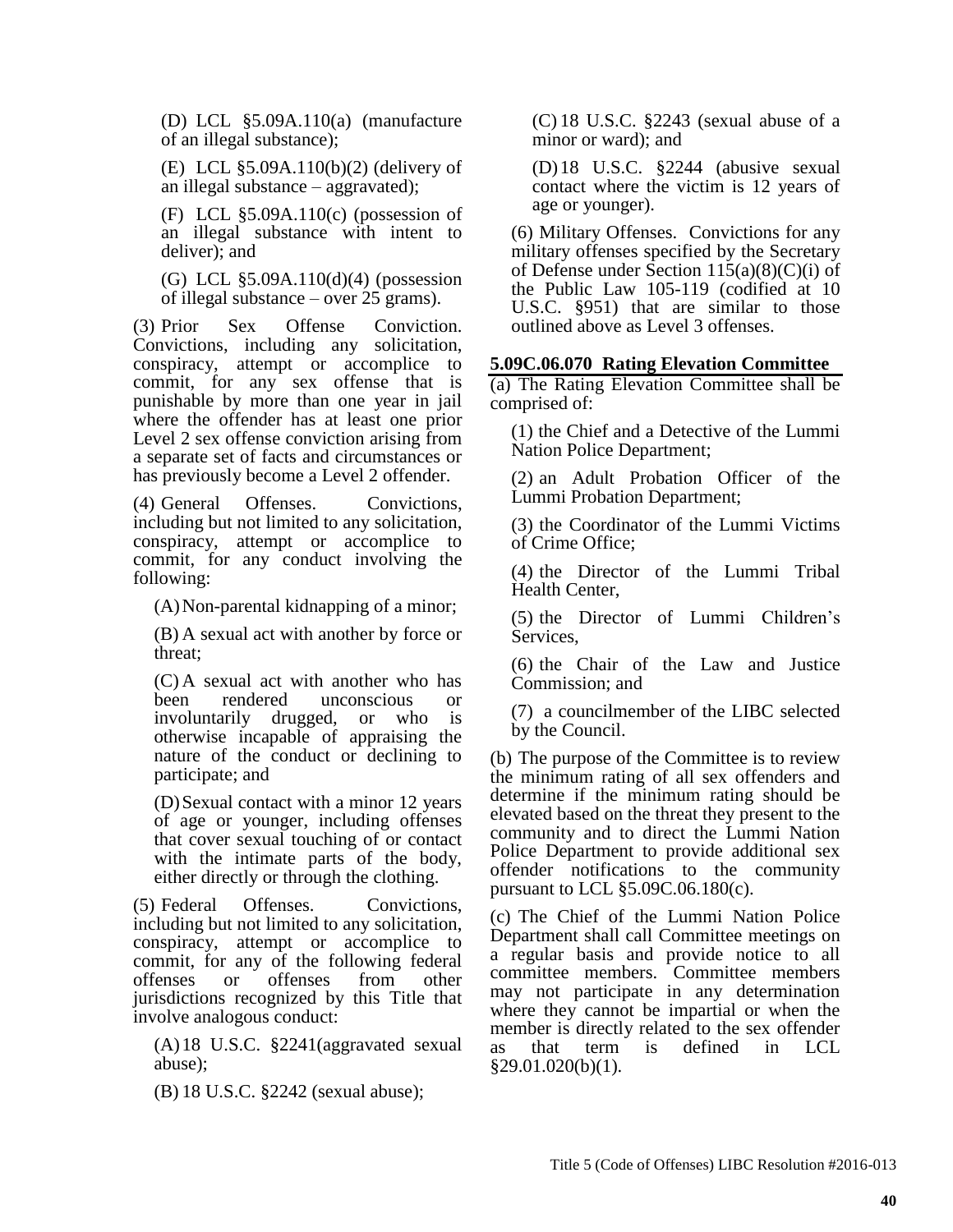(D) LCL §5.09A.110(a) (manufacture of an illegal substance);

(E) LCL §5.09A.110(b)(2) (delivery of an illegal substance – aggravated);

(F) LCL §5.09A.110(c) (possession of an illegal substance with intent to deliver); and

(G) LCL §5.09A.110(d)(4) (possession of illegal substance – over 25 grams).

(3) Prior Sex Offense Conviction. Convictions, including any solicitation, conspiracy, attempt or accomplice to commit, for any sex offense that is punishable by more than one year in jail where the offender has at least one prior Level 2 sex offense conviction arising from a separate set of facts and circumstances or has previously become a Level 2 offender.

(4) General Offenses. Convictions, including but not limited to any solicitation, conspiracy, attempt or accomplice to commit, for any conduct involving the following:

(A) Non-parental kidnapping of a minor;

(B) A sexual act with another by force or threat;

(C) A sexual act with another who has been rendered unconscious or involuntarily drugged, or who is otherwise incapable of appraising the nature of the conduct or declining to participate; and

(D) Sexual contact with a minor 12 years of age or younger, including offenses that cover sexual touching of or contact with the intimate parts of the body, either directly or through the clothing.

(5) Federal Offenses. Convictions, including but not limited to any solicitation, conspiracy, attempt or accomplice to commit, for any of the following federal offenses or offenses from other jurisdictions recognized by this Title that involve analogous conduct:

(A) 18 U.S.C. §2241(aggravated sexual abuse);

(B) 18 U.S.C. §2242 (sexual abuse);

(C) 18 U.S.C. §2243 (sexual abuse of a minor or ward); and

(D) 18 U.S.C. §2244 (abusive sexual contact where the victim is 12 years of age or younger).

(6) Military Offenses. Convictions for any military offenses specified by the Secretary of Defense under Section 115(a)(8)(C)(i) of the Public Law 105-119 (codified at 10 U.S.C. §951) that are similar to those outlined above as Level 3 offenses.

**5.09C.06.070 Rating Elevation Committee**

(a) The Rating Elevation Committee shall be comprised of:

(1) the Chief and a Detective of the Lummi Nation Police Department;

(2) an Adult Probation Officer of the Lummi Probation Department;

(3) the Coordinator of the Lummi Victims of Crime Office;

(4) the Director of the Lummi Tribal Health Center,

(5) the Director of Lummi Children's Services,

(6) the Chair of the Law and Justice Commission; and

(7) a councilmember of the LIBC selected by the Council.

(b) The purpose of the Committee is to review the minimum rating of all sex offenders and determine if the minimum rating should be elevated based on the threat they present to the community and to direct the Lummi Nation Police Department to provide additional sex offender notifications to the community pursuant to LCL §5.09C.06.180(c).

(c) The Chief of the Lummi Nation Police Department shall call Committee meetings on a regular basis and provide notice to all committee members. Committee members may not participate in any determination where they cannot be impartial or when the member is directly related to the sex offender as that term is defined in LCL §29.01.020(b)(1).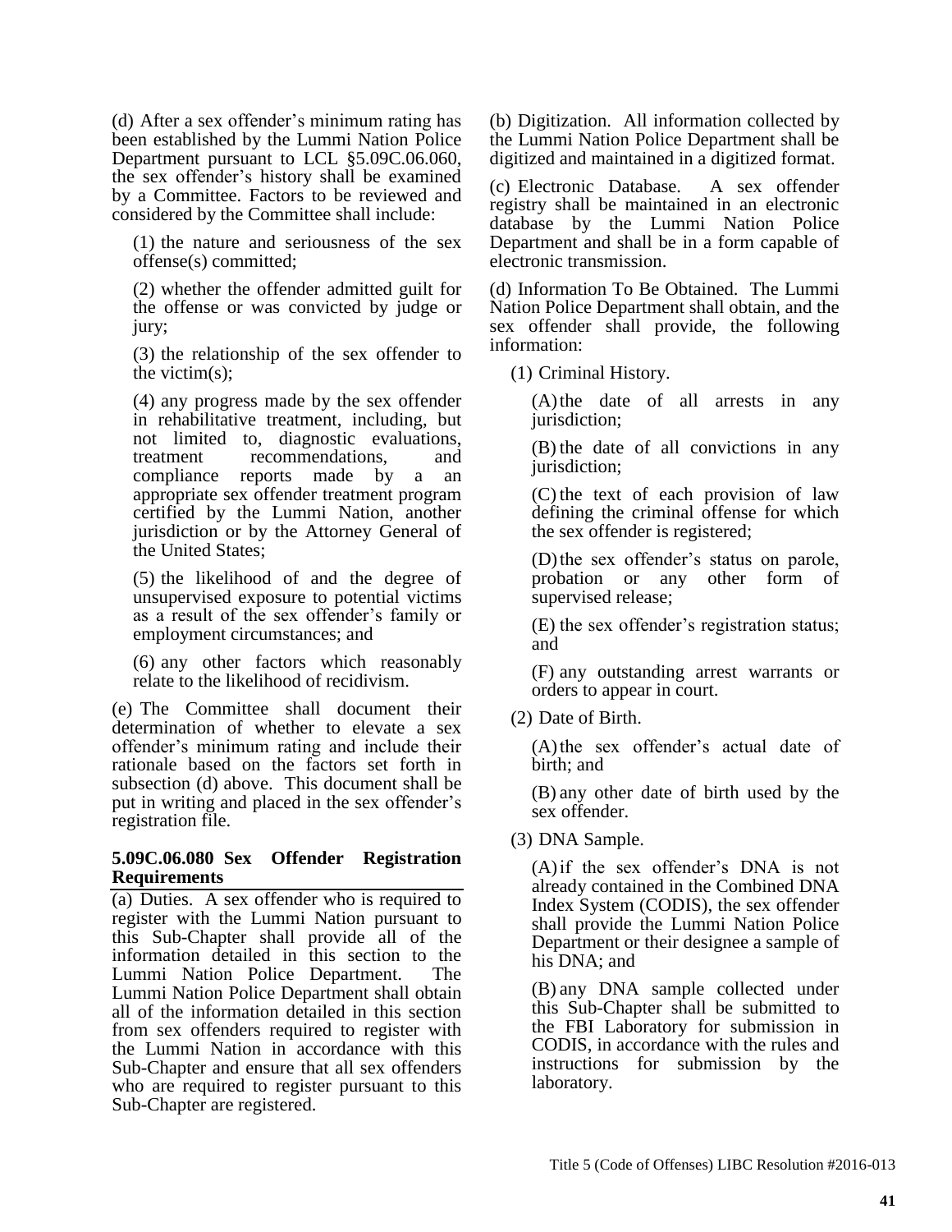(d) After a sex offender's minimum rating has been established by the Lummi Nation Police Department pursuant to LCL §5.09C.06.060, the sex offender's history shall be examined by a Committee. Factors to be reviewed and considered by the Committee shall include:

(1) the nature and seriousness of the sex offense(s) committed;

(2) whether the offender admitted guilt for the offense or was convicted by judge or jury;

(3) the relationship of the sex offender to the victim(s);

(4) any progress made by the sex offender in rehabilitative treatment, including, but not limited to, diagnostic evaluations, treatment recommendations, and compliance reports made by a an appropriate sex offender treatment program certified by the Lummi Nation, another jurisdiction or by the Attorney General of the United States;

(5) the likelihood of and the degree of unsupervised exposure to potential victims as a result of the sex offender's family or employment circumstances; and

(6) any other factors which reasonably relate to the likelihood of recidivism.

(e) The Committee shall document their determination of whether to elevate a sex offender's minimum rating and include their rationale based on the factors set forth in subsection (d) above. This document shall be put in writing and placed in the sex offender's registration file.

### 5.09C.06.080 Sex Offender Registration Requirements

(a) Duties. A sex offender who is required to register with the Lummi Nation pursuant to this Sub-Chapter shall provide all of the information detailed in this section to the Lummi Nation Police Department. The Lummi Nation Police Department shall obtain all of the information detailed in this section from sex offenders required to register with the Lummi Nation in accordance with this Sub-Chapter and ensure that all sex offenders who are required to register pursuant to this Sub-Chapter are registered.

(b) Digitization. All information collected by the Lummi Nation Police Department shall be digitized and maintained in a digitized format.

(c) Electronic Database. A sex offender registry shall be maintained in an electronic database by the Lummi Nation Police Department and shall be in a form capable of electronic transmission.

(d) Information To Be Obtained. The Lummi Nation Police Department shall obtain, and the sex offender shall provide, the following information:

(1) Criminal History.

(A) the date of all arrests in any jurisdiction;

(B) the date of all convictions in any jurisdiction;

(C) the text of each provision of law defining the criminal offense for which the sex offender is registered;

(D) the sex offender's status on parole, probation or any other form of supervised release;

(E) the sex offender's registration status; and

(F) any outstanding arrest warrants or orders to appear in court.

(2) Date of Birth.

(A) the sex offender's actual date of birth; and

(B) any other date of birth used by the sex offender.

(3) DNA Sample.

(A) if the sex offender's DNA is not already contained in the Combined DNA Index System (CODIS), the sex offender shall provide the Lummi Nation Police Department or their designee a sample of his DNA; and

(B) any DNA sample collected under this Sub-Chapter shall be submitted to the FBI Laboratory for submission in CODIS, in accordance with the rules and instructions for submission by the laboratory.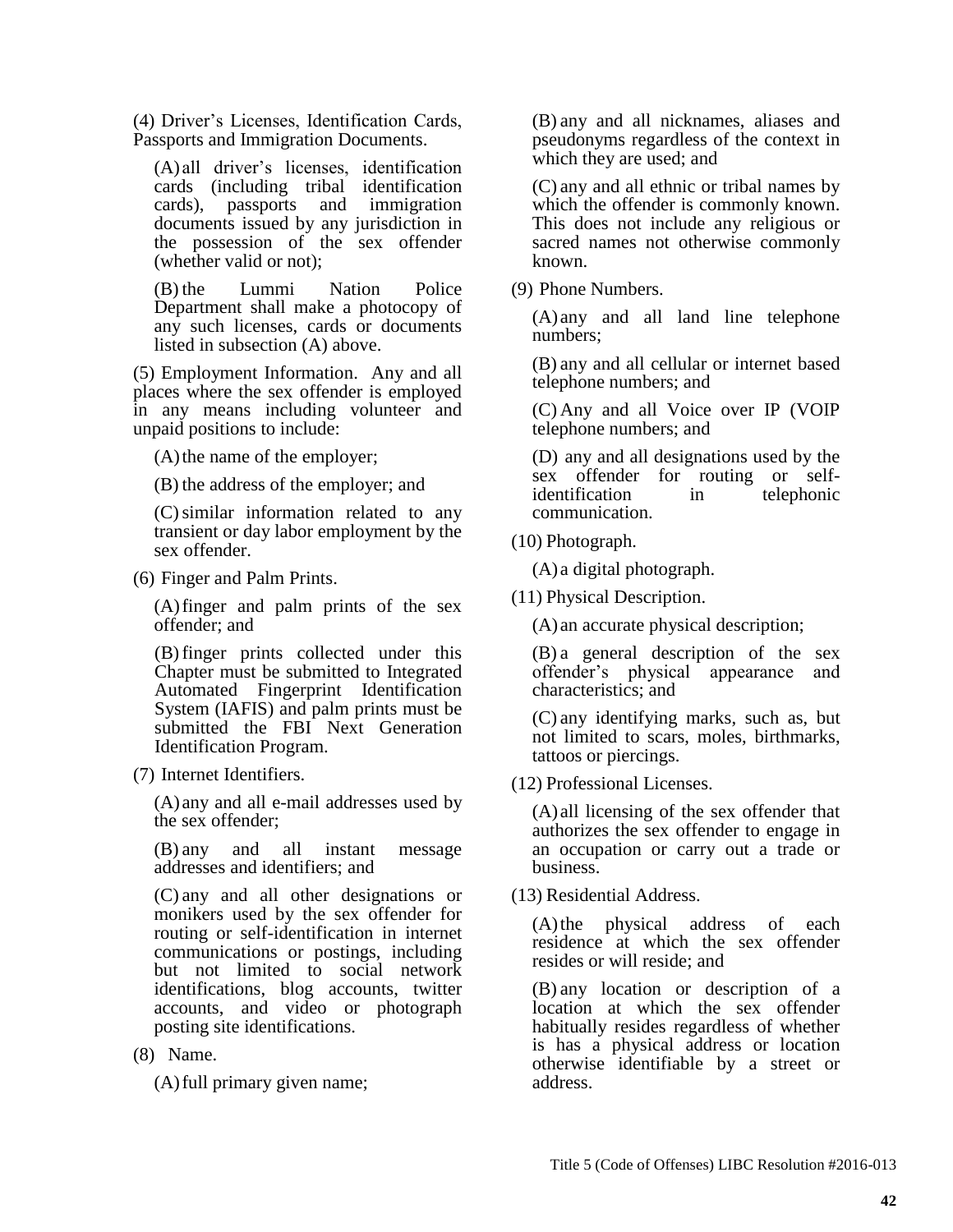(4) Driver's Licenses, Identification Cards, Passports and Immigration Documents.

(A) all driver's licenses, identification cards (including tribal identification cards), passports and immigration documents issued by any jurisdiction in the possession of the sex offender (whether valid or not);

(B) the Lummi Nation Police Department shall make a photocopy of any such licenses, cards or documents listed in subsection (A) above.

(5) Employment Information. Any and all places where the sex offender is employed in any means including volunteer and unpaid positions to include:

(A) the name of the employer;

(B) the address of the employer; and

(C) similar information related to any transient or day labor employment by the sex offender.

(6) Finger and Palm Prints.

(A) finger and palm prints of the sex offender; and

(B) finger prints collected under this Chapter must be submitted to Integrated Automated Fingerprint Identification System (IAFIS) and palm prints must be submitted the FBI Next Generation Identification Program.

(7) Internet Identifiers.

(A) any and all e-mail addresses used by the sex offender;

(B) any and all instant message addresses and identifiers; and

(C) any and all other designations or monikers used by the sex offender for routing or self-identification in internet communications or postings, including but not limited to social network identifications, blog accounts, twitter accounts, and video or photograph posting site identifications.

(8) Name.

(A) full primary given name;

(B) any and all nicknames, aliases and pseudonyms regardless of the context in which they are used; and

(C) any and all ethnic or tribal names by which the offender is commonly known. This does not include any religious or sacred names not otherwise commonly known.

(9) Phone Numbers.

(A) any and all land line telephone numbers;

(B) any and all cellular or internet based telephone numbers; and

(C) Any and all Voice over IP (VOIP telephone numbers; and

(D) any and all designations used by the sex offender for routing or self-identification in telephonic communication.

(10) Photograph.

(A) a digital photograph.

(11) Physical Description.

(A) an accurate physical description;

(B) a general description of the sex offender's physical appearance and characteristics; and

(C) any identifying marks, such as, but not limited to scars, moles, birthmarks, tattoos or piercings.

(12) Professional Licenses.

(A) all licensing of the sex offender that authorizes the sex offender to engage in an occupation or carry out a trade or business.

(13) Residential Address.

(A) the physical address of each residence at which the sex offender resides or will reside; and

(B) any location or description of a location at which the sex offender habitually resides regardless of whether is has a physical address or location otherwise identifiable by a street or address.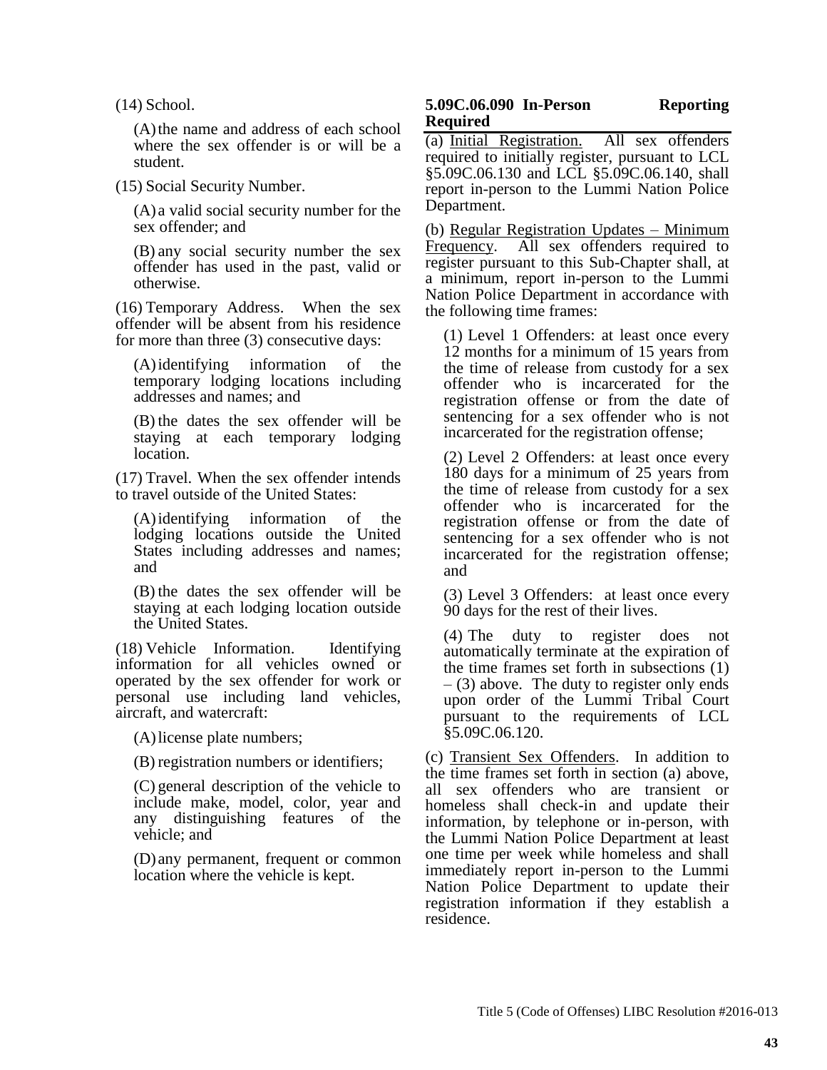(14) School.

(A) the name and address of each school where the sex offender is or will be a student.

(15) Social Security Number.

(A) a valid social security number for the sex offender; and

(B) any social security number the sex offender has used in the past, valid or otherwise.

(16) Temporary Address. When the sex offender will be absent from his residence for more than three (3) consecutive days:

(A) identifying information of the temporary lodging locations including addresses and names; and

(B) the dates the sex offender will be staying at each temporary lodging location.

(17) Travel. When the sex offender intends to travel outside of the United States:

(A) identifying information of the lodging locations outside the United States including addresses and names; and

(B) the dates the sex offender will be staying at each lodging location outside the United States.

(18) Vehicle Information. Identifying information for all vehicles owned or operated by the sex offender for work or personal use including land vehicles, aircraft, and watercraft:

(A) license plate numbers;

(B) registration numbers or identifiers;

(C) general description of the vehicle to include make, model, color, year and any distinguishing features of the vehicle; and

(D) any permanent, frequent or common location where the vehicle is kept.

**5.09C.06.090 In-Person Reporting Required**

(a) Initial Registration. All sex offenders required to initially register, pursuant to LCL §5.09C.06.130 and LCL §5.09C.06.140, shall report in-person to the Lummi Nation Police Department.

(b) Regular Registration Updates – Minimum Frequency. All sex offenders required to register pursuant to this Sub-Chapter shall, at a minimum, report in-person to the Lummi Nation Police Department in accordance with the following time frames:

(1) Level 1 Offenders: at least once every 12 months for a minimum of 15 years from the time of release from custody for a sex offender who is incarcerated for the registration offense or from the date of sentencing for a sex offender who is not incarcerated for the registration offense;

(2) Level 2 Offenders: at least once every 180 days for a minimum of 25 years from the time of release from custody for a sex offender who is incarcerated for the registration offense or from the date of sentencing for a sex offender who is not incarcerated for the registration offense; and

(3) Level 3 Offenders: at least once every 90 days for the rest of their lives.

(4) The duty to register does not automatically terminate at the expiration of the time frames set forth in subsections (1) – (3) above. The duty to register only ends upon order of the Lummi Tribal Court pursuant to the requirements of LCL §5.09C.06.120.

(c) Transient Sex Offenders. In addition to the time frames set forth in section (a) above, all sex offenders who are transient or homeless shall check-in and update their information, by telephone or in-person, with the Lummi Nation Police Department at least one time per week while homeless and shall immediately report in-person to the Lummi Nation Police Department to update their registration information if they establish a residence.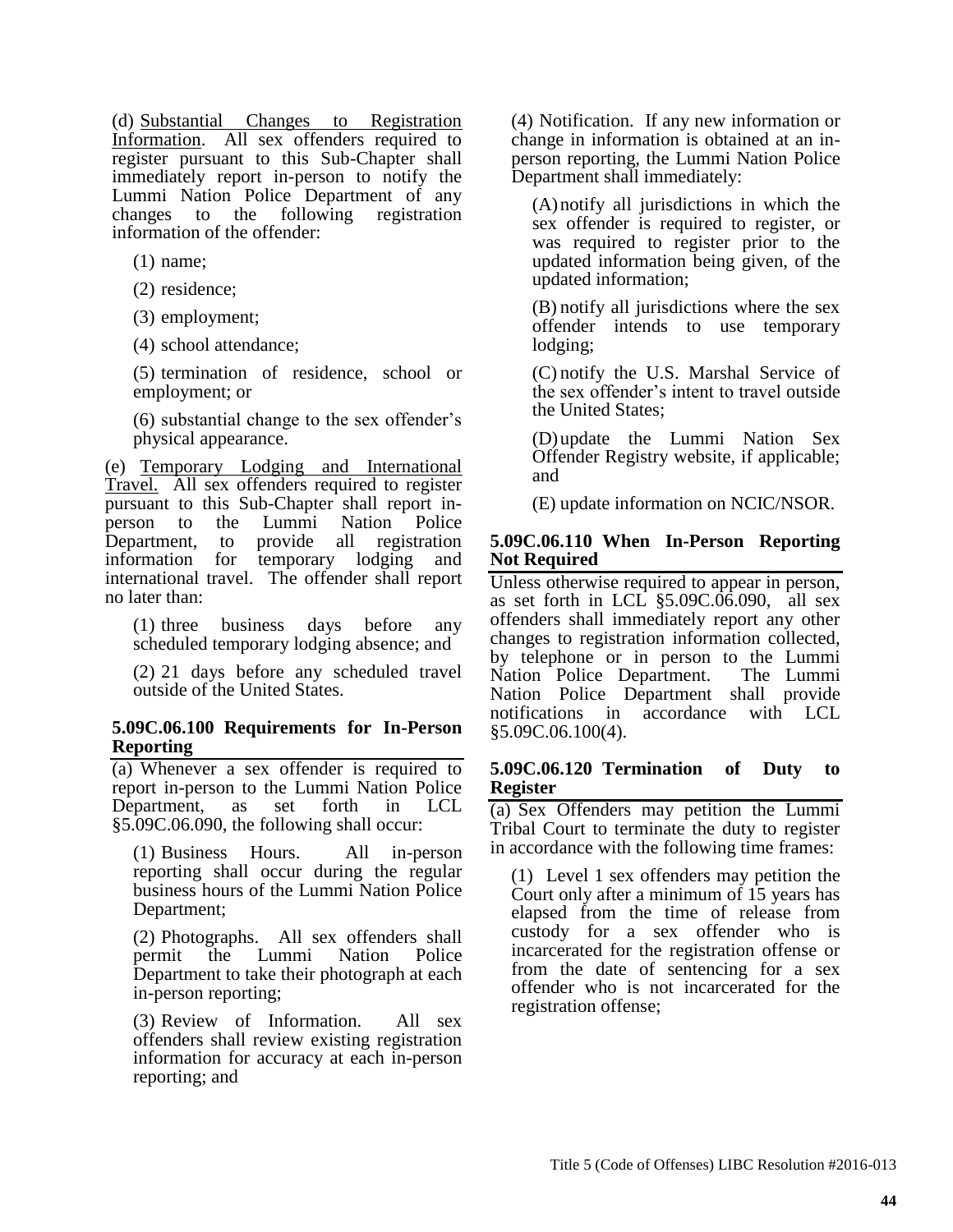(d) Substantial Changes to Registration Information. All sex offenders required to register pursuant to this Sub-Chapter shall immediately report in-person to notify the Lummi Nation Police Department of any changes to the following registration information of the offender:

(1) name;

(2) residence;

(3) employment;

(4) school attendance;

(5) termination of residence, school or employment; or

(6) substantial change to the sex offender's physical appearance.

(e) Temporary Lodging and International Travel. All sex offenders required to register pursuant to this Sub-Chapter shall report in-person to the Lummi Nation Police Department, to provide all registration information for temporary lodging and international travel. The offender shall report no later than:

(1) three business days before any scheduled temporary lodging absence; and

(2) 21 days before any scheduled travel outside of the United States.

### 5.09C.06.100 Requirements for In-Person Reporting

(a) Whenever a sex offender is required to report in-person to the Lummi Nation Police Department, as set forth in LCL §5.09C.06.090, the following shall occur:

(1) Business Hours. All in-person reporting shall occur during the regular business hours of the Lummi Nation Police Department;

(2) Photographs. All sex offenders shall permit the Lummi Nation Police Department to take their photograph at each in-person reporting;

(3) Review of Information. All sex offenders shall review existing registration information for accuracy at each in-person reporting; and

(4) Notification. If any new information or change in information is obtained at an in-person reporting, the Lummi Nation Police Department shall immediately:

(A) notify all jurisdictions in which the sex offender is required to register, or was required to register prior to the updated information being given, of the updated information;

(B) notify all jurisdictions where the sex offender intends to use temporary lodging;

(C) notify the U.S. Marshal Service of the sex offender's intent to travel outside the United States;

(D) update the Lummi Nation Sex Offender Registry website, if applicable; and

(E) update information on NCIC/NSOR.

### 5.09C.06.110 When In-Person Reporting Not Required

Unless otherwise required to appear in person, as set forth in LCL §5.09C.06.090, all sex offenders shall immediately report any other changes to registration information collected, by telephone or in person to the Lummi Nation Police Department. The Lummi Nation Police Department shall provide notifications in accordance with LCL §5.09C.06.100(4).

### 5.09C.06.120 Termination of Duty to Register

(a) Sex Offenders may petition the Lummi Tribal Court to terminate the duty to register in accordance with the following time frames:

(1) Level 1 sex offenders may petition the Court only after a minimum of 15 years has elapsed from the time of release from custody for a sex offender who is incarcerated for the registration offense or from the date of sentencing for a sex offender who is not incarcerated for the registration offense;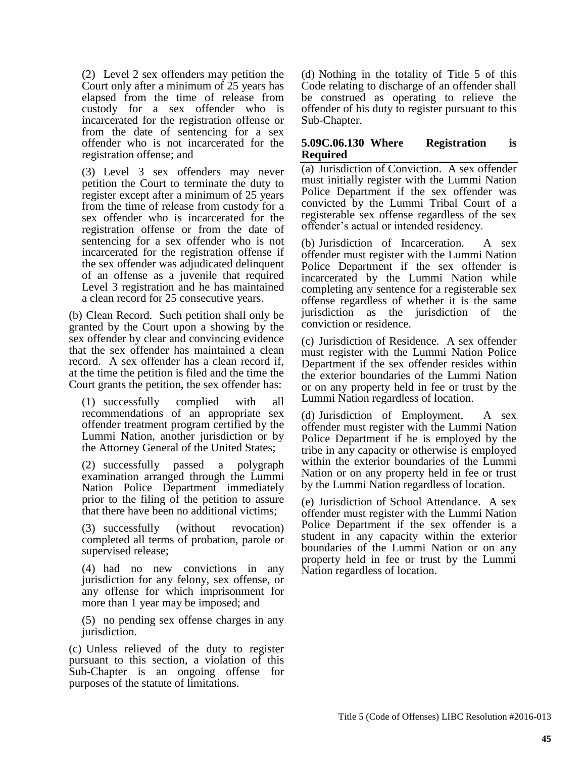(2) Level 2 sex offenders may petition the Court only after a minimum of 25 years has elapsed from the time of release from custody for a sex offender who is incarcerated for the registration offense or from the date of sentencing for a sex offender who is not incarcerated for the registration offense; and

(3) Level 3 sex offenders may never petition the Court to terminate the duty to register except after a minimum of 25 years from the time of release from custody for a sex offender who is incarcerated for the registration offense or from the date of sentencing for a sex offender who is not incarcerated for the registration offense if the sex offender was adjudicated delinquent of an offense as a juvenile that required Level 3 registration and he has maintained a clean record for 25 consecutive years.

(b) Clean Record. Such petition shall only be granted by the Court upon a showing by the sex offender by clear and convincing evidence that the sex offender has maintained a clean record. A sex offender has a clean record if, at the time the petition is filed and the time the Court grants the petition, the sex offender has:

(1) successfully complied with all recommendations of an appropriate sex offender treatment program certified by the Lummi Nation, another jurisdiction or by the Attorney General of the United States;

(2) successfully passed a polygraph examination arranged through the Lummi Nation Police Department immediately prior to the filing of the petition to assure that there have been no additional victims;

(3) successfully (without revocation) completed all terms of probation, parole or supervised release;

(4) had no new convictions in any jurisdiction for any felony, sex offense, or any offense for which imprisonment for more than 1 year may be imposed; and

(5) no pending sex offense charges in any jurisdiction.

(c) Unless relieved of the duty to register pursuant to this section, a violation of this Sub-Chapter is an ongoing offense for purposes of the statute of limitations.

(d) Nothing in the totality of Title 5 of this Code relating to discharge of an offender shall be construed as operating to relieve the offender of his duty to register pursuant to this Sub-Chapter.

### 5.09C.06.130 Where Registration is Required

(a) Jurisdiction of Conviction. A sex offender must initially register with the Lummi Nation Police Department if the sex offender was convicted by the Lummi Tribal Court of a registerable sex offense regardless of the sex offender's actual or intended residency.

(b) Jurisdiction of Incarceration. A sex offender must register with the Lummi Nation Police Department if the sex offender is incarcerated by the Lummi Nation while completing any sentence for a registerable sex offense regardless of whether it is the same jurisdiction as the jurisdiction of the conviction or residence.

(c) Jurisdiction of Residence. A sex offender must register with the Lummi Nation Police Department if the sex offender resides within the exterior boundaries of the Lummi Nation or on any property held in fee or trust by the Lummi Nation regardless of location.

(d) Jurisdiction of Employment. A sex offender must register with the Lummi Nation Police Department if he is employed by the tribe in any capacity or otherwise is employed within the exterior boundaries of the Lummi Nation or on any property held in fee or trust by the Lummi Nation regardless of location.

(e) Jurisdiction of School Attendance. A sex offender must register with the Lummi Nation Police Department if the sex offender is a student in any capacity within the exterior boundaries of the Lummi Nation or on any property held in fee or trust by the Lummi Nation regardless of location.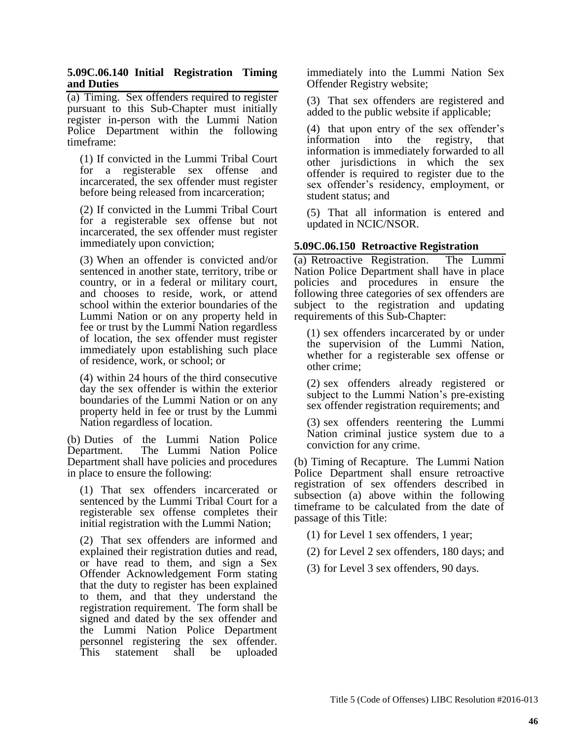### 5.09C.06.140 Initial Registration Timing and Duties

(a) Timing. Sex offenders required to register pursuant to this Sub-Chapter must initially register in-person with the Lummi Nation Police Department within the following timeframe:

(1) If convicted in the Lummi Tribal Court for a registerable sex offense and incarcerated, the sex offender must register before being released from incarceration;

(2) If convicted in the Lummi Tribal Court for a registerable sex offense but not incarcerated, the sex offender must register immediately upon conviction;

(3) When an offender is convicted and/or sentenced in another state, territory, tribe or country, or in a federal or military court, and chooses to reside, work, or attend school within the exterior boundaries of the Lummi Nation or on any property held in fee or trust by the Lummi Nation regardless of location, the sex offender must register immediately upon establishing such place of residence, work, or school; or

(4) within 24 hours of the third consecutive day the sex offender is within the exterior boundaries of the Lummi Nation or on any property held in fee or trust by the Lummi Nation regardless of location.

(b) Duties of the Lummi Nation Police Department. The Lummi Nation Police Department shall have policies and procedures in place to ensure the following:

(1) That sex offenders incarcerated or sentenced by the Lummi Tribal Court for a registerable sex offense completes their initial registration with the Lummi Nation;

(2) That sex offenders are informed and explained their registration duties and read, or have read to them, and sign a Sex Offender Acknowledgement Form stating that the duty to register has been explained to them, and that they understand the registration requirement. The form shall be signed and dated by the sex offender and the Lummi Nation Police Department personnel registering the sex offender. This statement shall be uploaded immediately into the Lummi Nation Sex Offender Registry website;

(3) That sex offenders are registered and added to the public website if applicable;

(4) that upon entry of the sex offender's information into the registry, that information is immediately forwarded to all other jurisdictions in which the sex offender is required to register due to the sex offender's residency, employment, or student status; and

(5) That all information is entered and updated in NCIC/NSOR.

### 5.09C.06.150 Retroactive Registration

(a) Retroactive Registration. The Lummi Nation Police Department shall have in place policies and procedures in ensure the following three categories of sex offenders are subject to the registration and updating requirements of this Sub-Chapter:

(1) sex offenders incarcerated by or under the supervision of the Lummi Nation, whether for a registerable sex offense or other crime;

(2) sex offenders already registered or subject to the Lummi Nation's pre-existing sex offender registration requirements; and

(3) sex offenders reentering the Lummi Nation criminal justice system due to a conviction for any crime.

(b) Timing of Recapture. The Lummi Nation Police Department shall ensure retroactive registration of sex offenders described in subsection (a) above within the following timeframe to be calculated from the date of passage of this Title:

(1) for Level 1 sex offenders, 1 year;

(2) for Level 2 sex offenders, 180 days; and

(3) for Level 3 sex offenders, 90 days.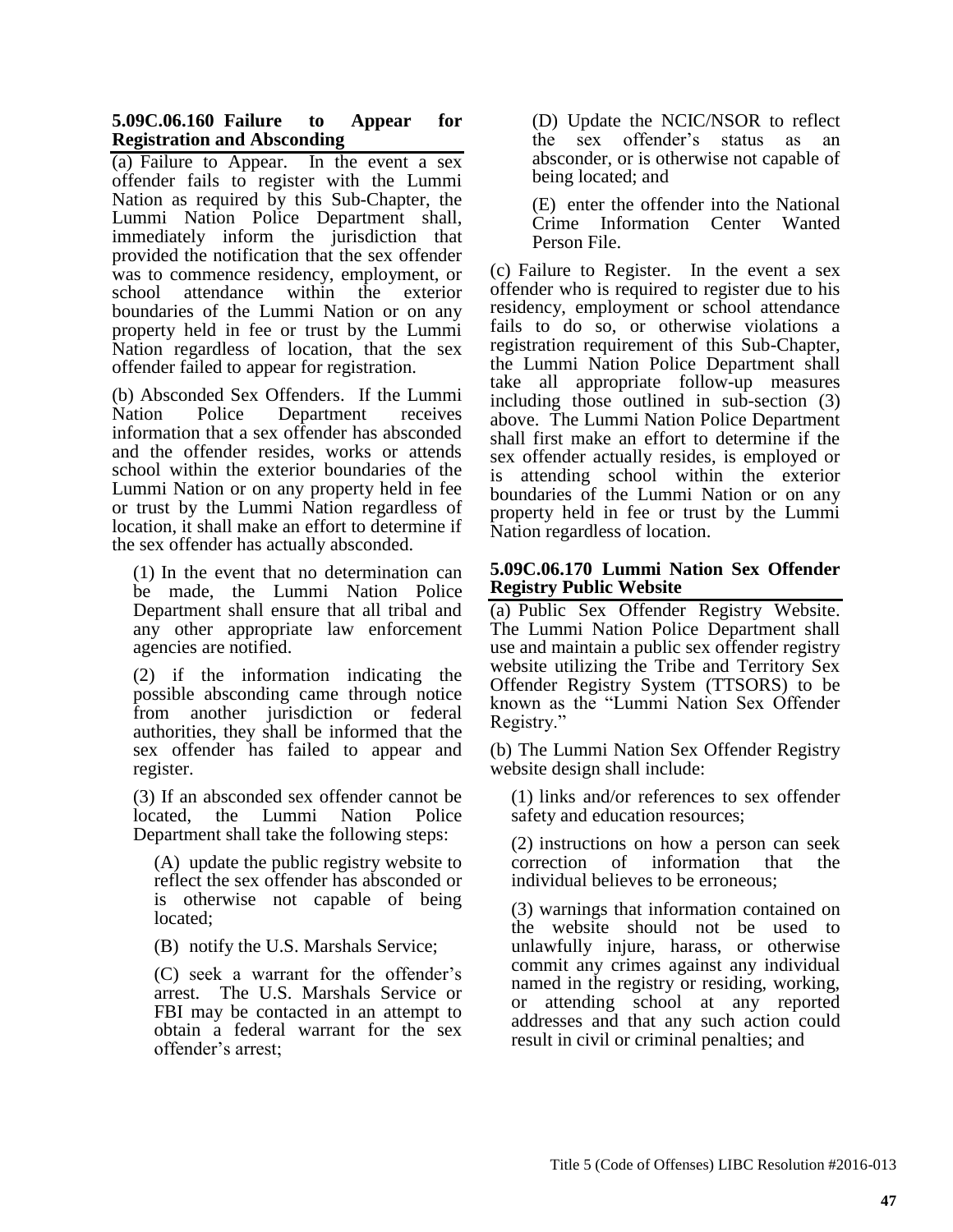**5.09C.06.160 Failure to Appear for Registration and Absconding**

(a) Failure to Appear. In the event a sex offender fails to register with the Lummi Nation as required by this Sub-Chapter, the Lummi Nation Police Department shall, immediately inform the jurisdiction that provided the notification that the sex offender was to commence residency, employment, or school attendance within the exterior boundaries of the Lummi Nation or on any property held in fee or trust by the Lummi Nation regardless of location, that the sex offender failed to appear for registration.

(b) Absconded Sex Offenders. If the Lummi Nation Police Department receives information that a sex offender has absconded and the offender resides, works or attends school within the exterior boundaries of the Lummi Nation or on any property held in fee or trust by the Lummi Nation regardless of location, it shall make an effort to determine if the sex offender has actually absconded.

(1) In the event that no determination can be made, the Lummi Nation Police Department shall ensure that all tribal and any other appropriate law enforcement agencies are notified.

(2) if the information indicating the possible absconding came through notice from another jurisdiction or federal authorities, they shall be informed that the sex offender has failed to appear and register.

(3) If an absconded sex offender cannot be located, the Lummi Nation Police Department shall take the following steps:

(A) update the public registry website to reflect the sex offender has absconded or is otherwise not capable of being located;

(B) notify the U.S. Marshals Service;

(C) seek a warrant for the offender's arrest. The U.S. Marshals Service or FBI may be contacted in an attempt to obtain a federal warrant for the sex offender's arrest;

(D) Update the NCIC/NSOR to reflect the sex offender's status as an absconder, or is otherwise not capable of being located; and

(E) enter the offender into the National Crime Information Center Wanted Person File.

(c) Failure to Register. In the event a sex offender who is required to register due to his residency, employment or school attendance fails to do so, or otherwise violations a registration requirement of this Sub-Chapter, the Lummi Nation Police Department shall take all appropriate follow-up measures including those outlined in sub-section (3) above. The Lummi Nation Police Department shall first make an effort to determine if the sex offender actually resides, is employed or is attending school within the exterior boundaries of the Lummi Nation or on any property held in fee or trust by the Lummi Nation regardless of location.

**5.09C.06.170 Lummi Nation Sex Offender Registry Public Website**

(a) Public Sex Offender Registry Website. The Lummi Nation Police Department shall use and maintain a public sex offender registry website utilizing the Tribe and Territory Sex Offender Registry System (TTSORS) to be known as the "Lummi Nation Sex Offender Registry."

(b) The Lummi Nation Sex Offender Registry website design shall include:

(1) links and/or references to sex offender safety and education resources;

(2) instructions on how a person can seek correction of information that the individual believes to be erroneous;

(3) warnings that information contained on the website should not be used to unlawfully injure, harass, or otherwise commit any crimes against any individual named in the registry or residing, working, or attending school at any reported addresses and that any such action could result in civil or criminal penalties; and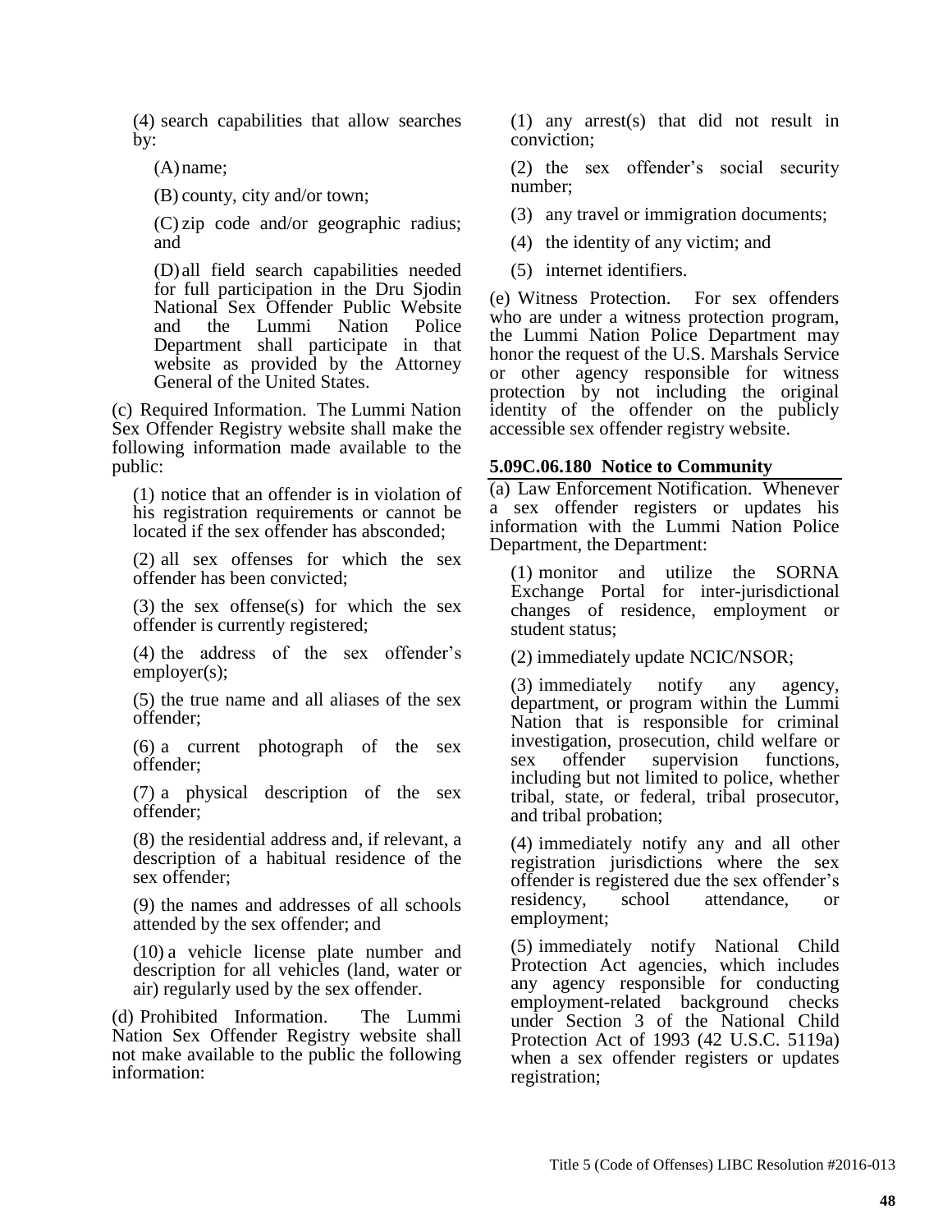(4) search capabilities that allow searches by:

(A) name;

(B) county, city and/or town;

(C) zip code and/or geographic radius; and

(D) all field search capabilities needed for full participation in the Dru Sjodin National Sex Offender Public Website and the Lummi Nation Police Department shall participate in that website as provided by the Attorney General of the United States.

(c) Required Information. The Lummi Nation Sex Offender Registry website shall make the following information made available to the public:

(1) notice that an offender is in violation of his registration requirements or cannot be located if the sex offender has absconded;

(2) all sex offenses for which the sex offender has been convicted;

(3) the sex offense(s) for which the sex offender is currently registered;

(4) the address of the sex offender's employer(s);

(5) the true name and all aliases of the sex offender;

(6) a current photograph of the sex offender;

(7) a physical description of the sex offender;

(8) the residential address and, if relevant, a description of a habitual residence of the sex offender;

(9) the names and addresses of all schools attended by the sex offender; and

(10) a vehicle license plate number and description for all vehicles (land, water or air) regularly used by the sex offender.

(d) Prohibited Information. The Lummi Nation Sex Offender Registry website shall not make available to the public the following information:

(1) any arrest(s) that did not result in conviction;

(2) the sex offender's social security number;

(3) any travel or immigration documents;

(4) the identity of any victim; and

(5) internet identifiers.

(e) Witness Protection. For sex offenders who are under a witness protection program, the Lummi Nation Police Department may honor the request of the U.S. Marshals Service or other agency responsible for witness protection by not including the original identity of the offender on the publicly accessible sex offender registry website.

### 5.09C.06.180 Notice to Community

(a) Law Enforcement Notification. Whenever a sex offender registers or updates his information with the Lummi Nation Police Department, the Department:

(1) monitor and utilize the SORNA Exchange Portal for inter-jurisdictional changes of residence, employment or student status;

(2) immediately update NCIC/NSOR;

(3) immediately notify any agency, department, or program within the Lummi Nation that is responsible for criminal investigation, prosecution, child welfare or sex offender supervision functions, including but not limited to police, whether tribal, state, or federal, tribal prosecutor, and tribal probation;

(4) immediately notify any and all other registration jurisdictions where the sex offender is registered due the sex offender's residency, school attendance, or employment;

(5) immediately notify National Child Protection Act agencies, which includes any agency responsible for conducting employment-related background checks under Section 3 of the National Child Protection Act of 1993 (42 U.S.C. 5119a) when a sex offender registers or updates registration;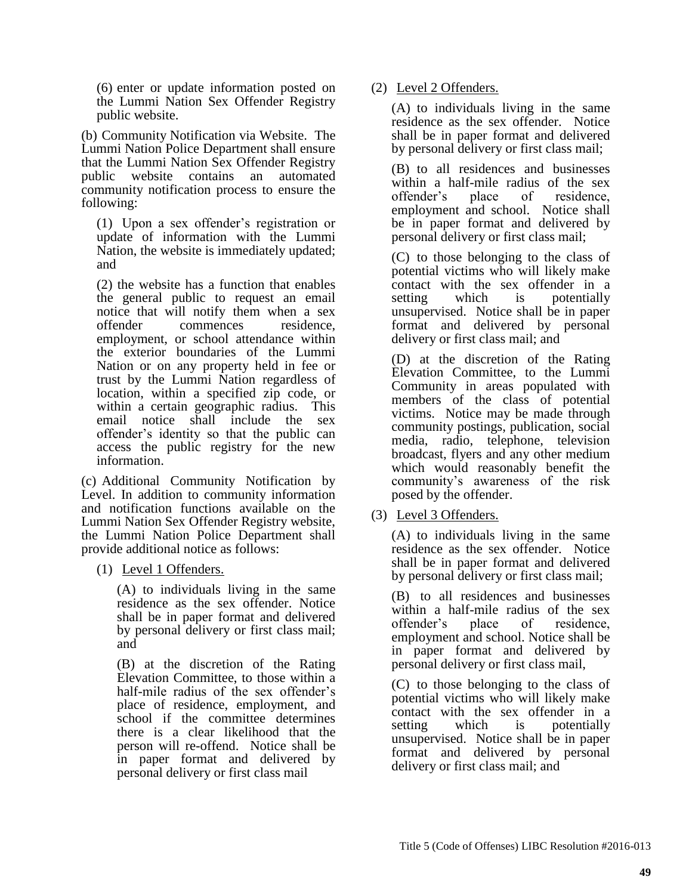(6) enter or update information posted on the Lummi Nation Sex Offender Registry public website.

(b) Community Notification via Website. The Lummi Nation Police Department shall ensure that the Lummi Nation Sex Offender Registry public website contains an automated community notification process to ensure the following:

(1) Upon a sex offender's registration or update of information with the Lummi Nation, the website is immediately updated; and

(2) the website has a function that enables the general public to request an email notice that will notify them when a sex offender commences residence, employment, or school attendance within the exterior boundaries of the Lummi Nation or on any property held in fee or trust by the Lummi Nation regardless of location, within a specified zip code, or within a certain geographic radius. This email notice shall include the sex offender's identity so that the public can access the public registry for the new information.

(c) Additional Community Notification by Level. In addition to community information and notification functions available on the Lummi Nation Sex Offender Registry website, the Lummi Nation Police Department shall provide additional notice as follows:

(1) Level 1 Offenders.

(A) to individuals living in the same residence as the sex offender. Notice shall be in paper format and delivered by personal delivery or first class mail; and

(B) at the discretion of the Rating Elevation Committee, to those within a half-mile radius of the sex offender's place of residence, employment, and school if the committee determines there is a clear likelihood that the person will re-offend. Notice shall be in paper format and delivered by personal delivery or first class mail

(2) Level 2 Offenders.

(A) to individuals living in the same residence as the sex offender. Notice shall be in paper format and delivered by personal delivery or first class mail;

(B) to all residences and businesses within a half-mile radius of the sex offender's place of residence, employment and school. Notice shall be in paper format and delivered by personal delivery or first class mail;

(C) to those belonging to the class of potential victims who will likely make contact with the sex offender in a setting which is potentially unsupervised. Notice shall be in paper format and delivered by personal delivery or first class mail; and

(D) at the discretion of the Rating Elevation Committee, to the Lummi Community in areas populated with members of the class of potential victims. Notice may be made through community postings, publication, social media, radio, telephone, television broadcast, flyers and any other medium which would reasonably benefit the community's awareness of the risk posed by the offender.

(3) Level 3 Offenders.

(A) to individuals living in the same residence as the sex offender. Notice shall be in paper format and delivered by personal delivery or first class mail;

(B) to all residences and businesses within a half-mile radius of the sex offender's place of residence, employment and school. Notice shall be in paper format and delivered by personal delivery or first class mail,

(C) to those belonging to the class of potential victims who will likely make contact with the sex offender in a setting which is potentially unsupervised. Notice shall be in paper format and delivered by personal delivery or first class mail; and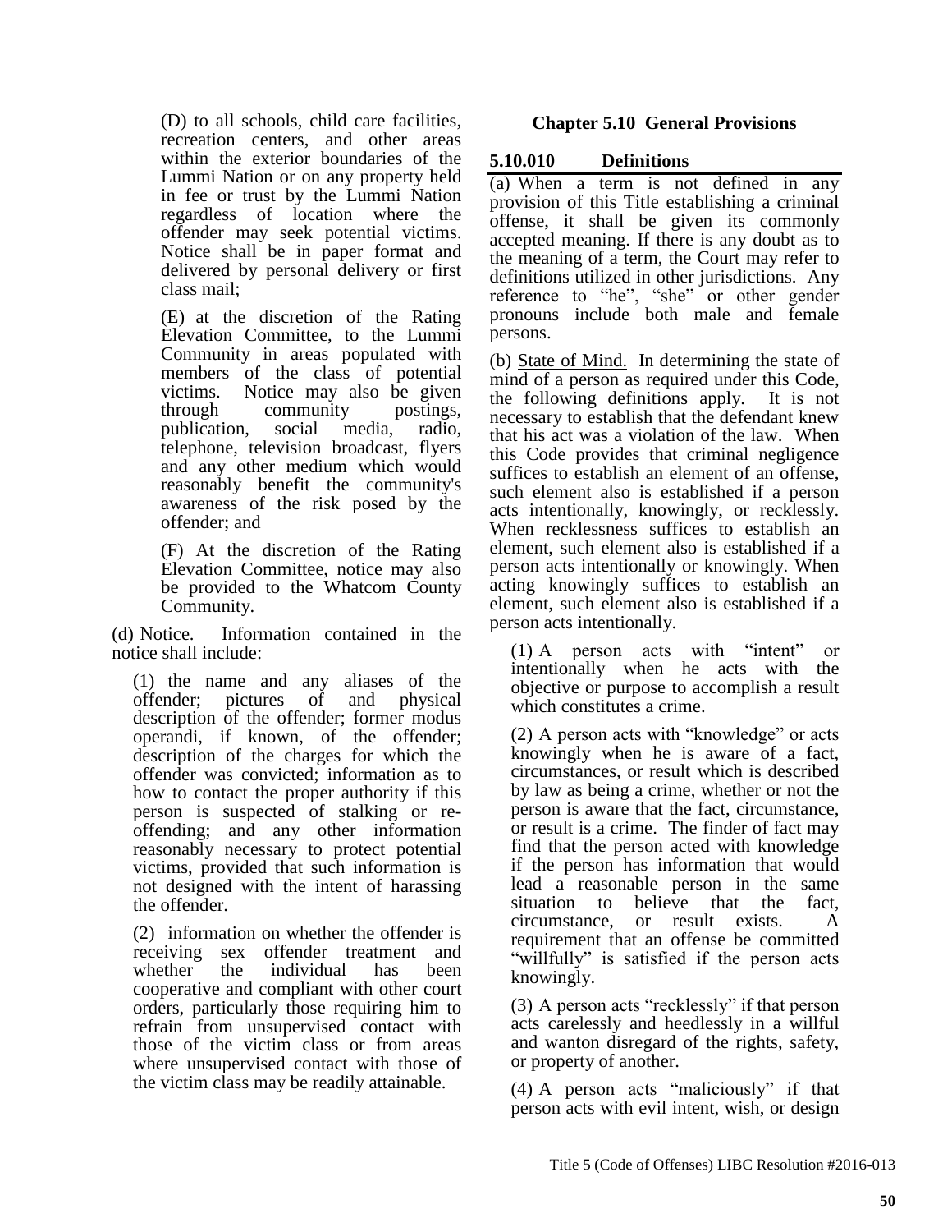(D) to all schools, child care facilities, recreation centers, and other areas within the exterior boundaries of the Lummi Nation or on any property held in fee or trust by the Lummi Nation regardless of location where the offender may seek potential victims. Notice shall be in paper format and delivered by personal delivery or first class mail;

(E) at the discretion of the Rating Elevation Committee, to the Lummi Community in areas populated with members of the class of potential victims. Notice may also be given through community postings, publication, social media, radio, telephone, television broadcast, flyers and any other medium which would reasonably benefit the community's awareness of the risk posed by the offender; and

(F) At the discretion of the Rating Elevation Committee, notice may also be provided to the Whatcom County Community.

(d) Notice. Information contained in the notice shall include:

(1) the name and any aliases of the offender; pictures of and physical description of the offender; former modus operandi, if known, of the offender; description of the charges for which the offender was convicted; information as to how to contact the proper authority if this person is suspected of stalking or re-offending; and any other information reasonably necessary to protect potential victims, provided that such information is not designed with the intent of harassing the offender.

(2) information on whether the offender is receiving sex offender treatment and whether the individual has been cooperative and compliant with other court orders, particularly those requiring him to refrain from unsupervised contact with those of the victim class or from areas where unsupervised contact with those of the victim class may be readily attainable.

## Chapter 5.10 General Provisions

### 5.10.010 Definitions

(a) When a term is not defined in any provision of this Title establishing a criminal offense, it shall be given its commonly accepted meaning. If there is any doubt as to the meaning of a term, the Court may refer to definitions utilized in other jurisdictions. Any reference to "he", "she" or other gender pronouns include both male and female persons.

(b) State of Mind. In determining the state of mind of a person as required under this Code, the following definitions apply. It is not necessary to establish that the defendant knew that his act was a violation of the law. When this Code provides that criminal negligence suffices to establish an element of an offense, such element also is established if a person acts intentionally, knowingly, or recklessly. When recklessness suffices to establish an element, such element also is established if a person acts intentionally or knowingly. When acting knowingly suffices to establish an element, such element also is established if a person acts intentionally.

(1) A person acts with "intent" or intentionally when he acts with the objective or purpose to accomplish a result which constitutes a crime.

(2) A person acts with "knowledge" or acts knowingly when he is aware of a fact, circumstances, or result which is described by law as being a crime, whether or not the person is aware that the fact, circumstance, or result is a crime. The finder of fact may find that the person acted with knowledge if the person has information that would lead a reasonable person in the same situation to believe that the fact, circumstance, or result exists. A requirement that an offense be committed "willfully" is satisfied if the person acts knowingly.

(3) A person acts "recklessly" if that person acts carelessly and heedlessly in a willful and wanton disregard of the rights, safety, or property of another.

(4) A person acts "maliciously" if that person acts with evil intent, wish, or design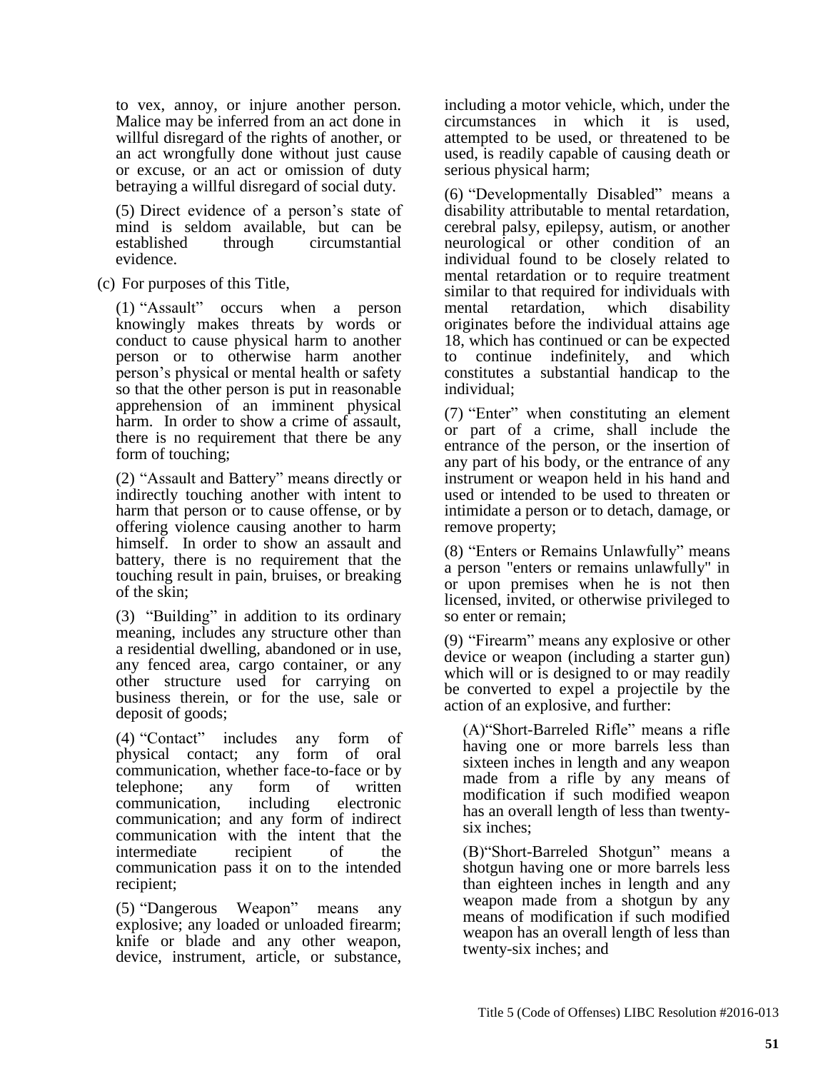to vex, annoy, or injure another person. Malice may be inferred from an act done in willful disregard of the rights of another, or an act wrongfully done without just cause or excuse, or an act or omission of duty betraying a willful disregard of social duty.

(5) Direct evidence of a person's state of mind is seldom available, but can be established through circumstantial evidence.

(c) For purposes of this Title,

(1) "Assault" occurs when a person knowingly makes threats by words or conduct to cause physical harm to another person or to otherwise harm another person's physical or mental health or safety so that the other person is put in reasonable apprehension of an imminent physical harm. In order to show a crime of assault, there is no requirement that there be any form of touching;

(2) "Assault and Battery" means directly or indirectly touching another with intent to harm that person or to cause offense, or by offering violence causing another to harm himself. In order to show an assault and battery, there is no requirement that the touching result in pain, bruises, or breaking of the skin;

(3) "Building" in addition to its ordinary meaning, includes any structure other than a residential dwelling, abandoned or in use, any fenced area, cargo container, or any other structure used for carrying on business therein, or for the use, sale or deposit of goods;

(4) "Contact" includes any form of physical contact; any form of oral communication, whether face-to-face or by telephone; any form of written communication, including electronic communication; and any form of indirect communication with the intent that the intermediate recipient of the communication pass it on to the intended recipient;

(5) "Dangerous Weapon" means any explosive; any loaded or unloaded firearm; knife or blade and any other weapon, device, instrument, article, or substance, including a motor vehicle, which, under the circumstances in which it is used, attempted to be used, or threatened to be used, is readily capable of causing death or serious physical harm;

(6) "Developmentally Disabled" means a disability attributable to mental retardation, cerebral palsy, epilepsy, autism, or another neurological or other condition of an individual found to be closely related to mental retardation or to require treatment similar to that required for individuals with mental retardation, which disability originates before the individual attains age 18, which has continued or can be expected to continue indefinitely, and which constitutes a substantial handicap to the individual;

(7) "Enter" when constituting an element or part of a crime, shall include the entrance of the person, or the insertion of any part of his body, or the entrance of any instrument or weapon held in his hand and used or intended to be used to threaten or intimidate a person or to detach, damage, or remove property;

(8) "Enters or Remains Unlawfully" means a person "enters or remains unlawfully" in or upon premises when he is not then licensed, invited, or otherwise privileged to so enter or remain;

(9) "Firearm" means any explosive or other device or weapon (including a starter gun) which will or is designed to or may readily be converted to expel a projectile by the action of an explosive, and further:

(A) "Short-Barreled Rifle" means a rifle having one or more barrels less than sixteen inches in length and any weapon made from a rifle by any means of modification if such modified weapon has an overall length of less than twenty-six inches;

(B) "Short-Barreled Shotgun" means a shotgun having one or more barrels less than eighteen inches in length and any weapon made from a shotgun by any means of modification if such modified weapon has an overall length of less than twenty-six inches; and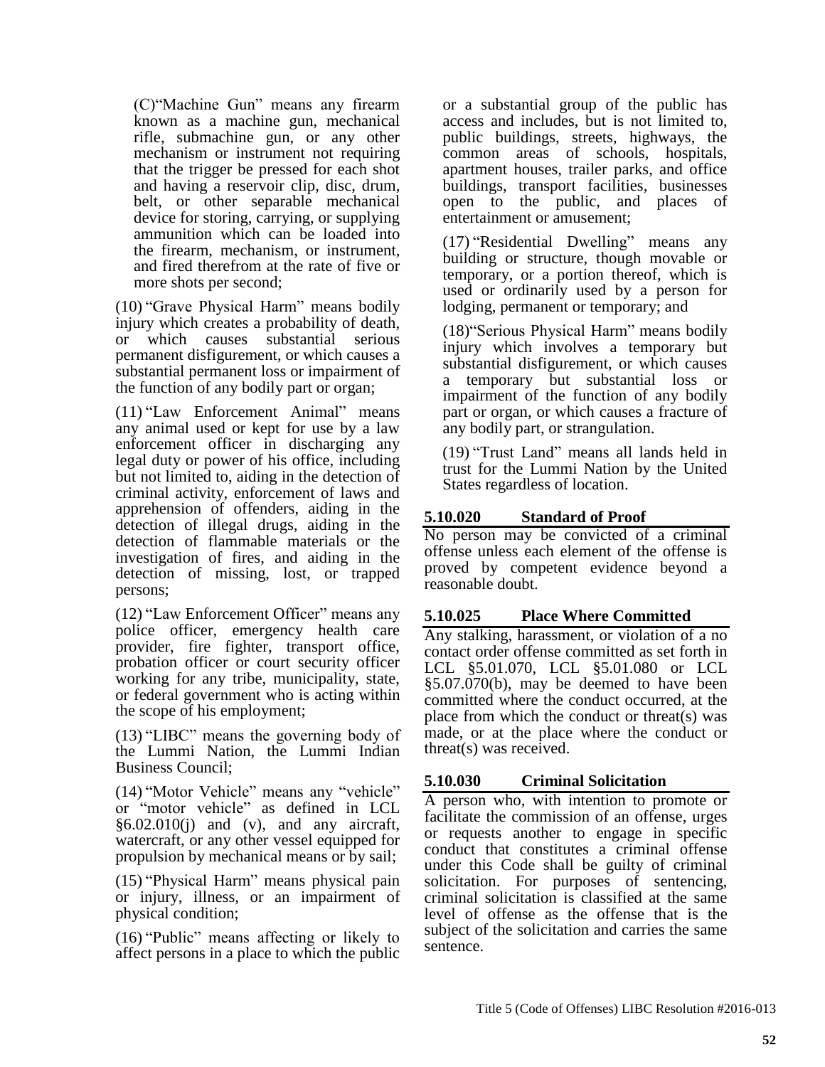(C)"Machine Gun" means any firearm known as a machine gun, mechanical rifle, submachine gun, or any other mechanism or instrument not requiring that the trigger be pressed for each shot and having a reservoir clip, disc, drum, belt, or other separable mechanical device for storing, carrying, or supplying ammunition which can be loaded into the firearm, mechanism, or instrument, and fired therefrom at the rate of five or more shots per second;

(10) "Grave Physical Harm" means bodily injury which creates a probability of death, or which causes substantial serious permanent disfigurement, or which causes a substantial permanent loss or impairment of the function of any bodily part or organ;

(11) "Law Enforcement Animal" means any animal used or kept for use by a law enforcement officer in discharging any legal duty or power of his office, including but not limited to, aiding in the detection of criminal activity, enforcement of laws and apprehension of offenders, aiding in the detection of illegal drugs, aiding in the detection of flammable materials or the investigation of fires, and aiding in the detection of missing, lost, or trapped persons;

(12) "Law Enforcement Officer" means any police officer, emergency health care provider, fire fighter, transport office, probation officer or court security officer working for any tribe, municipality, state, or federal government who is acting within the scope of his employment;

(13) "LIBC" means the governing body of the Lummi Nation, the Lummi Indian Business Council;

(14) "Motor Vehicle" means any "vehicle" or "motor vehicle" as defined in LCL §6.02.010(j) and (v), and any aircraft, watercraft, or any other vessel equipped for propulsion by mechanical means or by sail;

(15) "Physical Harm" means physical pain or injury, illness, or an impairment of physical condition;

(16) "Public" means affecting or likely to affect persons in a place to which the public or a substantial group of the public has access and includes, but is not limited to, public buildings, streets, highways, the common areas of schools, hospitals, apartment houses, trailer parks, and office buildings, transport facilities, businesses open to the public, and places of entertainment or amusement;

(17) "Residential Dwelling" means any building or structure, though movable or temporary, or a portion thereof, which is used or ordinarily used by a person for lodging, permanent or temporary; and

(18)"Serious Physical Harm" means bodily injury which involves a temporary but substantial disfigurement, or which causes a temporary but substantial loss or impairment of the function of any bodily part or organ, or which causes a fracture of any bodily part, or strangulation.

(19) "Trust Land" means all lands held in trust for the Lummi Nation by the United States regardless of location.

### 5.10.020 Standard of Proof

No person may be convicted of a criminal offense unless each element of the offense is proved by competent evidence beyond a reasonable doubt.

### 5.10.025 Place Where Committed

Any stalking, harassment, or violation of a no contact order offense committed as set forth in LCL §5.01.070, LCL §5.01.080 or LCL §5.07.070(b), may be deemed to have been committed where the conduct occurred, at the place from which the conduct or threat(s) was made, or at the place where the conduct or threat(s) was received.

### 5.10.030 Criminal Solicitation

A person who, with intention to promote or facilitate the commission of an offense, urges or requests another to engage in specific conduct that constitutes a criminal offense under this Code shall be guilty of criminal solicitation. For purposes of sentencing, criminal solicitation is classified at the same level of offense as the offense that is the subject of the solicitation and carries the same sentence.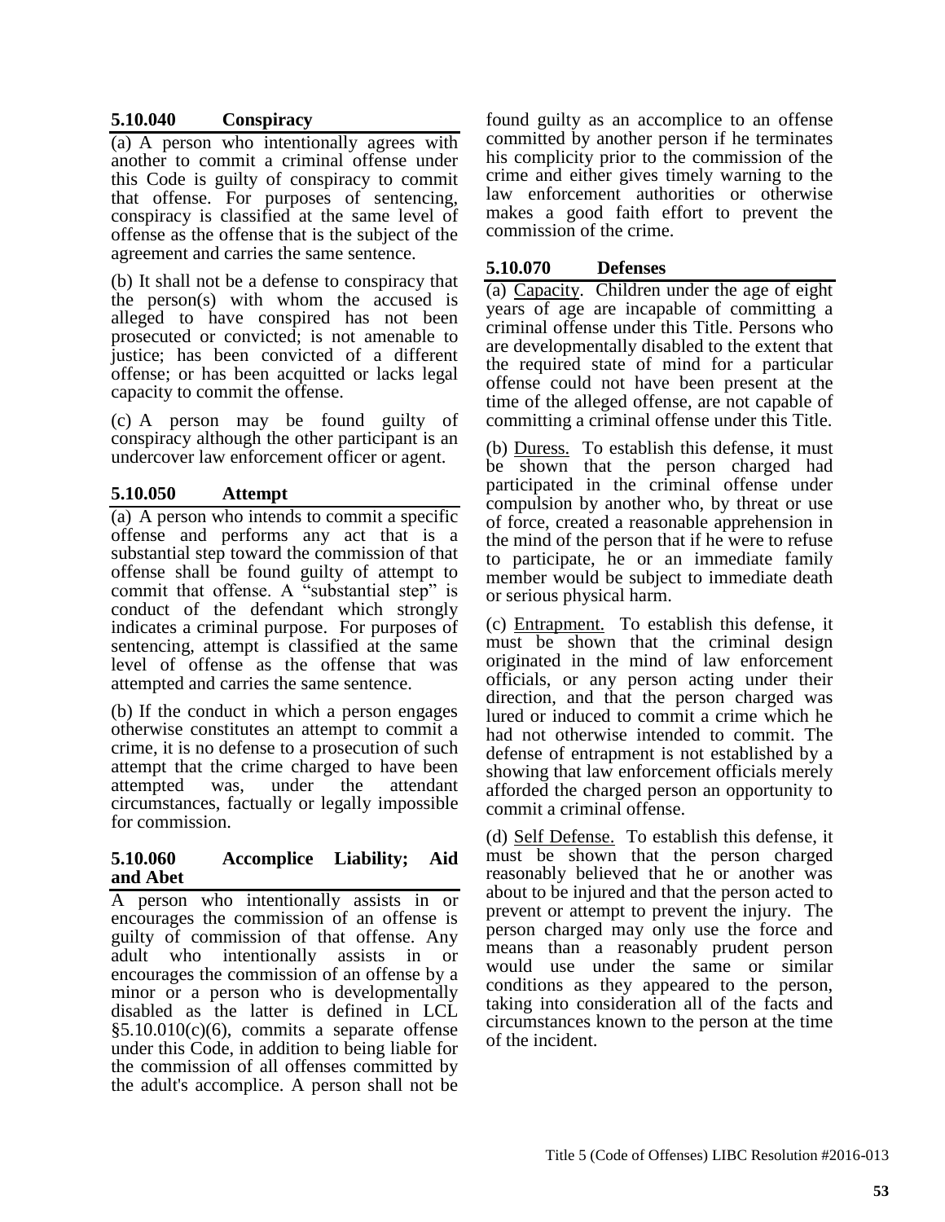### 5.10.040 Conspiracy

(a) A person who intentionally agrees with another to commit a criminal offense under this Code is guilty of conspiracy to commit that offense. For purposes of sentencing, conspiracy is classified at the same level of offense as the offense that is the subject of the agreement and carries the same sentence.

(b) It shall not be a defense to conspiracy that the person(s) with whom the accused is alleged to have conspired has not been prosecuted or convicted; is not amenable to justice; has been convicted of a different offense; or has been acquitted or lacks legal capacity to commit the offense.

(c) A person may be found guilty of conspiracy although the other participant is an undercover law enforcement officer or agent.

### 5.10.050 Attempt

(a) A person who intends to commit a specific offense and performs any act that is a substantial step toward the commission of that offense shall be found guilty of attempt to commit that offense. A "substantial step" is conduct of the defendant which strongly indicates a criminal purpose. For purposes of sentencing, attempt is classified at the same level of offense as the offense that was attempted and carries the same sentence.

(b) If the conduct in which a person engages otherwise constitutes an attempt to commit a crime, it is no defense to a prosecution of such attempt that the crime charged to have been attempted was, under the attendant circumstances, factually or legally impossible for commission.

### 5.10.060 Accomplice Liability; Aid and Abet

A person who intentionally assists in or encourages the commission of an offense is guilty of commission of that offense. Any adult who intentionally assists in or encourages the commission of an offense by a minor or a person who is developmentally disabled as the latter is defined in LCL §5.10.010(c)(6), commits a separate offense under this Code, in addition to being liable for the commission of all offenses committed by the adult's accomplice. A person shall not be found guilty as an accomplice to an offense committed by another person if he terminates his complicity prior to the commission of the crime and either gives timely warning to the law enforcement authorities or otherwise makes a good faith effort to prevent the commission of the crime.

### 5.10.070 Defenses

(a) Capacity. Children under the age of eight years of age are incapable of committing a criminal offense under this Title. Persons who are developmentally disabled to the extent that the required state of mind for a particular offense could not have been present at the time of the alleged offense, are not capable of committing a criminal offense under this Title.

(b) Duress. To establish this defense, it must be shown that the person charged had participated in the criminal offense under compulsion by another who, by threat or use of force, created a reasonable apprehension in the mind of the person that if he were to refuse to participate, he or an immediate family member would be subject to immediate death or serious physical harm.

(c) Entrapment. To establish this defense, it must be shown that the criminal design originated in the mind of law enforcement officials, or any person acting under their direction, and that the person charged was lured or induced to commit a crime which he had not otherwise intended to commit. The defense of entrapment is not established by a showing that law enforcement officials merely afforded the charged person an opportunity to commit a criminal offense.

(d) Self Defense. To establish this defense, it must be shown that the person charged reasonably believed that he or another was about to be injured and that the person acted to prevent or attempt to prevent the injury. The person charged may only use the force and means than a reasonably prudent person would use under the same or similar conditions as they appeared to the person, taking into consideration all of the facts and circumstances known to the person at the time of the incident.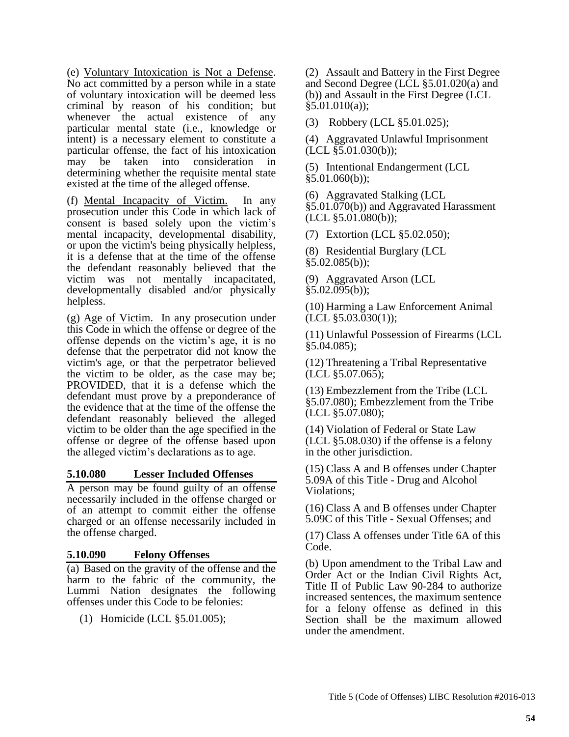(e) Voluntary Intoxication is Not a Defense. No act committed by a person while in a state of voluntary intoxication will be deemed less criminal by reason of his condition; but whenever the actual existence of any particular mental state (i.e., knowledge or intent) is a necessary element to constitute a particular offense, the fact of his intoxication may be taken into consideration in determining whether the requisite mental state existed at the time of the alleged offense.

(f) Mental Incapacity of Victim. In any prosecution under this Code in which lack of consent is based solely upon the victim's mental incapacity, developmental disability, or upon the victim's being physically helpless, it is a defense that at the time of the offense the defendant reasonably believed that the victim was not mentally incapacitated, developmentally disabled and/or physically helpless.

(g) Age of Victim. In any prosecution under this Code in which the offense or degree of the offense depends on the victim's age, it is no defense that the perpetrator did not know the victim's age, or that the perpetrator believed the victim to be older, as the case may be; PROVIDED, that it is a defense which the defendant must prove by a preponderance of the evidence that at the time of the offense the defendant reasonably believed the alleged victim to be older than the age specified in the offense or degree of the offense based upon the alleged victim's declarations as to age.

### 5.10.080 Lesser Included Offenses

A person may be found guilty of an offense necessarily included in the offense charged or of an attempt to commit either the offense charged or an offense necessarily included in the offense charged.

### 5.10.090 Felony Offenses

(a) Based on the gravity of the offense and the harm to the fabric of the community, the Lummi Nation designates the following offenses under this Code to be felonies:

(1) Homicide (LCL §5.01.005);

(2) Assault and Battery in the First Degree and Second Degree (LCL §5.01.020(a) and (b)) and Assault in the First Degree (LCL §5.01.010(a));

(3) Robbery (LCL §5.01.025);

(4) Aggravated Unlawful Imprisonment (LCL §5.01.030(b));

(5) Intentional Endangerment (LCL §5.01.060(b));

(6) Aggravated Stalking (LCL §5.01.070(b)) and Aggravated Harassment (LCL §5.01.080(b));

(7) Extortion (LCL §5.02.050);

(8) Residential Burglary (LCL §5.02.085(b));

(9) Aggravated Arson (LCL §5.02.095(b));

(10) Harming a Law Enforcement Animal (LCL §5.03.030(1));

(11) Unlawful Possession of Firearms (LCL §5.04.085);

(12) Threatening a Tribal Representative (LCL §5.07.065);

(13) Embezzlement from the Tribe (LCL §5.07.080); Embezzlement from the Tribe (LCL §5.07.080);

(14) Violation of Federal or State Law (LCL §5.08.030) if the offense is a felony in the other jurisdiction.

(15) Class A and B offenses under Chapter 5.09A of this Title - Drug and Alcohol Violations;

(16) Class A and B offenses under Chapter 5.09C of this Title - Sexual Offenses; and

(17) Class A offenses under Title 6A of this Code.

(b) Upon amendment to the Tribal Law and Order Act or the Indian Civil Rights Act, Title II of Public Law 90-284 to authorize increased sentences, the maximum sentence for a felony offense as defined in this Section shall be the maximum allowed under the amendment.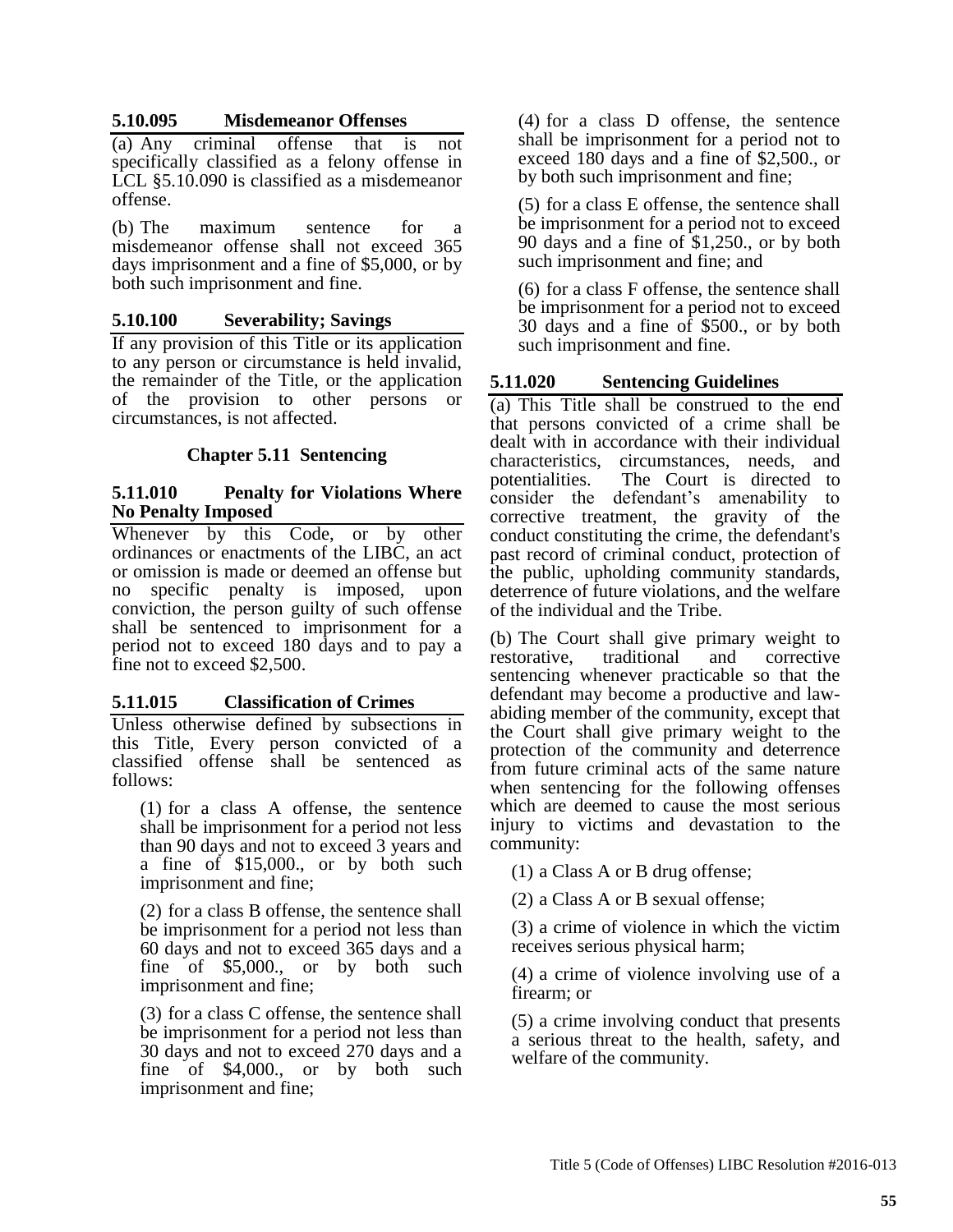### 5.10.095 Misdemeanor Offenses

(a) Any criminal offense that is not specifically classified as a felony offense in LCL §5.10.090 is classified as a misdemeanor offense.

(b) The maximum sentence for a misdemeanor offense shall not exceed 365 days imprisonment and a fine of $5,000, or by both such imprisonment and fine.

### 5.10.100 Severability; Savings

If any provision of this Title or its application to any person or circumstance is held invalid, the remainder of the Title, or the application of the provision to other persons or circumstances, is not affected.

## Chapter 5.11 Sentencing

### 5.11.010 Penalty for Violations Where No Penalty Imposed

Whenever by this Code, or by other ordinances or enactments of the LIBC, an act or omission is made or deemed an offense but no specific penalty is imposed, upon conviction, the person guilty of such offense shall be sentenced to imprisonment for a period not to exceed 180 days and to pay a fine not to exceed $2,500.

### 5.11.015 Classification of Crimes

Unless otherwise defined by subsections in this Title, Every person convicted of a classified offense shall be sentenced as follows:

(1) for a class A offense, the sentence shall be imprisonment for a period not less than 90 days and not to exceed 3 years and a fine of $15,000., or by both such imprisonment and fine;

(2) for a class B offense, the sentence shall be imprisonment for a period not less than 60 days and not to exceed 365 days and a fine of $5,000., or by both such imprisonment and fine;

(3) for a class C offense, the sentence shall be imprisonment for a period not less than 30 days and not to exceed 270 days and a fine of $4,000., or by both such imprisonment and fine;

(4) for a class D offense, the sentence shall be imprisonment for a period not to exceed 180 days and a fine of $2,500., or by both such imprisonment and fine;

(5) for a class E offense, the sentence shall be imprisonment for a period not to exceed 90 days and a fine of $1,250., or by both such imprisonment and fine; and

(6) for a class F offense, the sentence shall be imprisonment for a period not to exceed 30 days and a fine of $500., or by both such imprisonment and fine.

### 5.11.020 Sentencing Guidelines

(a) This Title shall be construed to the end that persons convicted of a crime shall be dealt with in accordance with their individual characteristics, circumstances, needs, and potentialities. The Court is directed to consider the defendant's amenability to corrective treatment, the gravity of the conduct constituting the crime, the defendant's past record of criminal conduct, protection of the public, upholding community standards, deterrence of future violations, and the welfare of the individual and the Tribe.

(b) The Court shall give primary weight to restorative, traditional and corrective sentencing whenever practicable so that the defendant may become a productive and law-abiding member of the community, except that the Court shall give primary weight to the protection of the community and deterrence from future criminal acts of the same nature when sentencing for the following offenses which are deemed to cause the most serious injury to victims and devastation to the community:

(1) a Class A or B drug offense;

(2) a Class A or B sexual offense;

(3) a crime of violence in which the victim receives serious physical harm;

(4) a crime of violence involving use of a firearm; or

(5) a crime involving conduct that presents a serious threat to the health, safety, and welfare of the community.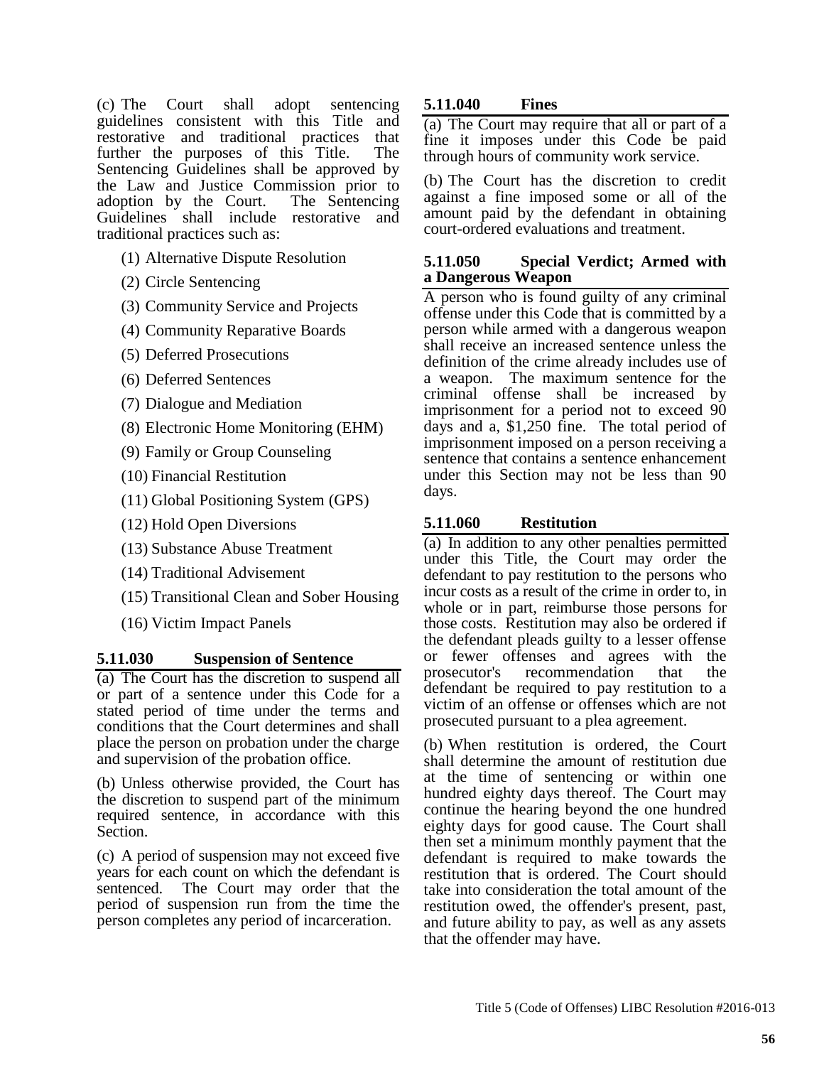(c) The Court shall adopt sentencing guidelines consistent with this Title and restorative and traditional practices that further the purposes of this Title. The Sentencing Guidelines shall be approved by the Law and Justice Commission prior to adoption by the Court. The Sentencing Guidelines shall include restorative and traditional practices such as:

(1) Alternative Dispute Resolution

(2) Circle Sentencing

(3) Community Service and Projects

(4) Community Reparative Boards

(5) Deferred Prosecutions

(6) Deferred Sentences

(7) Dialogue and Mediation

(8) Electronic Home Monitoring (EHM)

(9) Family or Group Counseling

(10) Financial Restitution

(11) Global Positioning System (GPS)

(12) Hold Open Diversions

(13) Substance Abuse Treatment

(14) Traditional Advisement

(15) Transitional Clean and Sober Housing

(16) Victim Impact Panels

### 5.11.030 Suspension of Sentence

(a) The Court has the discretion to suspend all or part of a sentence under this Code for a stated period of time under the terms and conditions that the Court determines and shall place the person on probation under the charge and supervision of the probation office.

(b) Unless otherwise provided, the Court has the discretion to suspend part of the minimum required sentence, in accordance with this Section.

(c) A period of suspension may not exceed five years for each count on which the defendant is sentenced. The Court may order that the period of suspension run from the time the person completes any period of incarceration.

### 5.11.040 Fines

(a) The Court may require that all or part of a fine it imposes under this Code be paid through hours of community work service.

(b) The Court has the discretion to credit against a fine imposed some or all of the amount paid by the defendant in obtaining court-ordered evaluations and treatment.

### 5.11.050 Special Verdict; Armed with a Dangerous Weapon

A person who is found guilty of any criminal offense under this Code that is committed by a person while armed with a dangerous weapon shall receive an increased sentence unless the definition of the crime already includes use of a weapon. The maximum sentence for the criminal offense shall be increased by imprisonment for a period not to exceed 90 days and a, $1,250 fine. The total period of imprisonment imposed on a person receiving a sentence that contains a sentence enhancement under this Section may not be less than 90 days.

### 5.11.060 Restitution

(a) In addition to any other penalties permitted under this Title, the Court may order the defendant to pay restitution to the persons who incur costs as a result of the crime in order to, in whole or in part, reimburse those persons for those costs. Restitution may also be ordered if the defendant pleads guilty to a lesser offense or fewer offenses and agrees with the prosecutor's recommendation that the defendant be required to pay restitution to a victim of an offense or offenses which are not prosecuted pursuant to a plea agreement.

(b) When restitution is ordered, the Court shall determine the amount of restitution due at the time of sentencing or within one hundred eighty days thereof. The Court may continue the hearing beyond the one hundred eighty days for good cause. The Court shall then set a minimum monthly payment that the defendant is required to make towards the restitution that is ordered. The Court should take into consideration the total amount of the restitution owed, the offender's present, past, and future ability to pay, as well as any assets that the offender may have.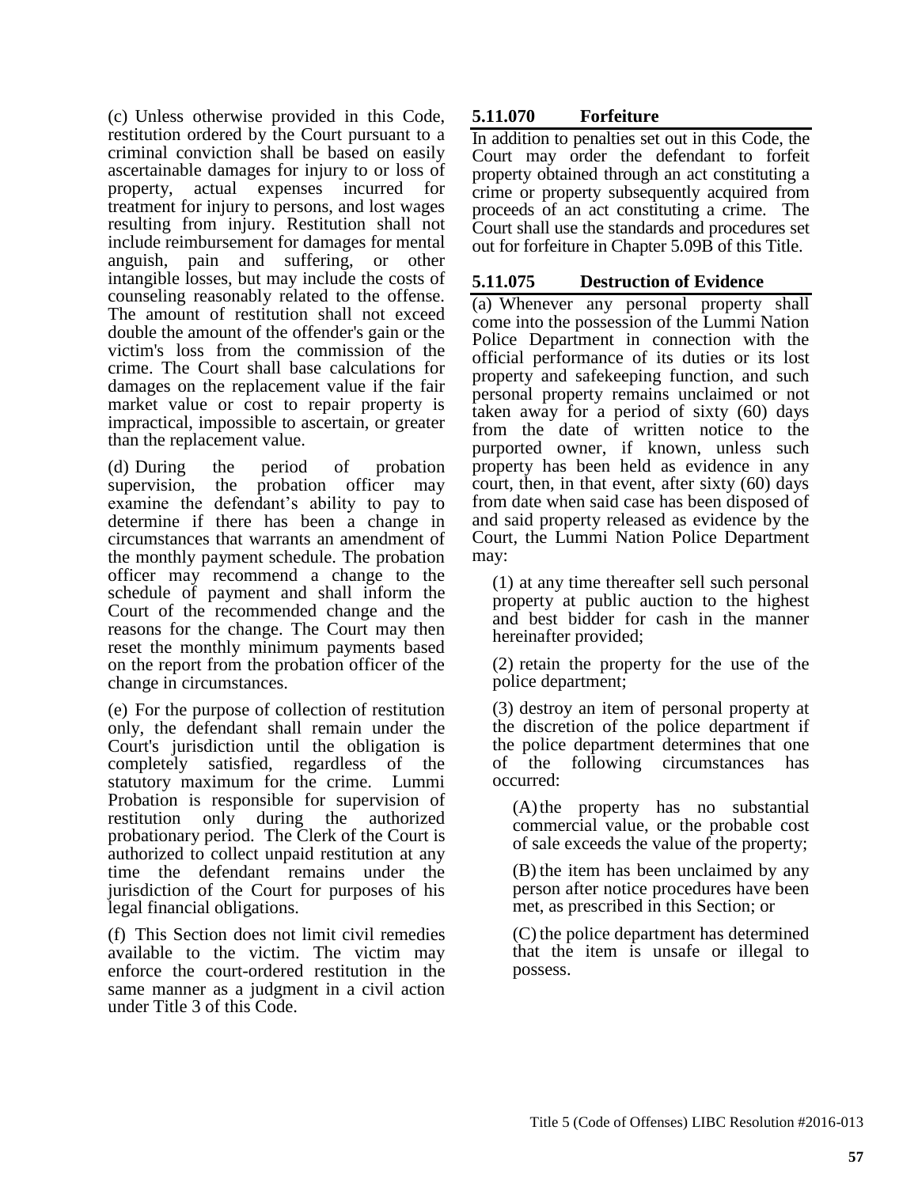(c) Unless otherwise provided in this Code, restitution ordered by the Court pursuant to a criminal conviction shall be based on easily ascertainable damages for injury to or loss of property, actual expenses incurred for treatment for injury to persons, and lost wages resulting from injury. Restitution shall not include reimbursement for damages for mental anguish, pain and suffering, or other intangible losses, but may include the costs of counseling reasonably related to the offense. The amount of restitution shall not exceed double the amount of the offender's gain or the victim's loss from the commission of the crime. The Court shall base calculations for damages on the replacement value if the fair market value or cost to repair property is impractical, impossible to ascertain, or greater than the replacement value.

(d) During the period of probation supervision, the probation officer may examine the defendant's ability to pay to determine if there has been a change in circumstances that warrants an amendment of the monthly payment schedule. The probation officer may recommend a change to the schedule of payment and shall inform the Court of the recommended change and the reasons for the change. The Court may then reset the monthly minimum payments based on the report from the probation officer of the change in circumstances.

(e) For the purpose of collection of restitution only, the defendant shall remain under the Court's jurisdiction until the obligation is completely satisfied, regardless of the statutory maximum for the crime. Lummi Probation is responsible for supervision of restitution only during the authorized probationary period. The Clerk of the Court is authorized to collect unpaid restitution at any time the defendant remains under the jurisdiction of the Court for purposes of his legal financial obligations.

(f) This Section does not limit civil remedies available to the victim. The victim may enforce the court-ordered restitution in the same manner as a judgment in a civil action under Title 3 of this Code.

## 5.11.070 Forfeiture

In addition to penalties set out in this Code, the Court may order the defendant to forfeit property obtained through an act constituting a crime or property subsequently acquired from proceeds of an act constituting a crime. The Court shall use the standards and procedures set out for forfeiture in Chapter 5.09B of this Title.

## 5.11.075 Destruction of Evidence

(a) Whenever any personal property shall come into the possession of the Lummi Nation Police Department in connection with the official performance of its duties or its lost property and safekeeping function, and such personal property remains unclaimed or not taken away for a period of sixty (60) days from the date of written notice to the purported owner, if known, unless such property has been held as evidence in any court, then, in that event, after sixty (60) days from date when said case has been disposed of and said property released as evidence by the Court, the Lummi Nation Police Department may:

(1) at any time thereafter sell such personal property at public auction to the highest and best bidder for cash in the manner hereinafter provided;

(2) retain the property for the use of the police department;

(3) destroy an item of personal property at the discretion of the police department if the police department determines that one of the following circumstances has occurred:

(A) the property has no substantial commercial value, or the probable cost of sale exceeds the value of the property;

(B) the item has been unclaimed by any person after notice procedures have been met, as prescribed in this Section; or

(C) the police department has determined that the item is unsafe or illegal to possess.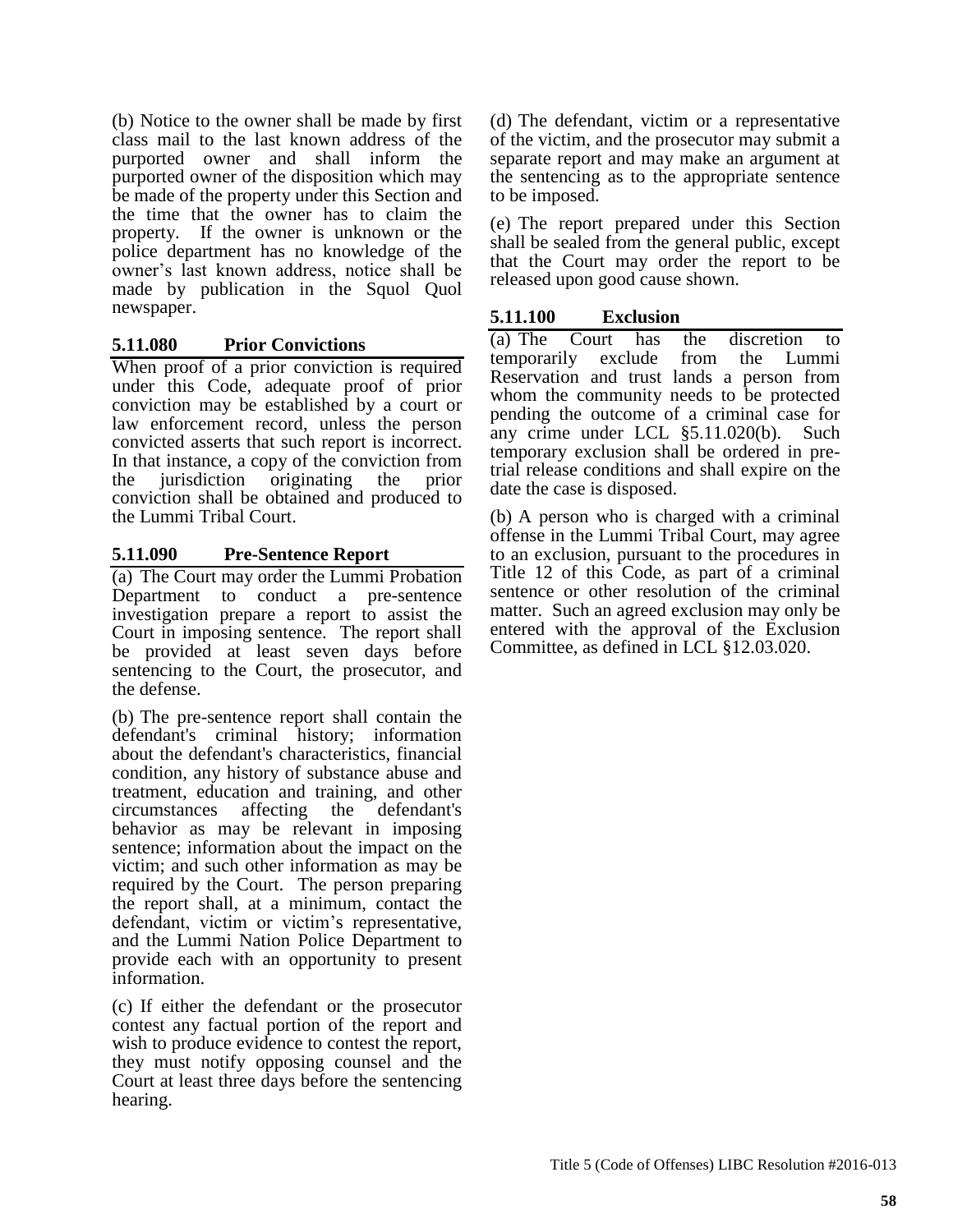(b) Notice to the owner shall be made by first class mail to the last known address of the purported owner and shall inform the purported owner of the disposition which may be made of the property under this Section and the time that the owner has to claim the property. If the owner is unknown or the police department has no knowledge of the owner's last known address, notice shall be made by publication in the Squol Quol newspaper.

### 5.11.080 Prior Convictions

When proof of a prior conviction is required under this Code, adequate proof of prior conviction may be established by a court or law enforcement record, unless the person convicted asserts that such report is incorrect. In that instance, a copy of the conviction from the jurisdiction originating the prior conviction shall be obtained and produced to the Lummi Tribal Court.

### 5.11.090 Pre-Sentence Report

(a) The Court may order the Lummi Probation Department to conduct a pre-sentence investigation prepare a report to assist the Court in imposing sentence. The report shall be provided at least seven days before sentencing to the Court, the prosecutor, and the defense.

(b) The pre-sentence report shall contain the defendant's criminal history; information about the defendant's characteristics, financial condition, any history of substance abuse and treatment, education and training, and other circumstances affecting the defendant's behavior as may be relevant in imposing sentence; information about the impact on the victim; and such other information as may be required by the Court. The person preparing the report shall, at a minimum, contact the defendant, victim or victim's representative, and the Lummi Nation Police Department to provide each with an opportunity to present information.

(c) If either the defendant or the prosecutor contest any factual portion of the report and wish to produce evidence to contest the report, they must notify opposing counsel and the Court at least three days before the sentencing hearing.

(d) The defendant, victim or a representative of the victim, and the prosecutor may submit a separate report and may make an argument at the sentencing as to the appropriate sentence to be imposed.

(e) The report prepared under this Section shall be sealed from the general public, except that the Court may order the report to be released upon good cause shown.

### 5.11.100 Exclusion

(a) The Court has the discretion to temporarily exclude from the Lummi Reservation and trust lands a person from whom the community needs to be protected pending the outcome of a criminal case for any crime under LCL §5.11.020(b). Such temporary exclusion shall be ordered in pre-trial release conditions and shall expire on the date the case is disposed.

(b) A person who is charged with a criminal offense in the Lummi Tribal Court, may agree to an exclusion, pursuant to the procedures in Title 12 of this Code, as part of a criminal sentence or other resolution of the criminal matter. Such an agreed exclusion may only be entered with the approval of the Exclusion Committee, as defined in LCL §12.03.020.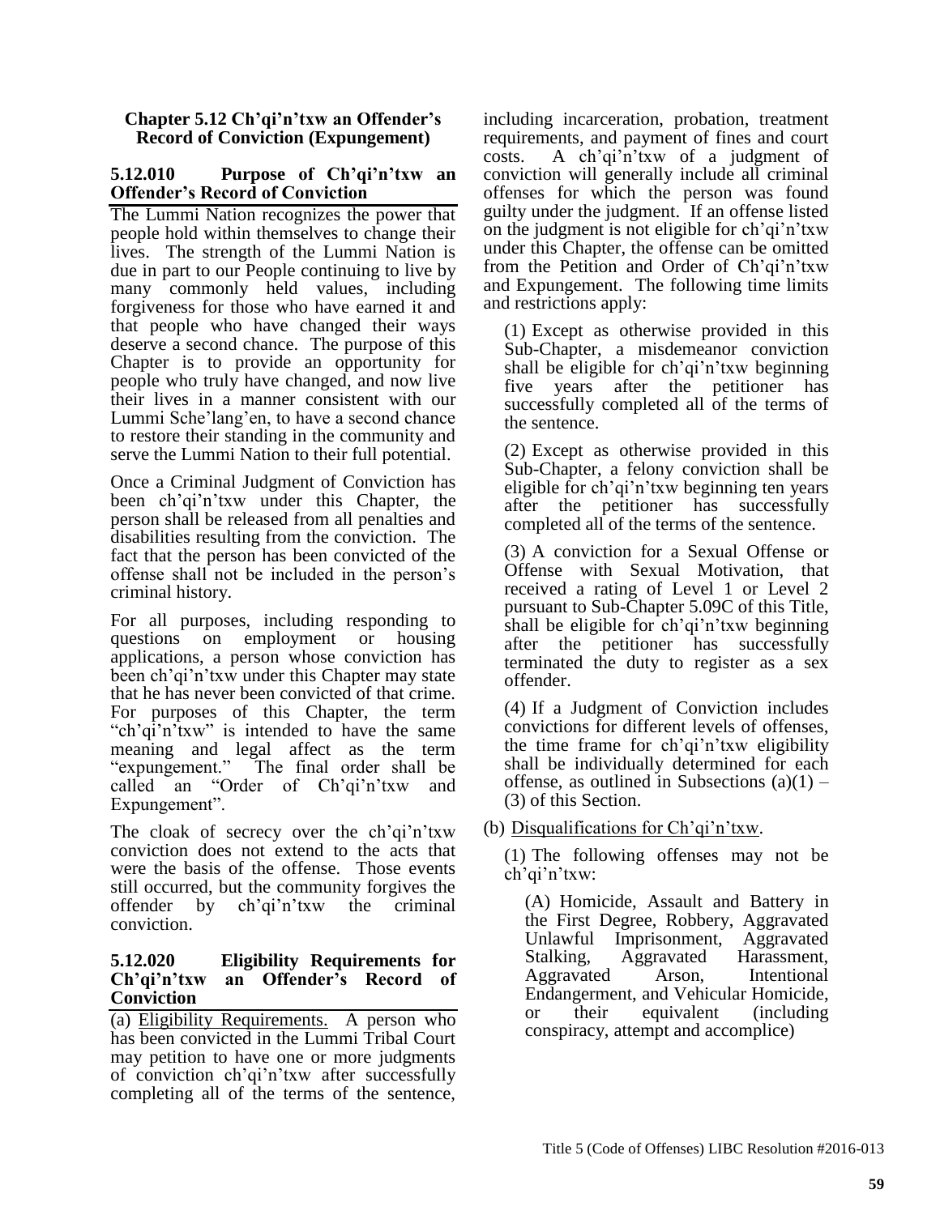### Chapter 5.12 Ch'qi'n'txw an Offender's Record of Conviction (Expungement)

#### 5.12.010 Purpose of Ch'qi'n'txw an Offender's Record of Conviction

The Lummi Nation recognizes the power that people hold within themselves to change their lives. The strength of the Lummi Nation is due in part to our People continuing to live by many commonly held values, including forgiveness for those who have earned it and that people who have changed their ways deserve a second chance. The purpose of this Chapter is to provide an opportunity for people who truly have changed, and now live their lives in a manner consistent with our Lummi Sche'lang'en, to have a second chance to restore their standing in the community and serve the Lummi Nation to their full potential.

Once a Criminal Judgment of Conviction has been ch'qi'n'txw under this Chapter, the person shall be released from all penalties and disabilities resulting from the conviction. The fact that the person has been convicted of the offense shall not be included in the person's criminal history.

For all purposes, including responding to questions on employment or housing applications, a person whose conviction has been ch'qi'n'txw under this Chapter may state that he has never been convicted of that crime. For purposes of this Chapter, the term "ch'qi'n'txw" is intended to have the same meaning and legal affect as the term "expungement." The final order shall be called an "Order of Ch'qi'n'txw and Expungement".

The cloak of secrecy over the ch'qi'n'txw conviction does not extend to the acts that were the basis of the offense. Those events still occurred, but the community forgives the offender by ch'qi'n'txw the criminal conviction.

#### 5.12.020 Eligibility Requirements for Ch'qi'n'txw an Offender's Record of Conviction

(a) Eligibility Requirements. A person who has been convicted in the Lummi Tribal Court may petition to have one or more judgments of conviction ch'qi'n'txw after successfully completing all of the terms of the sentence, including incarceration, probation, treatment requirements, and payment of fines and court costs. A ch'qi'n'txw of a judgment of conviction will generally include all criminal offenses for which the person was found guilty under the judgment. If an offense listed on the judgment is not eligible for ch'qi'n'txw under this Chapter, the offense can be omitted from the Petition and Order of Ch'qi'n'txw and Expungement. The following time limits and restrictions apply:

(1) Except as otherwise provided in this Sub-Chapter, a misdemeanor conviction shall be eligible for ch'qi'n'txw beginning five years after the petitioner has successfully completed all of the terms of the sentence.

(2) Except as otherwise provided in this Sub-Chapter, a felony conviction shall be eligible for ch'qi'n'txw beginning ten years after the petitioner has successfully completed all of the terms of the sentence.

(3) A conviction for a Sexual Offense or Offense with Sexual Motivation, that received a rating of Level 1 or Level 2 pursuant to Sub-Chapter 5.09C of this Title, shall be eligible for ch'qi'n'txw beginning after the petitioner has successfully terminated the duty to register as a sex offender.

(4) If a Judgment of Conviction includes convictions for different levels of offenses, the time frame for ch'qi'n'txw eligibility shall be individually determined for each offense, as outlined in Subsections (a)(1) – (3) of this Section.

(b) Disqualifications for Ch'qi'n'txw.

(1) The following offenses may not be ch'qi'n'txw:

(A) Homicide, Assault and Battery in the First Degree, Robbery, Aggravated Unlawful Imprisonment, Aggravated Stalking, Aggravated Harassment, Aggravated Arson, Intentional Endangerment, and Vehicular Homicide, or their equivalent (including conspiracy, attempt and accomplice)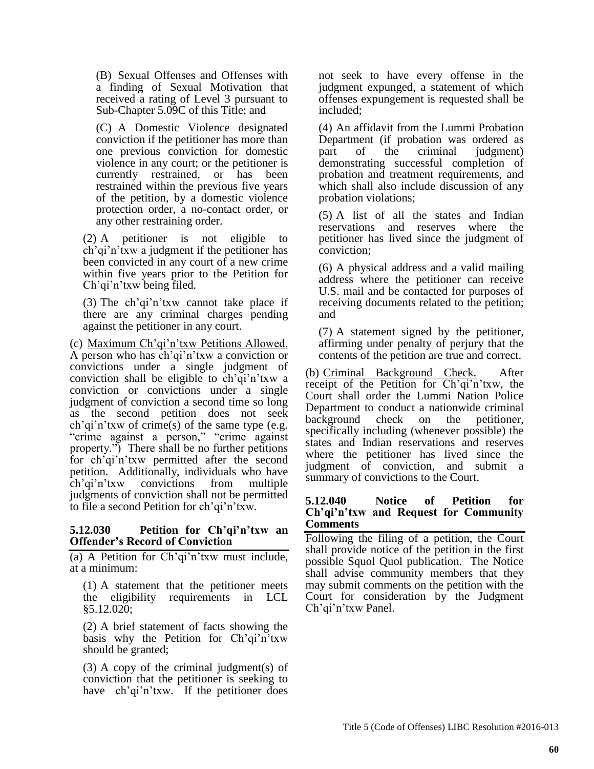(B) Sexual Offenses and Offenses with a finding of Sexual Motivation that received a rating of Level 3 pursuant to Sub-Chapter 5.09C of this Title; and

(C) A Domestic Violence designated conviction if the petitioner has more than one previous conviction for domestic violence in any court; or the petitioner is currently restrained, or has been restrained within the previous five years of the petition, by a domestic violence protection order, a no-contact order, or any other restraining order.

(2) A petitioner is not eligible to ch'qi'n'txw a judgment if the petitioner has been convicted in any court of a new crime within five years prior to the Petition for Ch'qi'n'txw being filed.

(3) The ch'qi'n'txw cannot take place if there are any criminal charges pending against the petitioner in any court.

(c) Maximum Ch'qi'n'txw Petitions Allowed. A person who has ch'qi'n'txw a conviction or convictions under a single judgment of conviction shall be eligible to ch'qi'n'txw a conviction or convictions under a single judgment of conviction a second time so long as the second petition does not seek ch'qi'n'txw of crime(s) of the same type (e.g. "crime against a person," "crime against property.") There shall be no further petitions for ch'qi'n'txw permitted after the second petition. Additionally, individuals who have ch'qi'n'txw convictions from multiple judgments of conviction shall not be permitted to file a second Petition for ch'qi'n'txw.

### 5.12.030 Petition for Ch'qi'n'txw an Offender's Record of Conviction

(a) A Petition for Ch'qi'n'txw must include, at a minimum:

(1) A statement that the petitioner meets the eligibility requirements in LCL §5.12.020;

(2) A brief statement of facts showing the basis why the Petition for Ch'qi'n'txw should be granted;

(3) A copy of the criminal judgment(s) of conviction that the petitioner is seeking to have ch'qi'n'txw. If the petitioner does not seek to have every offense in the judgment expunged, a statement of which offenses expungement is requested shall be included;

(4) An affidavit from the Lummi Probation Department (if probation was ordered as part of the criminal judgment) demonstrating successful completion of probation and treatment requirements, and which shall also include discussion of any probation violations;

(5) A list of all the states and Indian reservations and reserves where the petitioner has lived since the judgment of conviction;

(6) A physical address and a valid mailing address where the petitioner can receive U.S. mail and be contacted for purposes of receiving documents related to the petition; and

(7) A statement signed by the petitioner, affirming under penalty of perjury that the contents of the petition are true and correct.

(b) Criminal Background Check. After receipt of the Petition for Ch'qi'n'txw, the Court shall order the Lummi Nation Police Department to conduct a nationwide criminal background check on the petitioner, specifically including (whenever possible) the states and Indian reservations and reserves where the petitioner has lived since the judgment of conviction, and submit a summary of convictions to the Court.

### 5.12.040 Notice of Petition for Ch'qi'n'txw and Request for Community Comments

Following the filing of a petition, the Court shall provide notice of the petition in the first possible Squol Quol publication. The Notice shall advise community members that they may submit comments on the petition with the Court for consideration by the Judgment Ch'qi'n'txw Panel.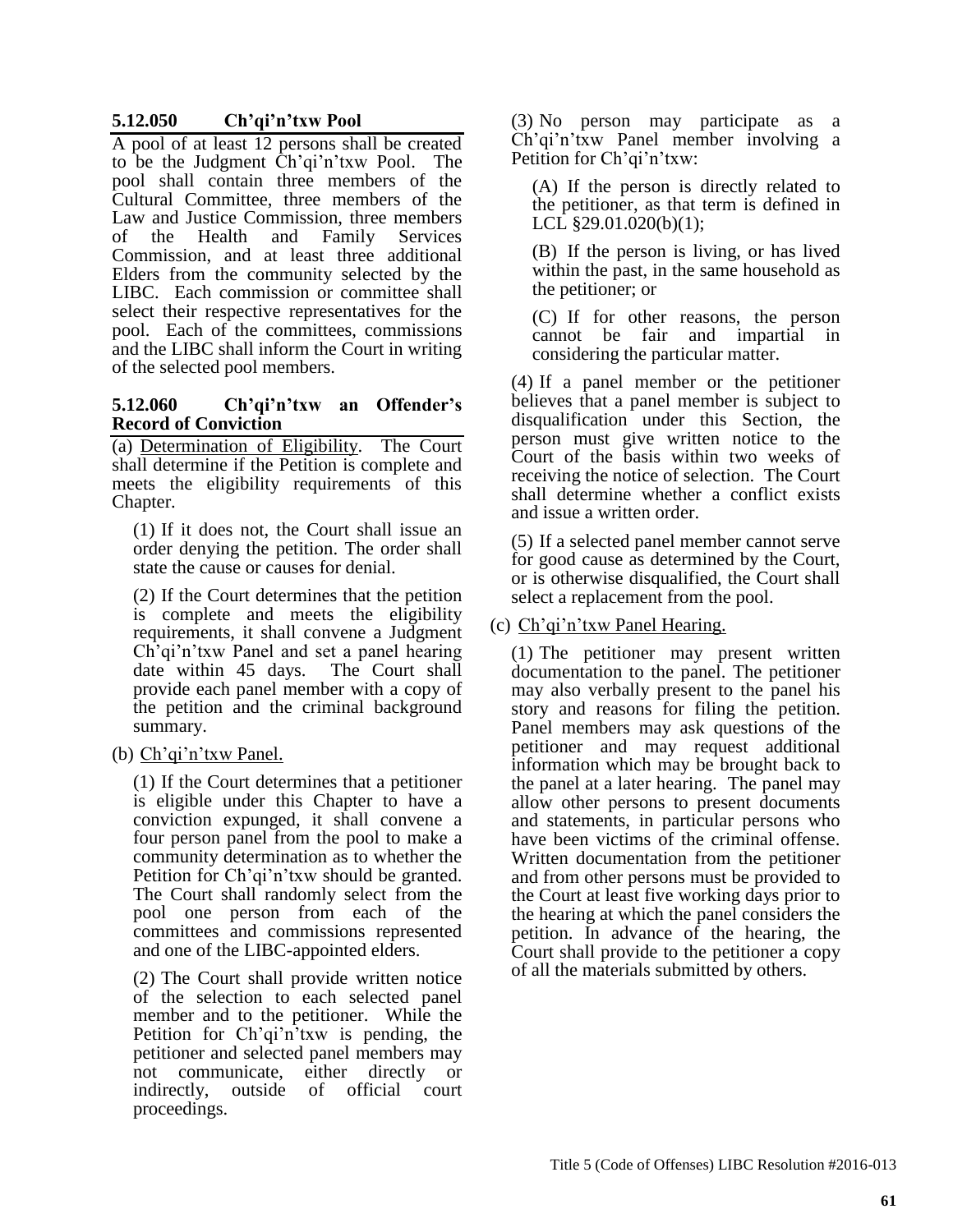### 5.12.050 Ch'qi'n'txw Pool

A pool of at least 12 persons shall be created to be the Judgment Ch'qi'n'txw Pool. The pool shall contain three members of the Cultural Committee, three members of the Law and Justice Commission, three members of the Health and Family Services Commission, and at least three additional Elders from the community selected by the LIBC. Each commission or committee shall select their respective representatives for the pool. Each of the committees, commissions and the LIBC shall inform the Court in writing of the selected pool members.

### 5.12.060 Ch'qi'n'txw an Offender's Record of Conviction

(a) Determination of Eligibility. The Court shall determine if the Petition is complete and meets the eligibility requirements of this Chapter.

(1) If it does not, the Court shall issue an order denying the petition. The order shall state the cause or causes for denial.

(2) If the Court determines that the petition is complete and meets the eligibility requirements, it shall convene a Judgment Ch'qi'n'txw Panel and set a panel hearing date within 45 days. The Court shall provide each panel member with a copy of the petition and the criminal background summary.

(b) Ch'qi'n'txw Panel.

(1) If the Court determines that a petitioner is eligible under this Chapter to have a conviction expunged, it shall convene a four person panel from the pool to make a community determination as to whether the Petition for Ch'qi'n'txw should be granted. The Court shall randomly select from the pool one person from each of the committees and commissions represented and one of the LIBC-appointed elders.

(2) The Court shall provide written notice of the selection to each selected panel member and to the petitioner. While the Petition for Ch'qi'n'txw is pending, the petitioner and selected panel members may not communicate, either directly or indirectly, outside of official court proceedings.

(3) No person may participate as a Ch'qi'n'txw Panel member involving a Petition for Ch'qi'n'txw:

(A) If the person is directly related to the petitioner, as that term is defined in LCL §29.01.020(b)(1);

(B) If the person is living, or has lived within the past, in the same household as the petitioner; or

(C) If for other reasons, the person cannot be fair and impartial in considering the particular matter.

(4) If a panel member or the petitioner believes that a panel member is subject to disqualification under this Section, the person must give written notice to the Court of the basis within two weeks of receiving the notice of selection. The Court shall determine whether a conflict exists and issue a written order.

(5) If a selected panel member cannot serve for good cause as determined by the Court, or is otherwise disqualified, the Court shall select a replacement from the pool.

(c) Ch'qi'n'txw Panel Hearing.

(1) The petitioner may present written documentation to the panel. The petitioner may also verbally present to the panel his story and reasons for filing the petition. Panel members may ask questions of the petitioner and may request additional information which may be brought back to the panel at a later hearing. The panel may allow other persons to present documents and statements, in particular persons who have been victims of the criminal offense. Written documentation from the petitioner and from other persons must be provided to the Court at least five working days prior to the hearing at which the panel considers the petition. In advance of the hearing, the Court shall provide to the petitioner a copy of all the materials submitted by others.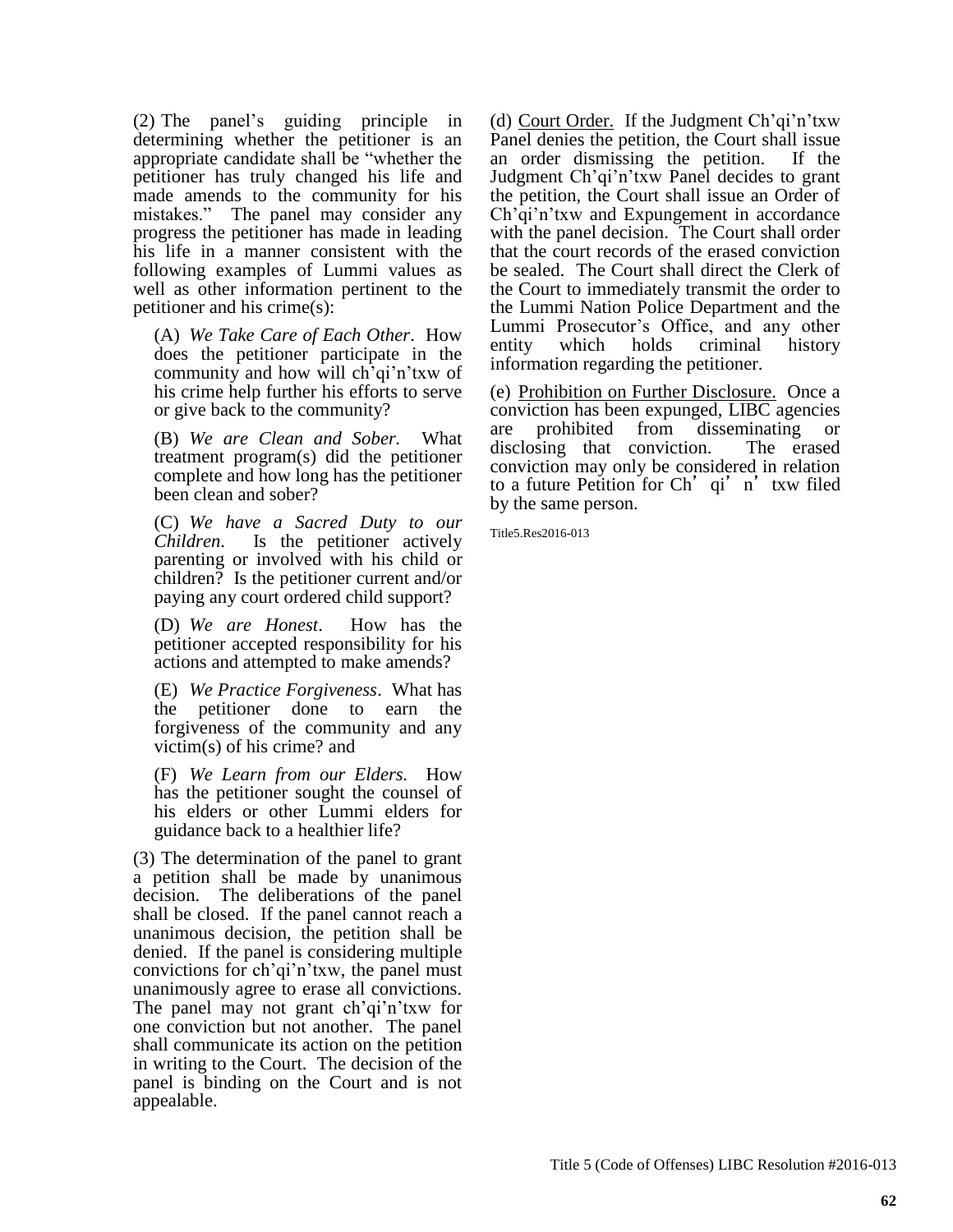(2) The panel's guiding principle in determining whether the petitioner is an appropriate candidate shall be "whether the petitioner has truly changed his life and made amends to the community for his mistakes." The panel may consider any progress the petitioner has made in leading his life in a manner consistent with the following examples of Lummi values as well as other information pertinent to the petitioner and his crime(s):

(A) *We Take Care of Each Other*. How does the petitioner participate in the community and how will ch'qi'n'txw of his crime help further his efforts to serve or give back to the community?

(B) *We are Clean and Sober.* What treatment program(s) did the petitioner complete and how long has the petitioner been clean and sober?

(C) *We have a Sacred Duty to our Children.* Is the petitioner actively parenting or involved with his child or children? Is the petitioner current and/or paying any court ordered child support?

(D) *We are Honest*. How has the petitioner accepted responsibility for his actions and attempted to make amends?

(E) *We Practice Forgiveness*. What has the petitioner done to earn the forgiveness of the community and any victim(s) of his crime? and

(F) *We Learn from our Elders.* How has the petitioner sought the counsel of his elders or other Lummi elders for guidance back to a healthier life?

(3) The determination of the panel to grant a petition shall be made by unanimous decision. The deliberations of the panel shall be closed. If the panel cannot reach a unanimous decision, the petition shall be denied. If the panel is considering multiple convictions for ch'qi'n'txw, the panel must unanimously agree to erase all convictions. The panel may not grant ch'qi'n'txw for one conviction but not another. The panel shall communicate its action on the petition in writing to the Court. The decision of the panel is binding on the Court and is not appealable.

(d) Court Order. If the Judgment Ch'qi'n'txw Panel denies the petition, the Court shall issue an order dismissing the petition. If the Judgment Ch'qi'n'txw Panel decides to grant the petition, the Court shall issue an Order of Ch'qi'n'txw and Expungement in accordance with the panel decision. The Court shall order that the court records of the erased conviction be sealed. The Court shall direct the Clerk of the Court to immediately transmit the order to the Lummi Nation Police Department and the Lummi Prosecutor's Office, and any other entity which holds criminal history information regarding the petitioner.

(e) Prohibition on Further Disclosure. Once a conviction has been expunged, LIBC agencies are prohibited from disseminating or disclosing that conviction. The erased conviction may only be considered in relation to a future Petition for Ch'qi'n'txw filed by the same person.

Title5.Res2016-013